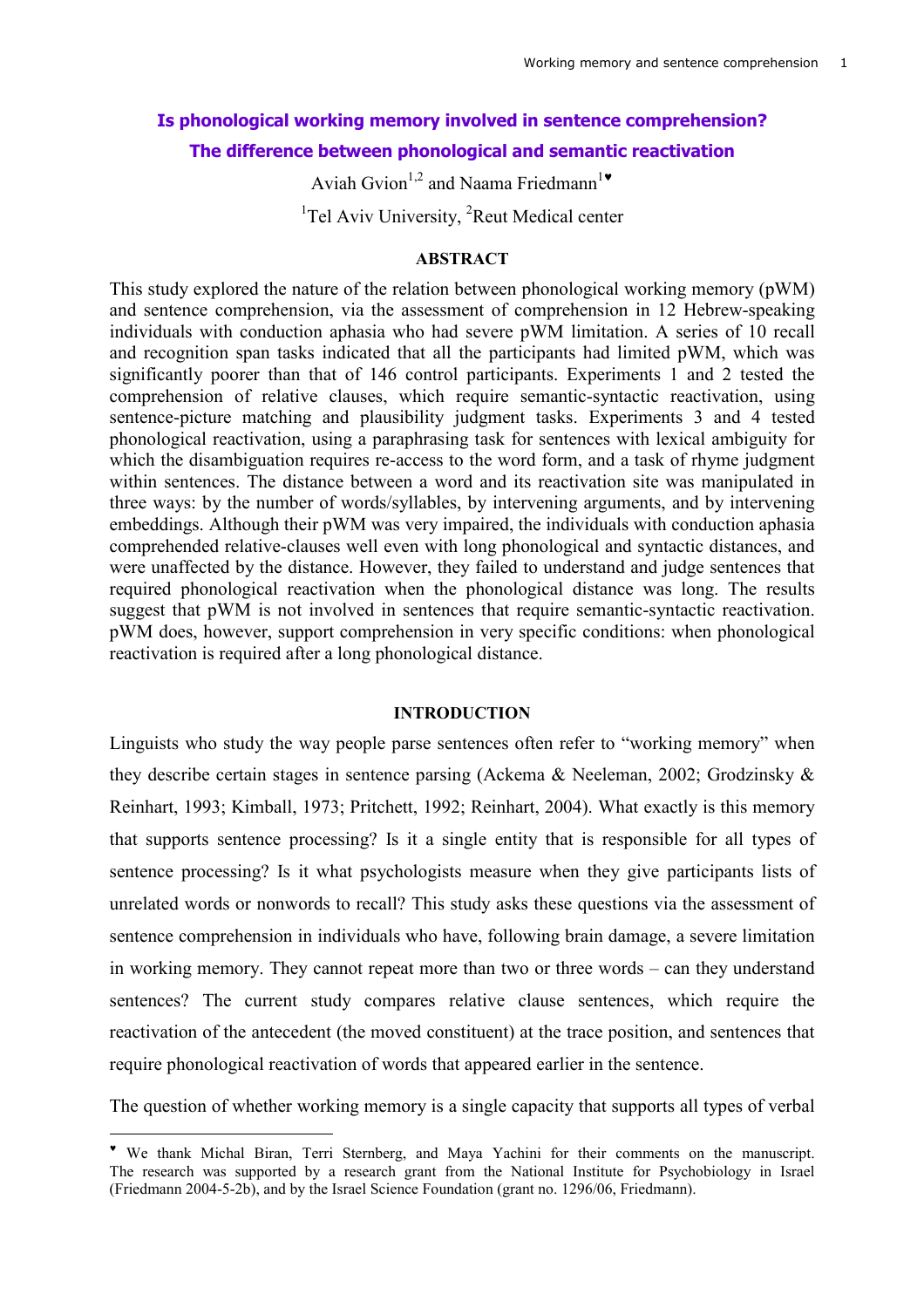# Is phonological working memory involved in sentence comprehension?
# The difference between phonological and semantic reactivation

Aviah Gvion[1,2] and Naama Friedmann[1♥]

[1]Tel Aviv University, [2]Reut Medical center

### ABSTRACT

This study explored the nature of the relation between phonological working memory (pWM) and sentence comprehension, via the assessment of comprehension in 12 Hebrew-speaking individuals with conduction aphasia who had severe pWM limitation. A series of 10 recall and recognition span tasks indicated that all the participants had limited pWM, which was significantly poorer than that of 146 control participants. Experiments 1 and 2 tested the comprehension of relative clauses, which require semantic-syntactic reactivation, using sentence-picture matching and plausibility judgment tasks. Experiments 3 and 4 tested phonological reactivation, using a paraphrasing task for sentences with lexical ambiguity for which the disambiguation requires re-access to the word form, and a task of rhyme judgment within sentences. The distance between a word and its reactivation site was manipulated in three ways: by the number of words/syllables, by intervening arguments, and by intervening embeddings. Although their pWM was very impaired, the individuals with conduction aphasia comprehended relative-clauses well even with long phonological and syntactic distances, and were unaffected by the distance. However, they failed to understand and judge sentences that required phonological reactivation when the phonological distance was long. The results suggest that pWM is not involved in sentences that require semantic-syntactic reactivation. pWM does, however, support comprehension in very specific conditions: when phonological reactivation is required after a long phonological distance.

## INTRODUCTION

Linguists who study the way people parse sentences often refer to "working memory" when they describe certain stages in sentence parsing (Ackema & Neeleman, 2002; Grodzinsky & Reinhart, 1993; Kimball, 1973; Pritchett, 1992; Reinhart, 2004). What exactly is this memory that supports sentence processing? Is it a single entity that is responsible for all types of sentence processing? Is it what psychologists measure when they give participants lists of unrelated words or nonwords to recall? This study asks these questions via the assessment of sentence comprehension in individuals who have, following brain damage, a severe limitation in working memory. They cannot repeat more than two or three words – can they understand sentences? The current study compares relative clause sentences, which require the reactivation of the antecedent (the moved constituent) at the trace position, and sentences that require phonological reactivation of words that appeared earlier in the sentence.

The question of whether working memory is a single capacity that supports all types of verbal

♥ We thank Michal Biran, Terri Sternberg, and Maya Yachini for their comments on the manuscript. The research was supported by a research grant from the National Institute for Psychobiology in Israel (Friedmann 2004-5-2b), and by the Israel Science Foundation (grant no. 1296/06, Friedmann).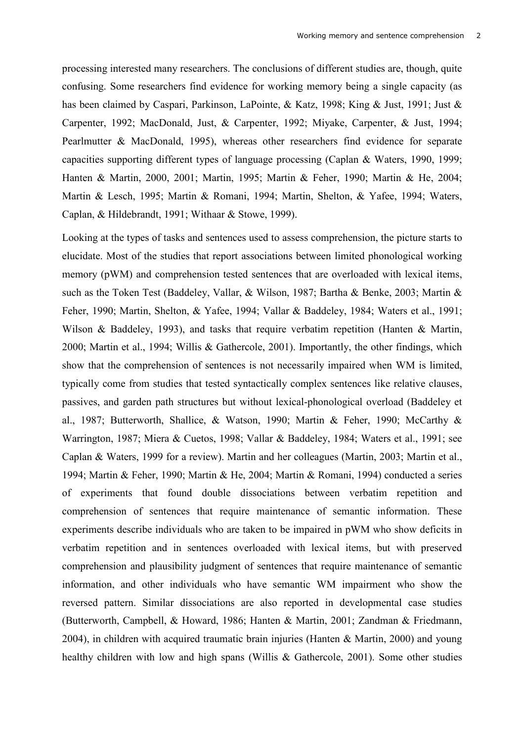processing interested many researchers. The conclusions of different studies are, though, quite confusing. Some researchers find evidence for working memory being a single capacity (as has been claimed by Caspari, Parkinson, LaPointe, & Katz, 1998; King & Just, 1991; Just & Carpenter, 1992; MacDonald, Just, & Carpenter, 1992; Miyake, Carpenter, & Just, 1994; Pearlmutter & MacDonald, 1995), whereas other researchers find evidence for separate capacities supporting different types of language processing (Caplan & Waters, 1990, 1999; Hanten & Martin, 2000, 2001; Martin, 1995; Martin & Feher, 1990; Martin & He, 2004; Martin & Lesch, 1995; Martin & Romani, 1994; Martin, Shelton, & Yafee, 1994; Waters, Caplan, & Hildebrandt, 1991; Withaar & Stowe, 1999).

Looking at the types of tasks and sentences used to assess comprehension, the picture starts to elucidate. Most of the studies that report associations between limited phonological working memory (pWM) and comprehension tested sentences that are overloaded with lexical items, such as the Token Test (Baddeley, Vallar, & Wilson, 1987; Bartha & Benke, 2003; Martin & Feher, 1990; Martin, Shelton, & Yafee, 1994; Vallar & Baddeley, 1984; Waters et al., 1991; Wilson & Baddeley, 1993), and tasks that require verbatim repetition (Hanten & Martin, 2000; Martin et al., 1994; Willis & Gathercole, 2001). Importantly, the other findings, which show that the comprehension of sentences is not necessarily impaired when WM is limited, typically come from studies that tested syntactically complex sentences like relative clauses, passives, and garden path structures but without lexical-phonological overload (Baddeley et al., 1987; Butterworth, Shallice, & Watson, 1990; Martin & Feher, 1990; McCarthy & Warrington, 1987; Miera & Cuetos, 1998; Vallar & Baddeley, 1984; Waters et al., 1991; see Caplan & Waters, 1999 for a review). Martin and her colleagues (Martin, 2003; Martin et al., 1994; Martin & Feher, 1990; Martin & He, 2004; Martin & Romani, 1994) conducted a series of experiments that found double dissociations between verbatim repetition and comprehension of sentences that require maintenance of semantic information. These experiments describe individuals who are taken to be impaired in pWM who show deficits in verbatim repetition and in sentences overloaded with lexical items, but with preserved comprehension and plausibility judgment of sentences that require maintenance of semantic information, and other individuals who have semantic WM impairment who show the reversed pattern. Similar dissociations are also reported in developmental case studies (Butterworth, Campbell, & Howard, 1986; Hanten & Martin, 2001; Zandman & Friedmann, 2004), in children with acquired traumatic brain injuries (Hanten & Martin, 2000) and young healthy children with low and high spans (Willis & Gathercole, 2001). Some other studies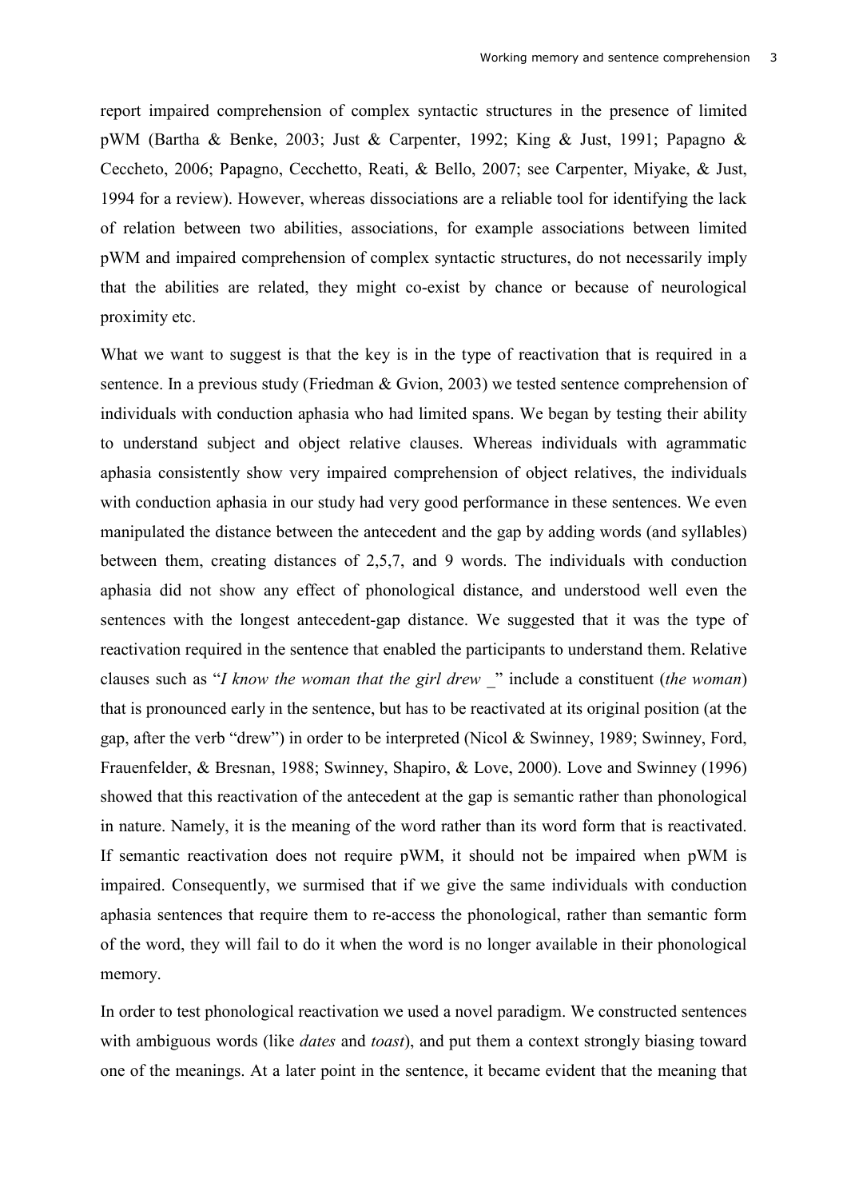report impaired comprehension of complex syntactic structures in the presence of limited pWM (Bartha & Benke, 2003; Just & Carpenter, 1992; King & Just, 1991; Papagno & Ceccheto, 2006; Papagno, Cecchetto, Reati, & Bello, 2007; see Carpenter, Miyake, & Just, 1994 for a review). However, whereas dissociations are a reliable tool for identifying the lack of relation between two abilities, associations, for example associations between limited pWM and impaired comprehension of complex syntactic structures, do not necessarily imply that the abilities are related, they might co-exist by chance or because of neurological proximity etc.

What we want to suggest is that the key is in the type of reactivation that is required in a sentence. In a previous study (Friedman & Gvion, 2003) we tested sentence comprehension of individuals with conduction aphasia who had limited spans. We began by testing their ability to understand subject and object relative clauses. Whereas individuals with agrammatic aphasia consistently show very impaired comprehension of object relatives, the individuals with conduction aphasia in our study had very good performance in these sentences. We even manipulated the distance between the antecedent and the gap by adding words (and syllables) between them, creating distances of 2,5,7, and 9 words. The individuals with conduction aphasia did not show any effect of phonological distance, and understood well even the sentences with the longest antecedent-gap distance. We suggested that it was the type of reactivation required in the sentence that enabled the participants to understand them. Relative clauses such as "*I know the woman that the girl drew _*" include a constituent (*the woman*) that is pronounced early in the sentence, but has to be reactivated at its original position (at the gap, after the verb "drew") in order to be interpreted (Nicol & Swinney, 1989; Swinney, Ford, Frauenfelder, & Bresnan, 1988; Swinney, Shapiro, & Love, 2000). Love and Swinney (1996) showed that this reactivation of the antecedent at the gap is semantic rather than phonological in nature. Namely, it is the meaning of the word rather than its word form that is reactivated. If semantic reactivation does not require pWM, it should not be impaired when pWM is impaired. Consequently, we surmised that if we give the same individuals with conduction aphasia sentences that require them to re-access the phonological, rather than semantic form of the word, they will fail to do it when the word is no longer available in their phonological memory.

In order to test phonological reactivation we used a novel paradigm. We constructed sentences with ambiguous words (like *dates* and *toast*), and put them a context strongly biasing toward one of the meanings. At a later point in the sentence, it became evident that the meaning that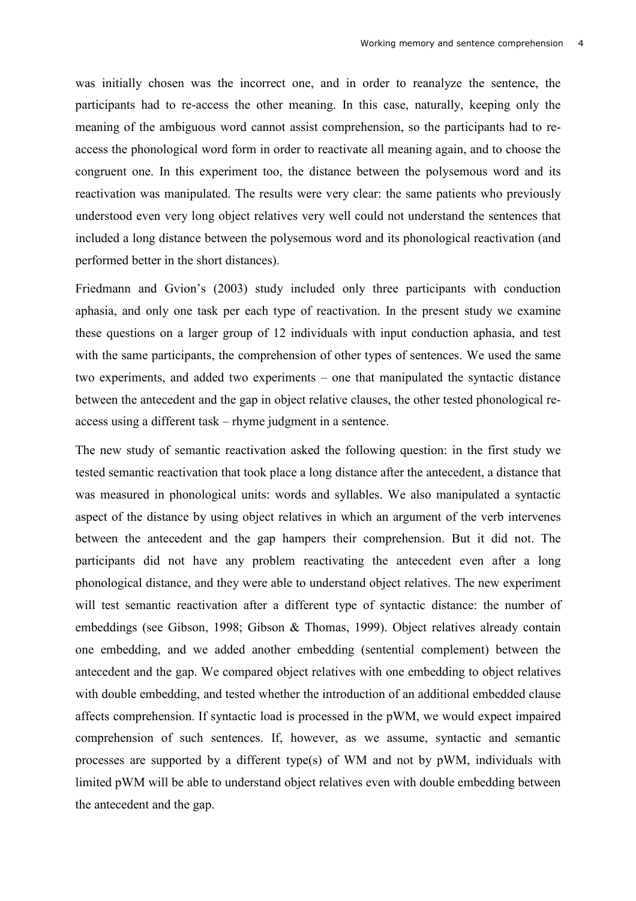was initially chosen was the incorrect one, and in order to reanalyze the sentence, the participants had to re-access the other meaning. In this case, naturally, keeping only the meaning of the ambiguous word cannot assist comprehension, so the participants had to re-access the phonological word form in order to reactivate all meaning again, and to choose the congruent one. In this experiment too, the distance between the polysemous word and its reactivation was manipulated. The results were very clear: the same patients who previously understood even very long object relatives very well could not understand the sentences that included a long distance between the polysemous word and its phonological reactivation (and performed better in the short distances).

Friedmann and Gvion's (2003) study included only three participants with conduction aphasia, and only one task per each type of reactivation. In the present study we examine these questions on a larger group of 12 individuals with input conduction aphasia, and test with the same participants, the comprehension of other types of sentences. We used the same two experiments, and added two experiments – one that manipulated the syntactic distance between the antecedent and the gap in object relative clauses, the other tested phonological re-access using a different task – rhyme judgment in a sentence.

The new study of semantic reactivation asked the following question: in the first study we tested semantic reactivation that took place a long distance after the antecedent, a distance that was measured in phonological units: words and syllables. We also manipulated a syntactic aspect of the distance by using object relatives in which an argument of the verb intervenes between the antecedent and the gap hampers their comprehension. But it did not. The participants did not have any problem reactivating the antecedent even after a long phonological distance, and they were able to understand object relatives. The new experiment will test semantic reactivation after a different type of syntactic distance: the number of embeddings (see Gibson, 1998; Gibson & Thomas, 1999). Object relatives already contain one embedding, and we added another embedding (sentential complement) between the antecedent and the gap. We compared object relatives with one embedding to object relatives with double embedding, and tested whether the introduction of an additional embedded clause affects comprehension. If syntactic load is processed in the pWM, we would expect impaired comprehension of such sentences. If, however, as we assume, syntactic and semantic processes are supported by a different type(s) of WM and not by pWM, individuals with limited pWM will be able to understand object relatives even with double embedding between the antecedent and the gap.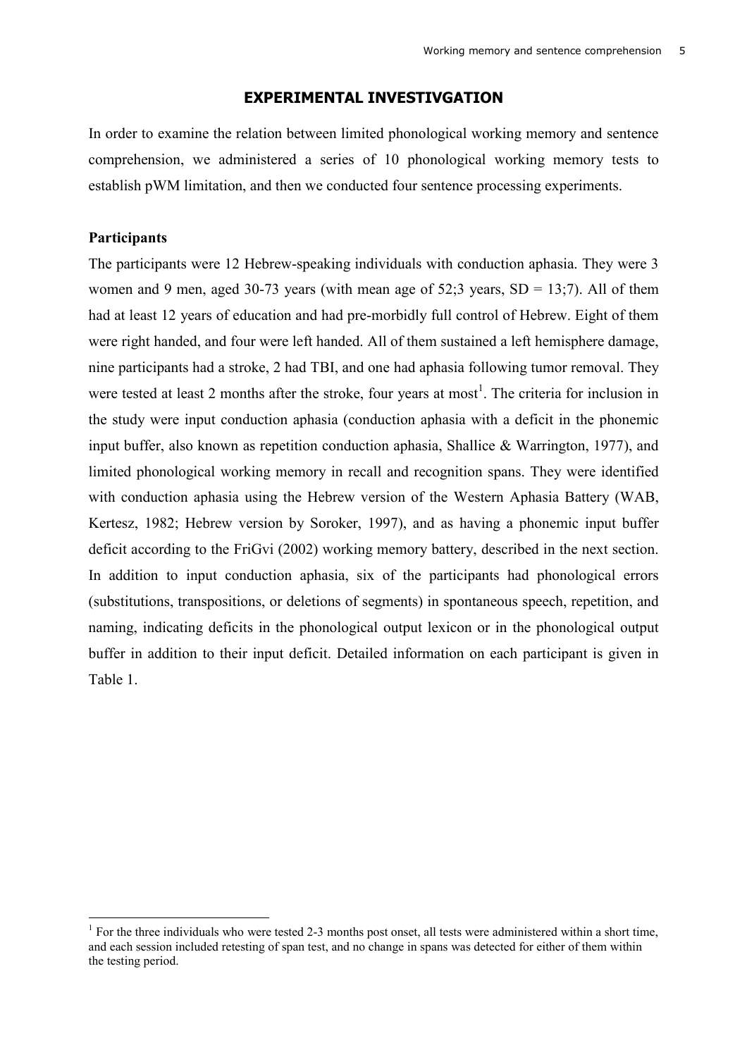## EXPERIMENTAL INVESTIVGATION

In order to examine the relation between limited phonological working memory and sentence comprehension, we administered a series of 10 phonological working memory tests to establish pWM limitation, and then we conducted four sentence processing experiments.

### Participants

The participants were 12 Hebrew-speaking individuals with conduction aphasia. They were 3 women and 9 men, aged 30-73 years (with mean age of 52;3 years, SD = 13;7). All of them had at least 12 years of education and had pre-morbidly full control of Hebrew. Eight of them were right handed, and four were left handed. All of them sustained a left hemisphere damage, nine participants had a stroke, 2 had TBI, and one had aphasia following tumor removal. They were tested at least 2 months after the stroke, four years at most[1]. The criteria for inclusion in the study were input conduction aphasia (conduction aphasia with a deficit in the phonemic input buffer, also known as repetition conduction aphasia, Shallice & Warrington, 1977), and limited phonological working memory in recall and recognition spans. They were identified with conduction aphasia using the Hebrew version of the Western Aphasia Battery (WAB, Kertesz, 1982; Hebrew version by Soroker, 1997), and as having a phonemic input buffer deficit according to the FriGvi (2002) working memory battery, described in the next section. In addition to input conduction aphasia, six of the participants had phonological errors (substitutions, transpositions, or deletions of segments) in spontaneous speech, repetition, and naming, indicating deficits in the phonological output lexicon or in the phonological output buffer in addition to their input deficit. Detailed information on each participant is given in Table 1.

[1] For the three individuals who were tested 2-3 months post onset, all tests were administered within a short time, and each session included retesting of span test, and no change in spans was detected for either of them within the testing period.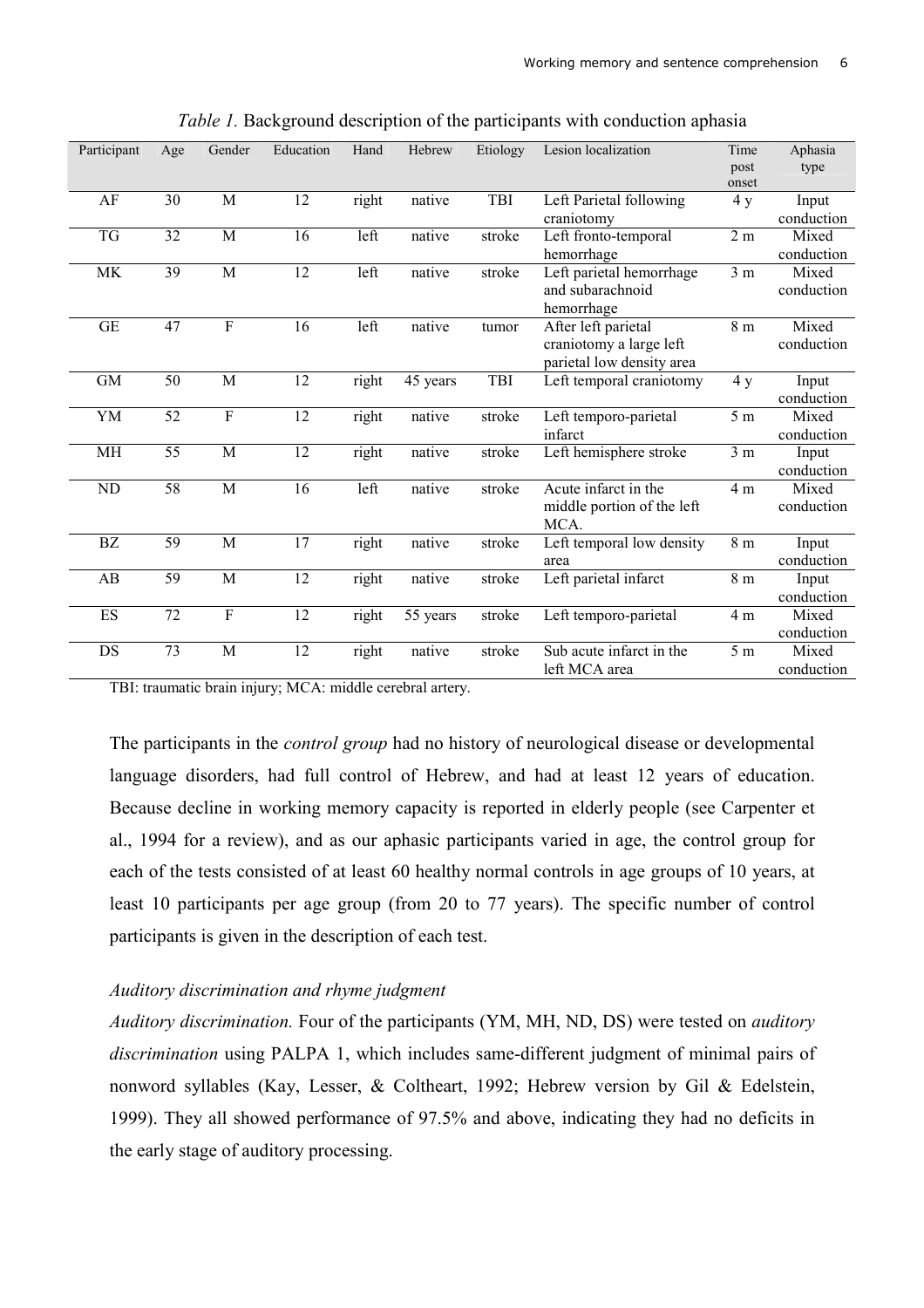*Table 1.* Background description of the participants with conduction aphasia

| Participant | Age | Gender | Education | Hand | Hebrew | Etiology | Lesion localization | Time post onset | Aphasia type |
|---|---|---|---|---|---|---|---|---|---|
| AF | 30 | M | 12 | right | native | TBI | Left Parietal following craniotomy | 4 y | Input conduction |
| TG | 32 | M | 16 | left | native | stroke | Left fronto-temporal hemorrhage | 2 m | Mixed conduction |
| MK | 39 | M | 12 | left | native | stroke | Left parietal hemorrhage and subarachnoid hemorrhage | 3 m | Mixed conduction |
| GE | 47 | F | 16 | left | native | tumor | After left parietal craniotomy a large left parietal low density area | 8 m | Mixed conduction |
| GM | 50 | M | 12 | right | 45 years | TBI | Left temporal craniotomy | 4 y | Input conduction |
| YM | 52 | F | 12 | right | native | stroke | Left temporo-parietal infarct | 5 m | Mixed conduction |
| MH | 55 | M | 12 | right | native | stroke | Left hemisphere stroke | 3 m | Input conduction |
| ND | 58 | M | 16 | left | native | stroke | Acute infarct in the middle portion of the left MCA. | 4 m | Mixed conduction |
| BZ | 59 | M | 17 | right | native | stroke | Left temporal low density area | 8 m | Input conduction |
| AB | 59 | M | 12 | right | native | stroke | Left parietal infarct | 8 m | Input conduction |
| ES | 72 | F | 12 | right | 55 years | stroke | Left temporo-parietal | 4 m | Mixed conduction |
| DS | 73 | M | 12 | right | native | stroke | Sub acute infarct in the left MCA area | 5 m | Mixed conduction |

TBI: traumatic brain injury; MCA: middle cerebral artery.

The participants in the *control group* had no history of neurological disease or developmental language disorders, had full control of Hebrew, and had at least 12 years of education. Because decline in working memory capacity is reported in elderly people (see Carpenter et al., 1994 for a review), and as our aphasic participants varied in age, the control group for each of the tests consisted of at least 60 healthy normal controls in age groups of 10 years, at least 10 participants per age group (from 20 to 77 years). The specific number of control participants is given in the description of each test.

### *Auditory discrimination and rhyme judgment*

*Auditory discrimination.* Four of the participants (YM, MH, ND, DS) were tested on *auditory discrimination* using PALPA 1, which includes same-different judgment of minimal pairs of nonword syllables (Kay, Lesser, & Coltheart, 1992; Hebrew version by Gil & Edelstein, 1999). They all showed performance of 97.5% and above, indicating they had no deficits in the early stage of auditory processing.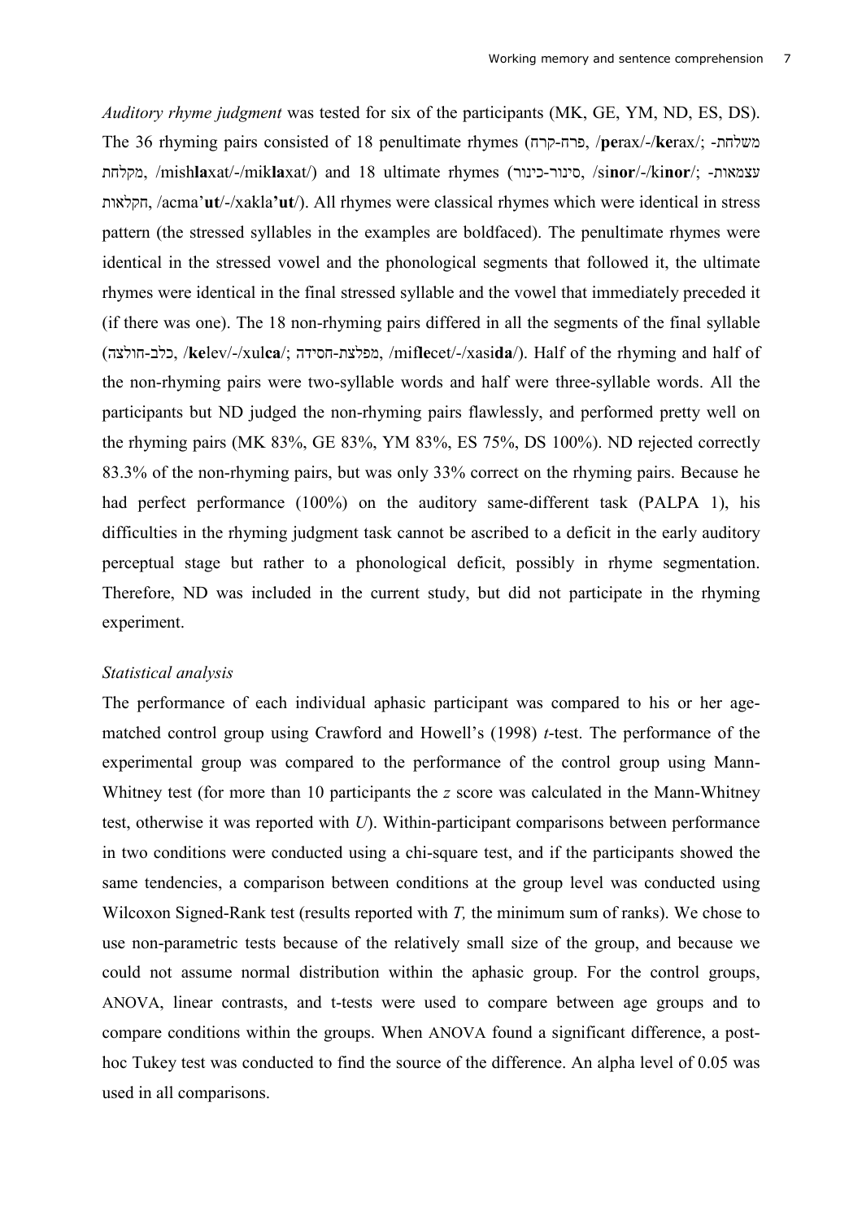*Auditory rhyme judgment* was tested for six of the participants (MK, GE, YM, ND, ES, DS). The 36 rhyming pairs consisted of 18 penultimate rhymes (פרח-קרח, /**pe**rax/-/**ke**rax/; משלחת-מקלחת, /mish**la**xat/-/mik**la**xat/) and 18 ultimate rhymes (סינור-כינור, /si**nor**/-/ki**nor**/; עצמאות-חקלאות, /acma'**ut**/-/xakla**'ut**/). All rhymes were classical rhymes which were identical in stress pattern (the stressed syllables in the examples are boldfaced). The penultimate rhymes were identical in the stressed vowel and the phonological segments that followed it, the ultimate rhymes were identical in the final stressed syllable and the vowel that immediately preceded it (if there was one). The 18 non-rhyming pairs differed in all the segments of the final syllable (כלב-חולצה, /**ke**lev/-/xul**ca**/; מפלצת-חסידה, /mif**le**cet/-/xasi**da**/). Half of the rhyming and half of the non-rhyming pairs were two-syllable words and half were three-syllable words. All the participants but ND judged the non-rhyming pairs flawlessly, and performed pretty well on the rhyming pairs (MK 83%, GE 83%, YM 83%, ES 75%, DS 100%). ND rejected correctly 83.3% of the non-rhyming pairs, but was only 33% correct on the rhyming pairs. Because he had perfect performance (100%) on the auditory same-different task (PALPA 1), his difficulties in the rhyming judgment task cannot be ascribed to a deficit in the early auditory perceptual stage but rather to a phonological deficit, possibly in rhyme segmentation. Therefore, ND was included in the current study, but did not participate in the rhyming experiment.

### *Statistical analysis*

The performance of each individual aphasic participant was compared to his or her age-matched control group using Crawford and Howell's (1998) *t*-test. The performance of the experimental group was compared to the performance of the control group using Mann-Whitney test (for more than 10 participants the *z* score was calculated in the Mann-Whitney test, otherwise it was reported with *U*). Within-participant comparisons between performance in two conditions were conducted using a chi-square test, and if the participants showed the same tendencies, a comparison between conditions at the group level was conducted using Wilcoxon Signed-Rank test (results reported with *T,* the minimum sum of ranks). We chose to use non-parametric tests because of the relatively small size of the group, and because we could not assume normal distribution within the aphasic group. For the control groups, ANOVA, linear contrasts, and t-tests were used to compare between age groups and to compare conditions within the groups. When ANOVA found a significant difference, a post-hoc Tukey test was conducted to find the source of the difference. An alpha level of 0.05 was used in all comparisons.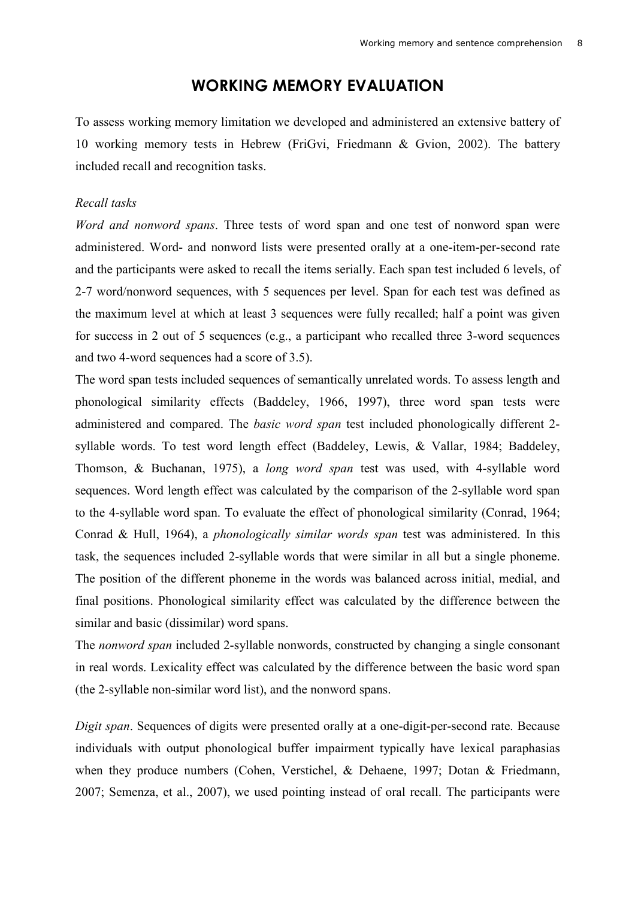# WORKING MEMORY EVALUATION

To assess working memory limitation we developed and administered an extensive battery of 10 working memory tests in Hebrew (FriGvi, Friedmann & Gvion, 2002). The battery included recall and recognition tasks.

*Recall tasks*

*Word and nonword spans*. Three tests of word span and one test of nonword span were administered. Word- and nonword lists were presented orally at a one-item-per-second rate and the participants were asked to recall the items serially. Each span test included 6 levels, of 2-7 word/nonword sequences, with 5 sequences per level. Span for each test was defined as the maximum level at which at least 3 sequences were fully recalled; half a point was given for success in 2 out of 5 sequences (e.g., a participant who recalled three 3-word sequences and two 4-word sequences had a score of 3.5).

The word span tests included sequences of semantically unrelated words. To assess length and phonological similarity effects (Baddeley, 1966, 1997), three word span tests were administered and compared. The *basic word span* test included phonologically different 2-syllable words. To test word length effect (Baddeley, Lewis, & Vallar, 1984; Baddeley, Thomson, & Buchanan, 1975), a *long word span* test was used, with 4-syllable word sequences. Word length effect was calculated by the comparison of the 2-syllable word span to the 4-syllable word span. To evaluate the effect of phonological similarity (Conrad, 1964; Conrad & Hull, 1964), a *phonologically similar words span* test was administered. In this task, the sequences included 2-syllable words that were similar in all but a single phoneme. The position of the different phoneme in the words was balanced across initial, medial, and final positions. Phonological similarity effect was calculated by the difference between the similar and basic (dissimilar) word spans.

The *nonword span* included 2-syllable nonwords, constructed by changing a single consonant in real words. Lexicality effect was calculated by the difference between the basic word span (the 2-syllable non-similar word list), and the nonword spans.

*Digit span*. Sequences of digits were presented orally at a one-digit-per-second rate. Because individuals with output phonological buffer impairment typically have lexical paraphasias when they produce numbers (Cohen, Verstichel, & Dehaene, 1997; Dotan & Friedmann, 2007; Semenza, et al., 2007), we used pointing instead of oral recall. The participants were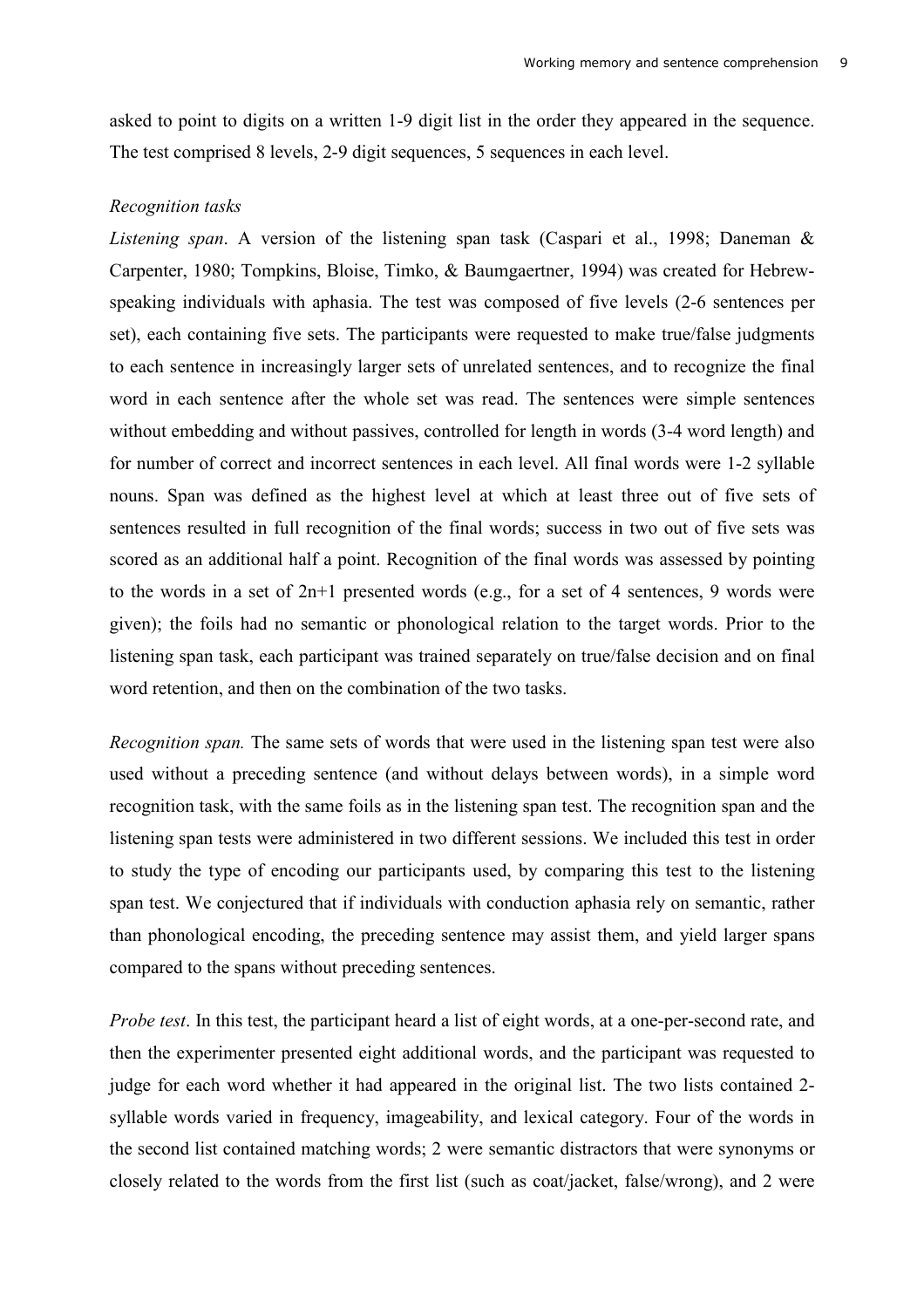asked to point to digits on a written 1-9 digit list in the order they appeared in the sequence. The test comprised 8 levels, 2-9 digit sequences, 5 sequences in each level.

*Recognition tasks*

*Listening span*. A version of the listening span task (Caspari et al., 1998; Daneman & Carpenter, 1980; Tompkins, Bloise, Timko, & Baumgaertner, 1994) was created for Hebrew-speaking individuals with aphasia. The test was composed of five levels (2-6 sentences per set), each containing five sets. The participants were requested to make true/false judgments to each sentence in increasingly larger sets of unrelated sentences, and to recognize the final word in each sentence after the whole set was read. The sentences were simple sentences without embedding and without passives, controlled for length in words (3-4 word length) and for number of correct and incorrect sentences in each level. All final words were 1-2 syllable nouns. Span was defined as the highest level at which at least three out of five sets of sentences resulted in full recognition of the final words; success in two out of five sets was scored as an additional half a point. Recognition of the final words was assessed by pointing to the words in a set of 2n+1 presented words (e.g., for a set of 4 sentences, 9 words were given); the foils had no semantic or phonological relation to the target words. Prior to the listening span task, each participant was trained separately on true/false decision and on final word retention, and then on the combination of the two tasks.

*Recognition span.* The same sets of words that were used in the listening span test were also used without a preceding sentence (and without delays between words), in a simple word recognition task, with the same foils as in the listening span test. The recognition span and the listening span tests were administered in two different sessions. We included this test in order to study the type of encoding our participants used, by comparing this test to the listening span test. We conjectured that if individuals with conduction aphasia rely on semantic, rather than phonological encoding, the preceding sentence may assist them, and yield larger spans compared to the spans without preceding sentences.

*Probe test*. In this test, the participant heard a list of eight words, at a one-per-second rate, and then the experimenter presented eight additional words, and the participant was requested to judge for each word whether it had appeared in the original list. The two lists contained 2-syllable words varied in frequency, imageability, and lexical category. Four of the words in the second list contained matching words; 2 were semantic distractors that were synonyms or closely related to the words from the first list (such as coat/jacket, false/wrong), and 2 were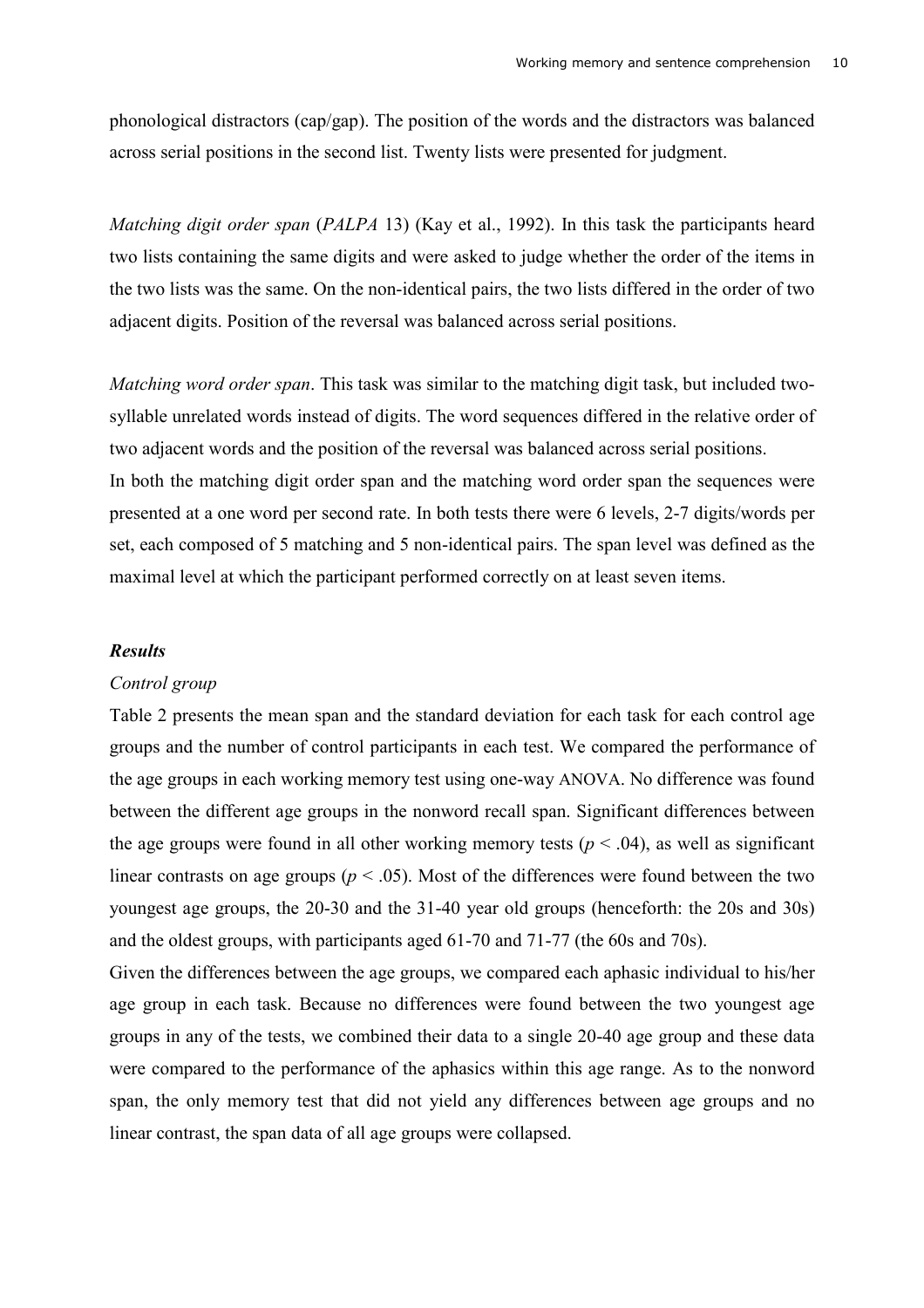phonological distractors (cap/gap). The position of the words and the distractors was balanced across serial positions in the second list. Twenty lists were presented for judgment.

*Matching digit order span* (*PALPA* 13) (Kay et al., 1992). In this task the participants heard two lists containing the same digits and were asked to judge whether the order of the items in the two lists was the same. On the non-identical pairs, the two lists differed in the order of two adjacent digits. Position of the reversal was balanced across serial positions.

*Matching word order span*. This task was similar to the matching digit task, but included two-syllable unrelated words instead of digits. The word sequences differed in the relative order of two adjacent words and the position of the reversal was balanced across serial positions.
In both the matching digit order span and the matching word order span the sequences were presented at a one word per second rate. In both tests there were 6 levels, 2-7 digits/words per set, each composed of 5 matching and 5 non-identical pairs. The span level was defined as the maximal level at which the participant performed correctly on at least seven items.

### *Results*

*Control group*

Table 2 presents the mean span and the standard deviation for each task for each control age groups and the number of control participants in each test. We compared the performance of the age groups in each working memory test using one-way ANOVA. No difference was found between the different age groups in the nonword recall span. Significant differences between the age groups were found in all other working memory tests ($p < .04$), as well as significant linear contrasts on age groups ($p < .05$). Most of the differences were found between the two youngest age groups, the 20-30 and the 31-40 year old groups (henceforth: the 20s and 30s) and the oldest groups, with participants aged 61-70 and 71-77 (the 60s and 70s).
Given the differences between the age groups, we compared each aphasic individual to his/her age group in each task. Because no differences were found between the two youngest age groups in any of the tests, we combined their data to a single 20-40 age group and these data were compared to the performance of the aphasics within this age range. As to the nonword span, the only memory test that did not yield any differences between age groups and no linear contrast, the span data of all age groups were collapsed.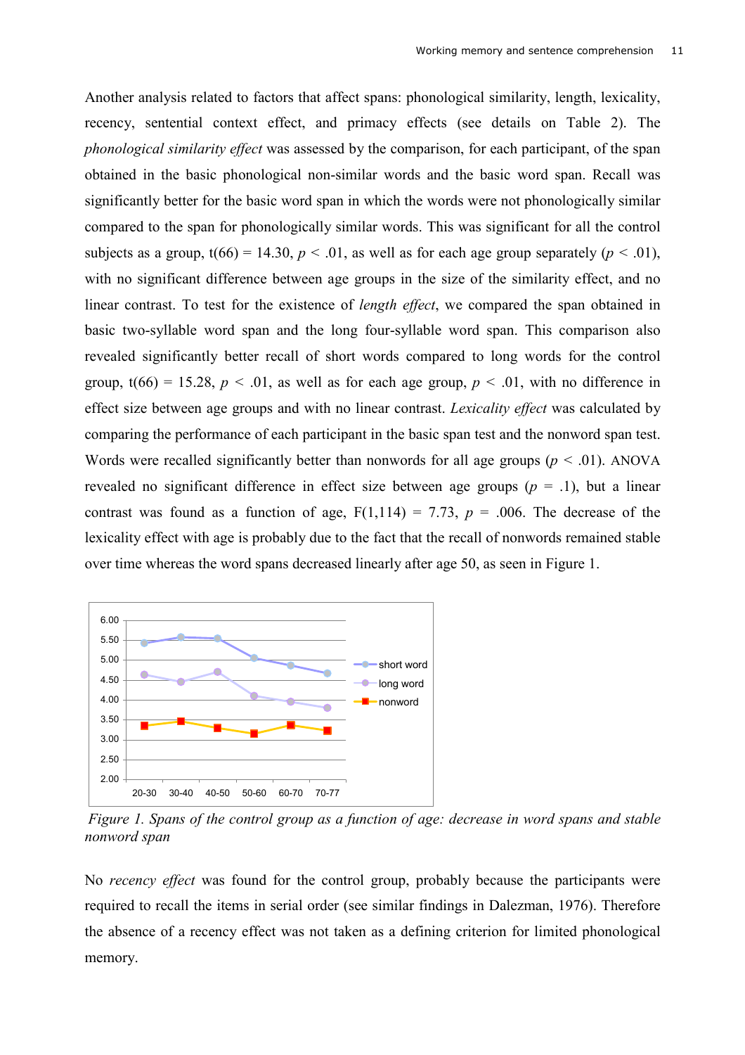Another analysis related to factors that affect spans: phonological similarity, length, lexicality, recency, sentential context effect, and primacy effects (see details on Table 2). The *phonological similarity effect* was assessed by the comparison, for each participant, of the span obtained in the basic phonological non-similar words and the basic word span. Recall was significantly better for the basic word span in which the words were not phonologically similar compared to the span for phonologically similar words. This was significant for all the control subjects as a group, $t(66) = 14.30$, $p < .01$, as well as for each age group separately ($p < .01$), with no significant difference between age groups in the size of the similarity effect, and no linear contrast. To test for the existence of *length effect*, we compared the span obtained in basic two-syllable word span and the long four-syllable word span. This comparison also revealed significantly better recall of short words compared to long words for the control group, $t(66) = 15.28$, $p < .01$, as well as for each age group, $p < .01$, with no difference in effect size between age groups and with no linear contrast. *Lexicality effect* was calculated by comparing the performance of each participant in the basic span test and the nonword span test. Words were recalled significantly better than nonwords for all age groups ($p < .01$). ANOVA revealed no significant difference in effect size between age groups ($p = .1$), but a linear contrast was found as a function of age, $F(1,114) = 7.73$, $p = .006$. The decrease of the lexicality effect with age is probably due to the fact that the recall of nonwords remained stable over time whereas the word spans decreased linearly after age 50, as seen in Figure 1.

*Figure 1. Spans of the control group as a function of age: decrease in word spans and stable nonword span*

No *recency effect* was found for the control group, probably because the participants were required to recall the items in serial order (see similar findings in Dalezman, 1976). Therefore the absence of a recency effect was not taken as a defining criterion for limited phonological memory.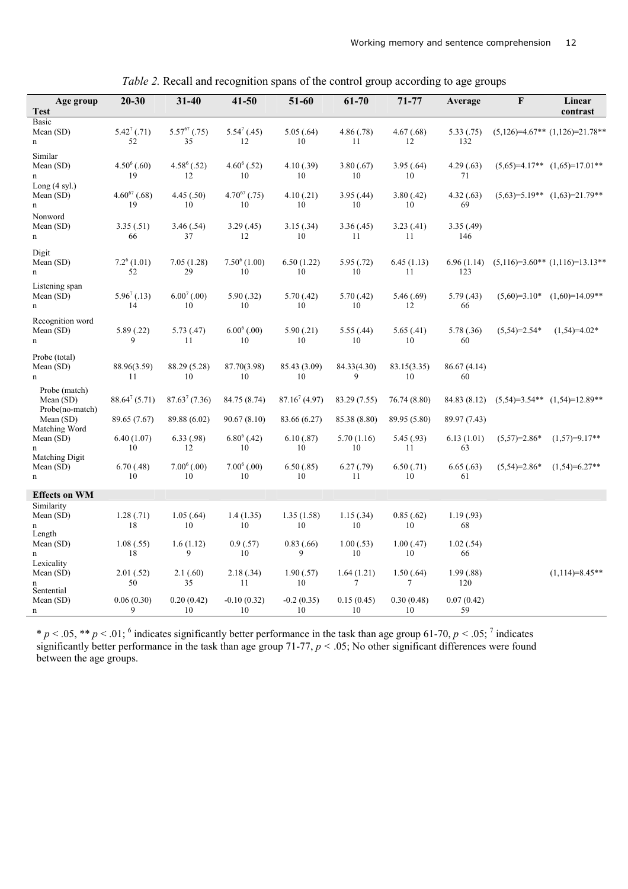*Table 2.* Recall and recognition spans of the control group according to age groups

| Age group / Test | 20-30 | 31-40 | 41-50 | 51-60 | 61-70 | 71-77 | Average | F | Linear contrast |
|---|---|---|---|---|---|---|---|---|---|
| Basic | | | | | | | | | |
| Mean (SD) | 5.42[7] (.71) | 5.57[67] (.75) | 5.54[7] (.45) | 5.05 (.64) | 4.86 (.78) | 4.67 (.68) | 5.33 (.75) | (5,126)=4.67** | (1,126)=21.78** |
| n | 52 | 35 | 12 | 10 | 11 | 12 | 132 | | |
| Similar | | | | | | | | | |
| Mean (SD) | 4.50[6] (.60) | 4.58[6] (.52) | 4.60[6] (.52) | 4.10 (.39) | 3.80 (.67) | 3.95 (.64) | 4.29 (.63) | (5,65)=4.17** | (1,65)=17.01** |
| n | 19 | 12 | 10 | 10 | 10 | 10 | 71 | | |
| Long (4 syl.) | | | | | | | | | |
| Mean (SD) | 4.60[67] (.68) | 4.45 (.50) | 4.70[67] (.75) | 4.10 (.21) | 3.95 (.44) | 3.80 (.42) | 4.32 (.63) | (5,63)=5.19** | (1,63)=21.79** |
| n | 19 | 10 | 10 | 10 | 10 | 10 | 69 | | |
| Nonword | | | | | | | | | |
| Mean (SD) | 3.35 (.51) | 3.46 (.54) | 3.29 (.45) | 3.15 (.34) | 3.36 (.45) | 3.23 (.41) | 3.35 (.49) | | |
| n | 66 | 37 | 12 | 10 | 11 | 11 | 146 | | |
| Digit | | | | | | | | | |
| Mean (SD) | 7.2[6] (1.01) | 7.05 (1.28) | 7.50[6] (1.00) | 6.50 (1.22) | 5.95 (.72) | 6.45 (1.13) | 6.96 (1.14) | (5,116)=3.60** | (1,116)=13.13** |
| n | 52 | 29 | 10 | 10 | 10 | 11 | 123 | | |
| Listening span | | | | | | | | | |
| Mean (SD) | 5.96[7] (.13) | 6.00[7] (.00) | 5.90 (.32) | 5.70 (.42) | 5.70 (.42) | 5.46 (.69) | 5.79 (.43) | (5,60)=3.10* | (1,60)=14.09** |
| n | 14 | 10 | 10 | 10 | 10 | 12 | 66 | | |
| Recognition word | | | | | | | | | |
| Mean (SD) | 5.89 (.22) | 5.73 (.47) | 6.00[6] (.00) | 5.90 (.21) | 5.55 (.44) | 5.65 (.41) | 5.78 (.36) | (5,54)=2.54* | (1,54)=4.02* |
| n | 9 | 11 | 10 | 10 | 10 | 10 | 60 | | |
| Probe (total) | | | | | | | | | |
| Mean (SD) | 88.96(3.59) | 88.29 (5.28) | 87.70(3.98) | 85.43 (3.09) | 84.33(4.30) | 83.15(3.35) | 86.67 (4.14) | | |
| n | 11 | 10 | 10 | 10 | 9 | 10 | 60 | | |
| Probe (match) | | | | | | | | | |
| Mean (SD) | 88.64[7] (5.71) | 87.63[7] (7.36) | 84.75 (8.74) | 87.16[7] (4.97) | 83.29 (7.55) | 76.74 (8.80) | 84.83 (8.12) | (5,54)=3.54** | (1,54)=12.89** |
| Probe(no-match) | | | | | | | | | |
| Mean (SD) | 89.65 (7.67) | 89.88 (6.02) | 90.67 (8.10) | 83.66 (6.27) | 85.38 (8.80) | 89.95 (5.80) | 89.97 (7.43) | | |
| Matching Word | | | | | | | | | |
| Mean (SD) | 6.40 (1.07) | 6.33 (.98) | 6.80[6] (.42) | 6.10 (.87) | 5.70 (1.16) | 5.45 (.93) | 6.13 (1.01) | (5,57)=2.86* | (1,57)=9.17** |
| n | 10 | 12 | 10 | 10 | 10 | 11 | 63 | | |
| Matching Digit | | | | | | | | | |
| Mean (SD) | 6.70 (.48) | 7.00[6] (.00) | 7.00[6] (.00) | 6.50 (.85) | 6.27 (.79) | 6.50 (.71) | 6.65 (.63) | (5,54)=2.86* | (1,54)=6.27** |
| n | 10 | 10 | 10 | 10 | 11 | 10 | 61 | | |
| **Effects on WM** | | | | | | | | | |
| Similarity | | | | | | | | | |
| Mean (SD) | 1.28 (.71) | 1.05 (.64) | 1.4 (1.35) | 1.35 (1.58) | 1.15 (.34) | 0.85 (.62) | 1.19 (.93) | | |
| n | 18 | 10 | 10 | 10 | 10 | 10 | 68 | | |
| Length | | | | | | | | | |
| Mean (SD) | 1.08 (.55) | 1.6 (1.12) | 0.9 (.57) | 0.83 (.66) | 1.00 (.53) | 1.00 (.47) | 1.02 (.54) | | |
| n | 18 | 9 | 10 | 9 | 10 | 10 | 66 | | |
| Lexicality | | | | | | | | | |
| Mean (SD) | 2.01 (.52) | 2.1 (.60) | 2.18 (.34) | 1.90 (.57) | 1.64 (1.21) | 1.50 (.64) | 1.99 (.88) | | (1,114)=8.45** |
| n | 50 | 35 | 11 | 10 | 7 | 7 | 120 | | |
| Sentential | | | | | | | | | |
| Mean (SD) | 0.06 (0.30) | 0.20 (0.42) | -0.10 (0.32) | -0.2 (0.35) | 0.15 (0.45) | 0.30 (0.48) | 0.07 (0.42) | | |
| n | 9 | 10 | 10 | 10 | 10 | 10 | 59 | | |

* $p < .05$, ** $p < .01$; [6] indicates significantly better performance in the task than age group 61-70, $p < .05$; [7] indicates significantly better performance in the task than age group 71-77, $p < .05$; No other significant differences were found between the age groups.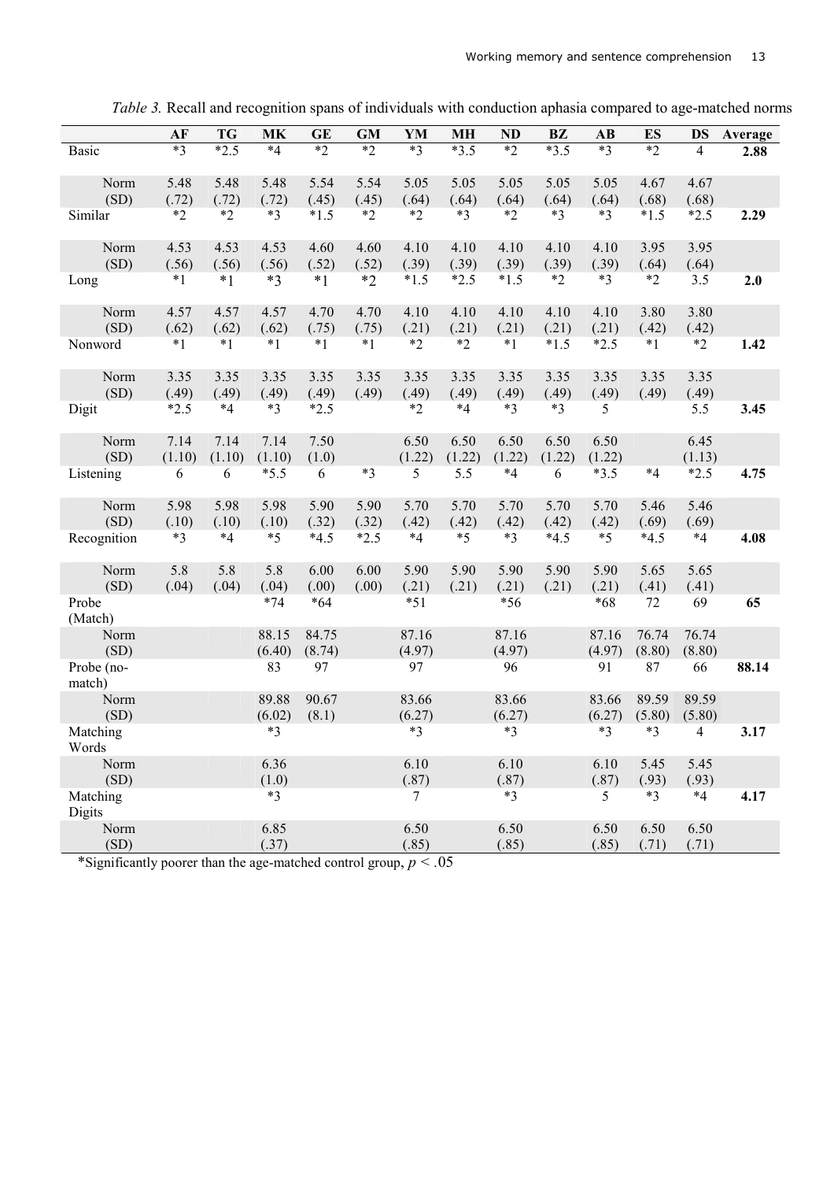*Table 3.* Recall and recognition spans of individuals with conduction aphasia compared to age-matched norms

| | AF | TG | MK | GE | GM | YM | MH | ND | BZ | AB | ES | DS | Average |
|---|---|---|---|---|---|---|---|---|---|---|---|---|---|
| Basic | *3 | *2.5 | *4 | *2 | *2 | *3 | *3.5 | *2 | *3.5 | *3 | *2 | 4 | **2.88** |
| Norm | 5.48 | 5.48 | 5.48 | 5.54 | 5.54 | 5.05 | 5.05 | 5.05 | 5.05 | 5.05 | 4.67 | 4.67 | |
| (SD) | (.72) | (.72) | (.72) | (.45) | (.45) | (.64) | (.64) | (.64) | (.64) | (.64) | (.68) | (.68) | |
| Similar | *2 | *2 | *3 | *1.5 | *2 | *2 | *3 | *2 | *3 | *3 | *1.5 | *2.5 | **2.29** |
| Norm | 4.53 | 4.53 | 4.53 | 4.60 | 4.60 | 4.10 | 4.10 | 4.10 | 4.10 | 4.10 | 3.95 | 3.95 | |
| (SD) | (.56) | (.56) | (.56) | (.52) | (.52) | (.39) | (.39) | (.39) | (.39) | (.39) | (.64) | (.64) | |
| Long | *1 | *1 | *3 | *1 | *2 | *1.5 | *2.5 | *1.5 | *2 | *3 | *2 | 3.5 | **2.0** |
| Norm | 4.57 | 4.57 | 4.57 | 4.70 | 4.70 | 4.10 | 4.10 | 4.10 | 4.10 | 4.10 | 3.80 | 3.80 | |
| (SD) | (.62) | (.62) | (.62) | (.75) | (.75) | (.21) | (.21) | (.21) | (.21) | (.21) | (.42) | (.42) | |
| Nonword | *1 | *1 | *1 | *1 | *1 | *2 | *2 | *1 | *1.5 | *2.5 | *1 | *2 | **1.42** |
| Norm | 3.35 | 3.35 | 3.35 | 3.35 | 3.35 | 3.35 | 3.35 | 3.35 | 3.35 | 3.35 | 3.35 | 3.35 | |
| (SD) | (.49) | (.49) | (.49) | (.49) | (.49) | (.49) | (.49) | (.49) | (.49) | (.49) | (.49) | (.49) | |
| Digit | *2.5 | *4 | *3 | *2.5 | | *2 | *4 | *3 | *3 | 5 | | 5.5 | **3.45** |
| Norm | 7.14 | 7.14 | 7.14 | 7.50 | | 6.50 | 6.50 | 6.50 | 6.50 | 6.50 | | 6.45 | |
| (SD) | (1.10) | (1.10) | (1.10) | (1.0) | | (1.22) | (1.22) | (1.22) | (1.22) | (1.22) | | (1.13) | |
| Listening | 6 | 6 | *5.5 | 6 | *3 | 5 | 5.5 | *4 | 6 | *3.5 | *4 | *2.5 | **4.75** |
| Norm | 5.98 | 5.98 | 5.98 | 5.90 | 5.90 | 5.70 | 5.70 | 5.70 | 5.70 | 5.70 | 5.46 | 5.46 | |
| (SD) | (.10) | (.10) | (.10) | (.32) | (.32) | (.42) | (.42) | (.42) | (.42) | (.42) | (.69) | (.69) | |
| Recognition | *3 | *4 | *5 | *4.5 | *2.5 | *4 | *5 | *3 | *4.5 | *5 | *4.5 | *4 | **4.08** |
| Norm | 5.8 | 5.8 | 5.8 | 6.00 | 6.00 | 5.90 | 5.90 | 5.90 | 5.90 | 5.90 | 5.65 | 5.65 | |
| (SD) | (.04) | (.04) | (.04) | (.00) | (.00) | (.21) | (.21) | (.21) | (.21) | (.21) | (.41) | (.41) | |
| Probe (Match) | | | *74 | *64 | | *51 | | *56 | | *68 | 72 | 69 | **65** |
| Norm | | | 88.15 | 84.75 | | 87.16 | | 87.16 | | 87.16 | 76.74 | 76.74 | |
| (SD) | | | (6.40) | (8.74) | | (4.97) | | (4.97) | | (4.97) | (8.80) | (8.80) | |
| Probe (no-match) | | | 83 | 97 | | 97 | | 96 | | 91 | 87 | 66 | **88.14** |
| Norm | | | 89.88 | 90.67 | | 83.66 | | 83.66 | | 83.66 | 89.59 | 89.59 | |
| (SD) | | | (6.02) | (8.1) | | (6.27) | | (6.27) | | (6.27) | (5.80) | (5.80) | |
| Matching Words | | | *3 | | | *3 | | *3 | | *3 | *3 | 4 | **3.17** |
| Norm | | | 6.36 | | | 6.10 | | 6.10 | | 6.10 | 5.45 | 5.45 | |
| (SD) | | | (1.0) | | | (.87) | | (.87) | | (.87) | (.93) | (.93) | |
| Matching Digits | | | *3 | | | 7 | | *3 | | 5 | *3 | *4 | **4.17** |
| Norm | | | 6.85 | | | 6.50 | | 6.50 | | 6.50 | 6.50 | 6.50 | |
| (SD) | | | (.37) | | | (.85) | | (.85) | | (.85) | (.71) | (.71) | |

*Significantly poorer than the age-matched control group, $p < .05$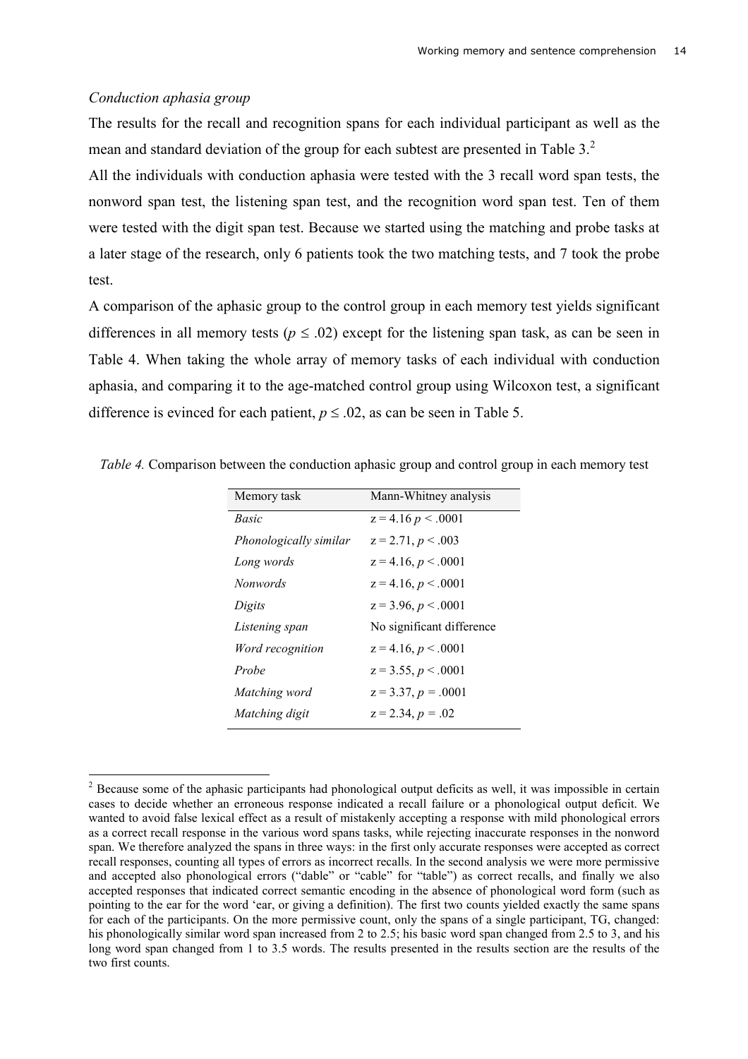*Conduction aphasia group*

The results for the recall and recognition spans for each individual participant as well as the mean and standard deviation of the group for each subtest are presented in Table 3.[2]

All the individuals with conduction aphasia were tested with the 3 recall word span tests, the nonword span test, the listening span test, and the recognition word span test. Ten of them were tested with the digit span test. Because we started using the matching and probe tasks at a later stage of the research, only 6 patients took the two matching tests, and 7 took the probe test.

A comparison of the aphasic group to the control group in each memory test yields significant differences in all memory tests ($p \leq .02$) except for the listening span task, as can be seen in Table 4. When taking the whole array of memory tasks of each individual with conduction aphasia, and comparing it to the age-matched control group using Wilcoxon test, a significant difference is evinced for each patient, $p \leq .02$, as can be seen in Table 5.

*Table 4.* Comparison between the conduction aphasic group and control group in each memory test

| Memory task | Mann-Whitney analysis |
|---|---|
| *Basic* | $z = 4.16$ $p < .0001$ |
| *Phonologically similar* | $z = 2.71$, $p < .003$ |
| *Long words* | $z = 4.16$, $p < .0001$ |
| *Nonwords* | $z = 4.16$, $p < .0001$ |
| *Digits* | $z = 3.96$, $p < .0001$ |
| *Listening span* | No significant difference |
| *Word recognition* | $z = 4.16$, $p < .0001$ |
| *Probe* | $z = 3.55$, $p < .0001$ |
| *Matching word* | $z = 3.37$, $p = .0001$ |
| *Matching digit* | $z = 2.34$, $p = .02$ |

[2] Because some of the aphasic participants had phonological output deficits as well, it was impossible in certain cases to decide whether an erroneous response indicated a recall failure or a phonological output deficit. We wanted to avoid false lexical effect as a result of mistakenly accepting a response with mild phonological errors as a correct recall response in the various word spans tasks, while rejecting inaccurate responses in the nonword span. We therefore analyzed the spans in three ways: in the first only accurate responses were accepted as correct recall responses, counting all types of errors as incorrect recalls. In the second analysis we were more permissive and accepted also phonological errors ("dable" or "cable" for "table") as correct recalls, and finally we also accepted responses that indicated correct semantic encoding in the absence of phonological word form (such as pointing to the ear for the word 'ear, or giving a definition). The first two counts yielded exactly the same spans for each of the participants. On the more permissive count, only the spans of a single participant, TG, changed: his phonologically similar word span increased from 2 to 2.5; his basic word span changed from 2.5 to 3, and his long word span changed from 1 to 3.5 words. The results presented in the results section are the results of the two first counts.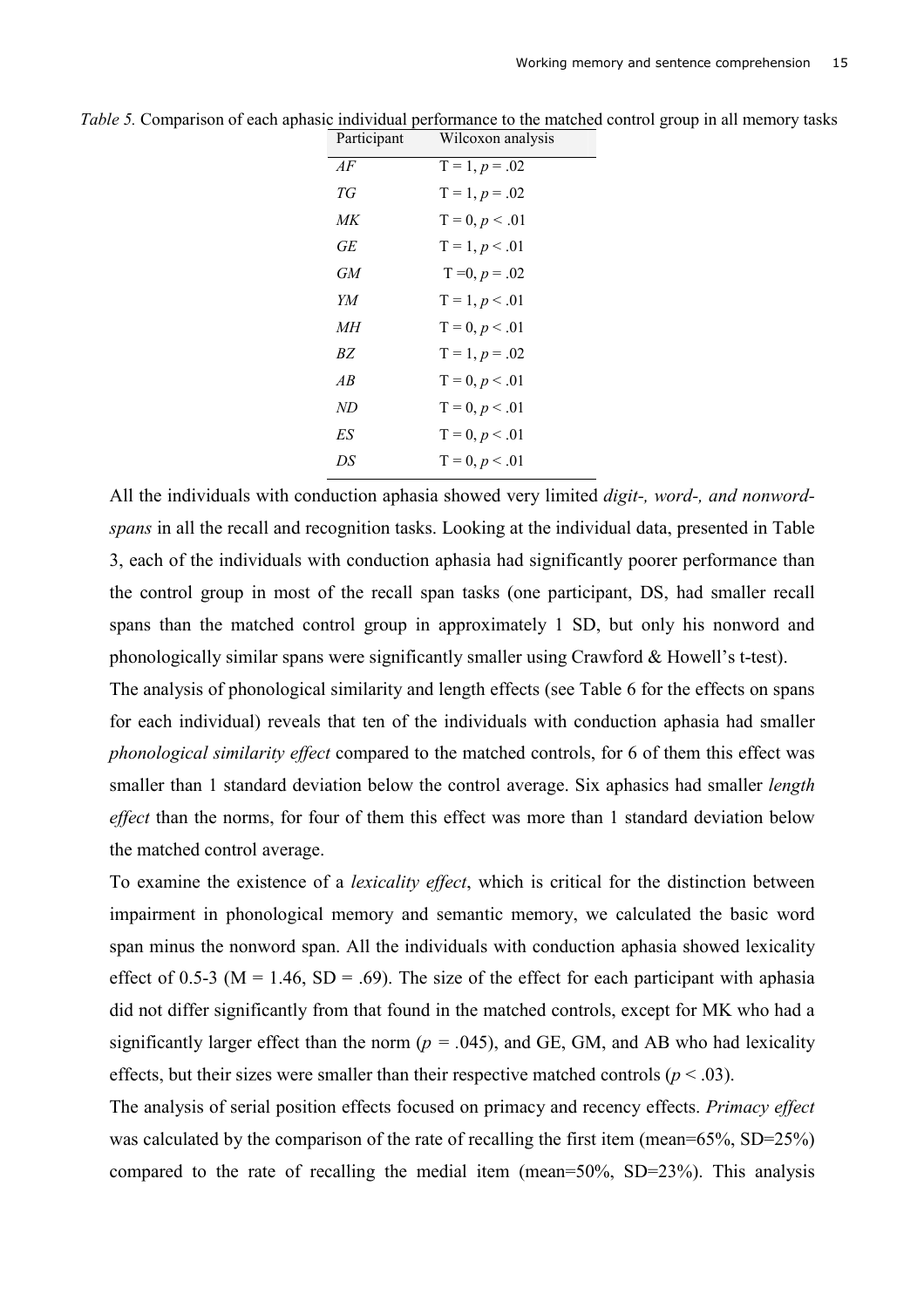*Table 5.* Comparison of each aphasic individual performance to the matched control group in all memory tasks

| Participant | Wilcoxon analysis |
|---|---|
| *AF* | T = 1, $p$ = .02 |
| *TG* | T = 1, $p$ = .02 |
| *MK* | T = 0, $p$ < .01 |
| *GE* | T = 1, $p$ < .01 |
| *GM* | T =0, $p$ = .02 |
| *YM* | T = 1, $p$ < .01 |
| *MH* | T = 0, $p$ < .01 |
| *BZ* | T = 1, $p$ = .02 |
| *AB* | T = 0, $p$ < .01 |
| *ND* | T = 0, $p$ < .01 |
| *ES* | T = 0, $p$ < .01 |
| *DS* | T = 0, $p$ < .01 |

All the individuals with conduction aphasia showed very limited *digit-, word-, and nonword-spans* in all the recall and recognition tasks. Looking at the individual data, presented in Table 3, each of the individuals with conduction aphasia had significantly poorer performance than the control group in most of the recall span tasks (one participant, DS, had smaller recall spans than the matched control group in approximately 1 SD, but only his nonword and phonologically similar spans were significantly smaller using Crawford & Howell's t-test).

The analysis of phonological similarity and length effects (see Table 6 for the effects on spans for each individual) reveals that ten of the individuals with conduction aphasia had smaller *phonological similarity effect* compared to the matched controls, for 6 of them this effect was smaller than 1 standard deviation below the control average. Six aphasics had smaller *length effect* than the norms, for four of them this effect was more than 1 standard deviation below the matched control average.

To examine the existence of a *lexicality effect*, which is critical for the distinction between impairment in phonological memory and semantic memory, we calculated the basic word span minus the nonword span. All the individuals with conduction aphasia showed lexicality effect of 0.5-3 (M = 1.46, SD = .69). The size of the effect for each participant with aphasia did not differ significantly from that found in the matched controls, except for MK who had a significantly larger effect than the norm ($p$ = .045), and GE, GM, and AB who had lexicality effects, but their sizes were smaller than their respective matched controls ($p$ < .03).

The analysis of serial position effects focused on primacy and recency effects. *Primacy effect* was calculated by the comparison of the rate of recalling the first item (mean=65%, SD=25%) compared to the rate of recalling the medial item (mean=50%, SD=23%). This analysis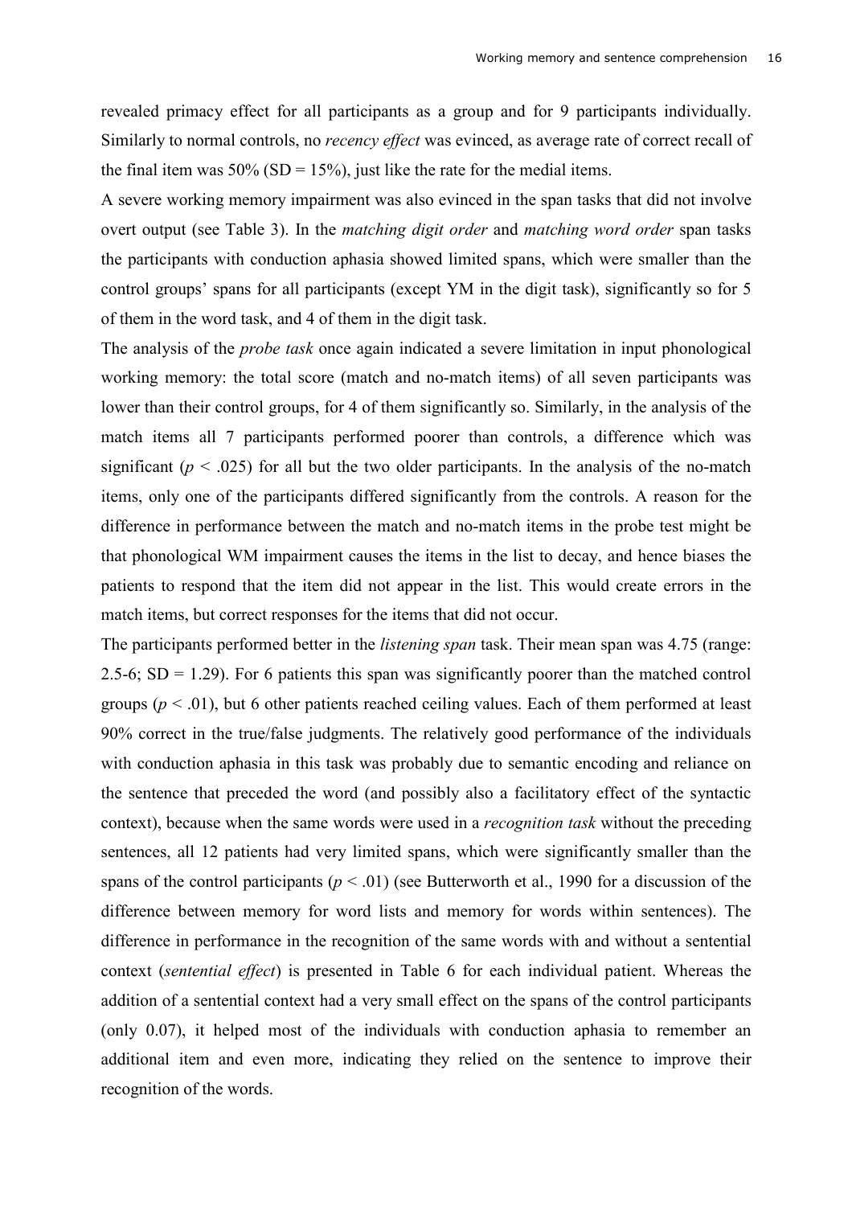revealed primacy effect for all participants as a group and for 9 participants individually. Similarly to normal controls, no *recency effect* was evinced, as average rate of correct recall of the final item was 50% (SD = 15%), just like the rate for the medial items.

A severe working memory impairment was also evinced in the span tasks that did not involve overt output (see Table 3). In the *matching digit order* and *matching word order* span tasks the participants with conduction aphasia showed limited spans, which were smaller than the control groups' spans for all participants (except YM in the digit task), significantly so for 5 of them in the word task, and 4 of them in the digit task.

The analysis of the *probe task* once again indicated a severe limitation in input phonological working memory: the total score (match and no-match items) of all seven participants was lower than their control groups, for 4 of them significantly so. Similarly, in the analysis of the match items all 7 participants performed poorer than controls, a difference which was significant ($p < .025$) for all but the two older participants. In the analysis of the no-match items, only one of the participants differed significantly from the controls. A reason for the difference in performance between the match and no-match items in the probe test might be that phonological WM impairment causes the items in the list to decay, and hence biases the patients to respond that the item did not appear in the list. This would create errors in the match items, but correct responses for the items that did not occur.

The participants performed better in the *listening span* task. Their mean span was 4.75 (range: 2.5-6; SD = 1.29). For 6 patients this span was significantly poorer than the matched control groups ($p < .01$), but 6 other patients reached ceiling values. Each of them performed at least 90% correct in the true/false judgments. The relatively good performance of the individuals with conduction aphasia in this task was probably due to semantic encoding and reliance on the sentence that preceded the word (and possibly also a facilitatory effect of the syntactic context), because when the same words were used in a *recognition task* without the preceding sentences, all 12 patients had very limited spans, which were significantly smaller than the spans of the control participants ($p < .01$) (see Butterworth et al., 1990 for a discussion of the difference between memory for word lists and memory for words within sentences). The difference in performance in the recognition of the same words with and without a sentential context (*sentential effect*) is presented in Table 6 for each individual patient. Whereas the addition of a sentential context had a very small effect on the spans of the control participants (only 0.07), it helped most of the individuals with conduction aphasia to remember an additional item and even more, indicating they relied on the sentence to improve their recognition of the words.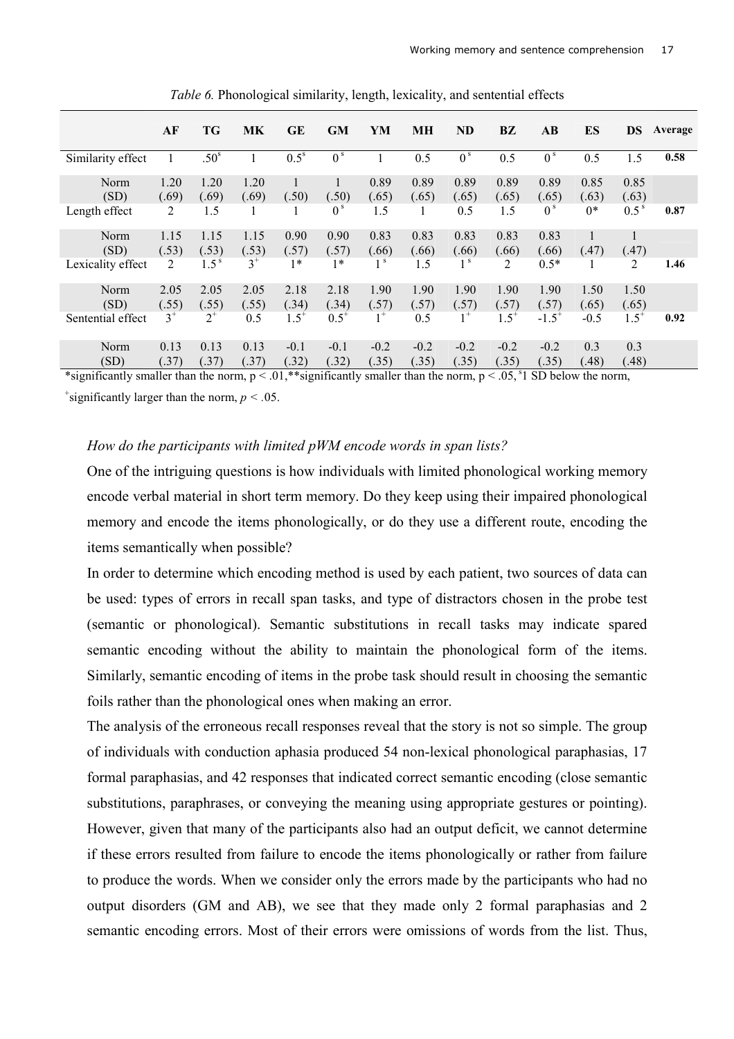*Table 6.* Phonological similarity, length, lexicality, and sentential effects

| | AF | TG | MK | GE | GM | YM | MH | ND | BZ | AB | ES | DS | Average |
|---|---|---|---|---|---|---|---|---|---|---|---|---|---|
| Similarity effect | 1 | .50$^{s}$ | 1 | 0.5$^{s}$ | 0$^{s}$ | 1 | 0.5 | 0$^{s}$ | 0.5 | 0$^{s}$ | 0.5 | 1.5 | **0.58** |
| Norm (SD) | 1.20 (.69) | 1.20 (.69) | 1.20 (.69) | 1 (.50) | 1 (.50) | 0.89 (.65) | 0.89 (.65) | 0.89 (.65) | 0.89 (.65) | 0.89 (.65) | 0.85 (.63) | 0.85 (.63) | |
| Length effect | 2 | 1.5 | 1 | 1 | 0$^{s}$ | 1.5 | 1 | 0.5 | 1.5 | 0$^{s}$ | 0* | 0.5$^{s}$ | **0.87** |
| Norm (SD) | 1.15 (.53) | 1.15 (.53) | 1.15 (.53) | 0.90 (.57) | 0.90 (.57) | 0.83 (.66) | 0.83 (.66) | 0.83 (.66) | 0.83 (.66) | 0.83 (.66) | 1 (.47) | 1 (.47) | |
| Lexicality effect | 2 | 1.5$^{s}$ | 3$^{+}$ | 1* | 1* | 1$^{s}$ | 1.5 | 1$^{s}$ | 2 | 0.5* | 1 | 2 | **1.46** |
| Norm (SD) | 2.05 (.55) | 2.05 (.55) | 2.05 (.55) | 2.18 (.34) | 2.18 (.34) | 1.90 (.57) | 1.90 (.57) | 1.90 (.57) | 1.90 (.57) | 1.90 (.57) | 1.50 (.65) | 1.50 (.65) | |
| Sentential effect | 3$^{+}$ | 2$^{+}$ | 0.5 | 1.5$^{+}$ | 0.5$^{+}$ | 1$^{+}$ | 0.5 | 1$^{+}$ | 1.5$^{+}$ | -1.5$^{+}$ | -0.5 | 1.5$^{+}$ | **0.92** |
| Norm (SD) | 0.13 (.37) | 0.13 (.37) | 0.13 (.37) | -0.1 (.32) | -0.1 (.32) | -0.2 (.35) | -0.2 (.35) | -0.2 (.35) | -0.2 (.35) | -0.2 (.35) | 0.3 (.48) | 0.3 (.48) | |

*significantly smaller than the norm, $p < .01$, **significantly smaller than the norm, $p < .05$, $^{s}$1 SD below the norm, $^{+}$significantly larger than the norm, $p < .05$.

*How do the participants with limited pWM encode words in span lists?*

One of the intriguing questions is how individuals with limited phonological working memory encode verbal material in short term memory. Do they keep using their impaired phonological memory and encode the items phonologically, or do they use a different route, encoding the items semantically when possible?

In order to determine which encoding method is used by each patient, two sources of data can be used: types of errors in recall span tasks, and type of distractors chosen in the probe test (semantic or phonological). Semantic substitutions in recall tasks may indicate spared semantic encoding without the ability to maintain the phonological form of the items. Similarly, semantic encoding of items in the probe task should result in choosing the semantic foils rather than the phonological ones when making an error.

The analysis of the erroneous recall responses reveal that the story is not so simple. The group of individuals with conduction aphasia produced 54 non-lexical phonological paraphasias, 17 formal paraphasias, and 42 responses that indicated correct semantic encoding (close semantic substitutions, paraphrases, or conveying the meaning using appropriate gestures or pointing). However, given that many of the participants also had an output deficit, we cannot determine if these errors resulted from failure to encode the items phonologically or rather from failure to produce the words. When we consider only the errors made by the participants who had no output disorders (GM and AB), we see that they made only 2 formal paraphasias and 2 semantic encoding errors. Most of their errors were omissions of words from the list. Thus,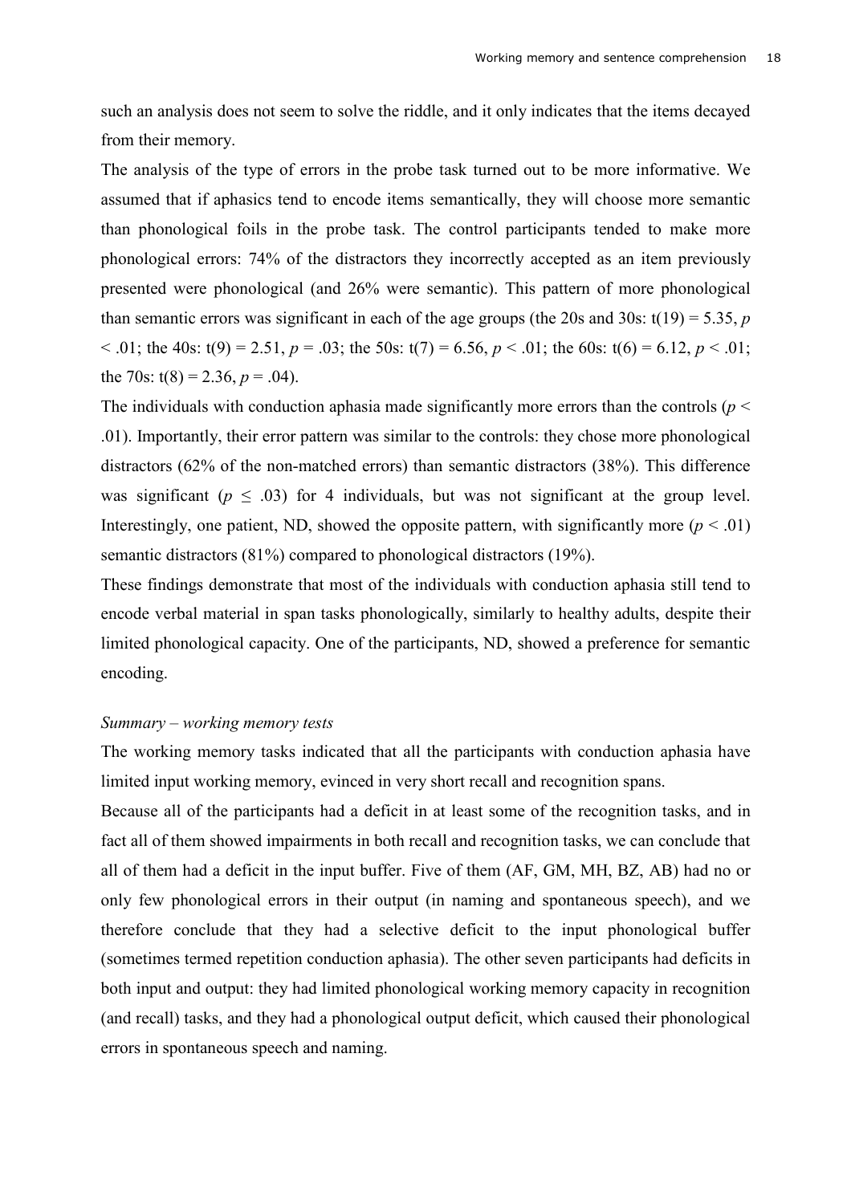such an analysis does not seem to solve the riddle, and it only indicates that the items decayed from their memory.

The analysis of the type of errors in the probe task turned out to be more informative. We assumed that if aphasics tend to encode items semantically, they will choose more semantic than phonological foils in the probe task. The control participants tended to make more phonological errors: 74% of the distractors they incorrectly accepted as an item previously presented were phonological (and 26% were semantic). This pattern of more phonological than semantic errors was significant in each of the age groups (the 20s and 30s: $t(19) = 5.35$, $p < .01$; the 40s: $t(9) = 2.51$, $p = .03$; the 50s: $t(7) = 6.56$, $p < .01$; the 60s: $t(6) = 6.12$, $p < .01$; the 70s: $t(8) = 2.36$, $p = .04$).

The individuals with conduction aphasia made significantly more errors than the controls ($p < .01$). Importantly, their error pattern was similar to the controls: they chose more phonological distractors (62% of the non-matched errors) than semantic distractors (38%). This difference was significant ($p \leq .03$) for 4 individuals, but was not significant at the group level. Interestingly, one patient, ND, showed the opposite pattern, with significantly more ($p < .01$) semantic distractors (81%) compared to phonological distractors (19%).

These findings demonstrate that most of the individuals with conduction aphasia still tend to encode verbal material in span tasks phonologically, similarly to healthy adults, despite their limited phonological capacity. One of the participants, ND, showed a preference for semantic encoding.

*Summary – working memory tests*

The working memory tasks indicated that all the participants with conduction aphasia have limited input working memory, evinced in very short recall and recognition spans.

Because all of the participants had a deficit in at least some of the recognition tasks, and in fact all of them showed impairments in both recall and recognition tasks, we can conclude that all of them had a deficit in the input buffer. Five of them (AF, GM, MH, BZ, AB) had no or only few phonological errors in their output (in naming and spontaneous speech), and we therefore conclude that they had a selective deficit to the input phonological buffer (sometimes termed repetition conduction aphasia). The other seven participants had deficits in both input and output: they had limited phonological working memory capacity in recognition (and recall) tasks, and they had a phonological output deficit, which caused their phonological errors in spontaneous speech and naming.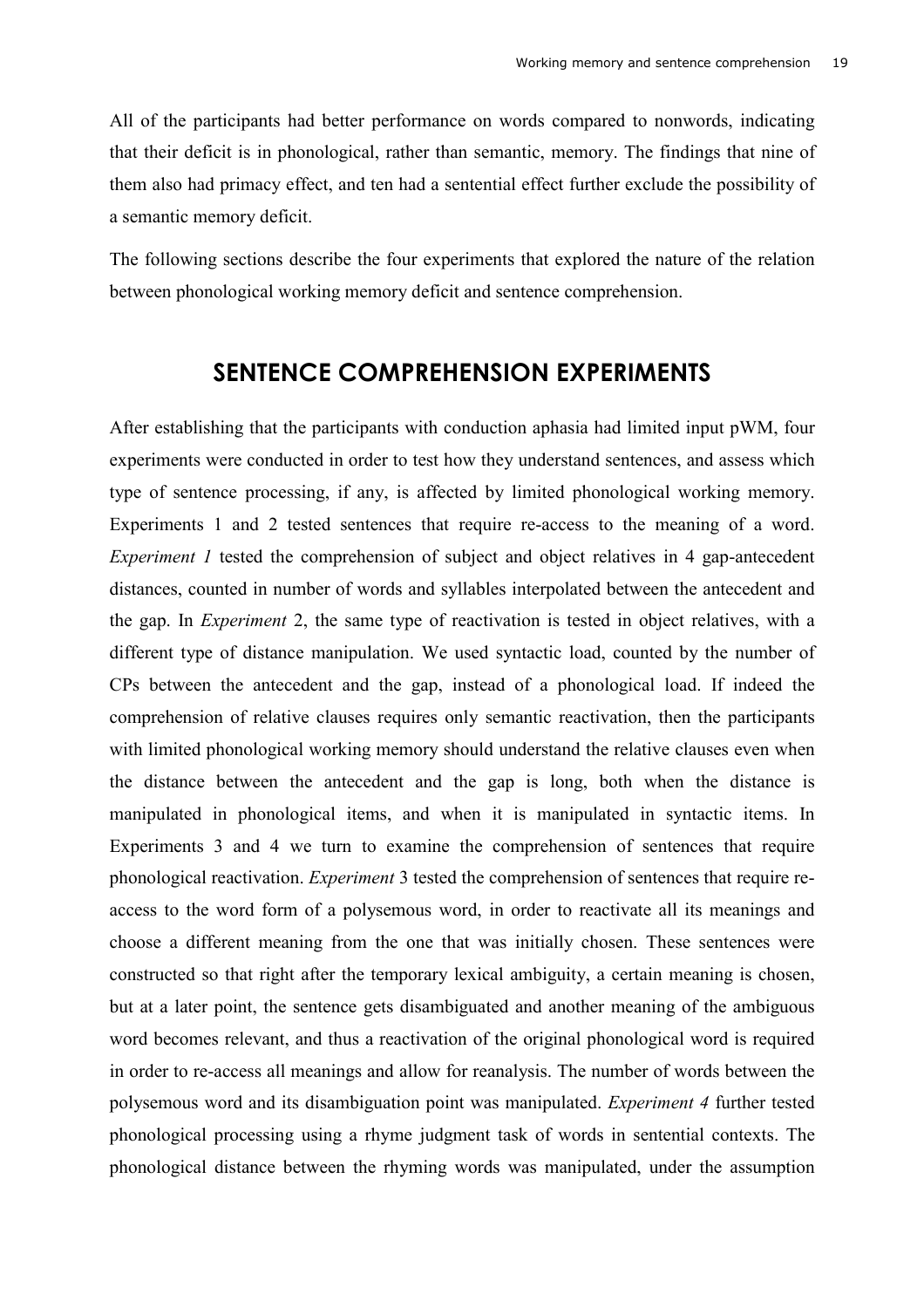All of the participants had better performance on words compared to nonwords, indicating that their deficit is in phonological, rather than semantic, memory. The findings that nine of them also had primacy effect, and ten had a sentential effect further exclude the possibility of a semantic memory deficit.

The following sections describe the four experiments that explored the nature of the relation between phonological working memory deficit and sentence comprehension.

## SENTENCE COMPREHENSION EXPERIMENTS

After establishing that the participants with conduction aphasia had limited input pWM, four experiments were conducted in order to test how they understand sentences, and assess which type of sentence processing, if any, is affected by limited phonological working memory. Experiments 1 and 2 tested sentences that require re-access to the meaning of a word. *Experiment 1* tested the comprehension of subject and object relatives in 4 gap-antecedent distances, counted in number of words and syllables interpolated between the antecedent and the gap. In *Experiment* 2, the same type of reactivation is tested in object relatives, with a different type of distance manipulation. We used syntactic load, counted by the number of CPs between the antecedent and the gap, instead of a phonological load. If indeed the comprehension of relative clauses requires only semantic reactivation, then the participants with limited phonological working memory should understand the relative clauses even when the distance between the antecedent and the gap is long, both when the distance is manipulated in phonological items, and when it is manipulated in syntactic items. In Experiments 3 and 4 we turn to examine the comprehension of sentences that require phonological reactivation. *Experiment* 3 tested the comprehension of sentences that require re-access to the word form of a polysemous word, in order to reactivate all its meanings and choose a different meaning from the one that was initially chosen. These sentences were constructed so that right after the temporary lexical ambiguity, a certain meaning is chosen, but at a later point, the sentence gets disambiguated and another meaning of the ambiguous word becomes relevant, and thus a reactivation of the original phonological word is required in order to re-access all meanings and allow for reanalysis. The number of words between the polysemous word and its disambiguation point was manipulated. *Experiment 4* further tested phonological processing using a rhyme judgment task of words in sentential contexts. The phonological distance between the rhyming words was manipulated, under the assumption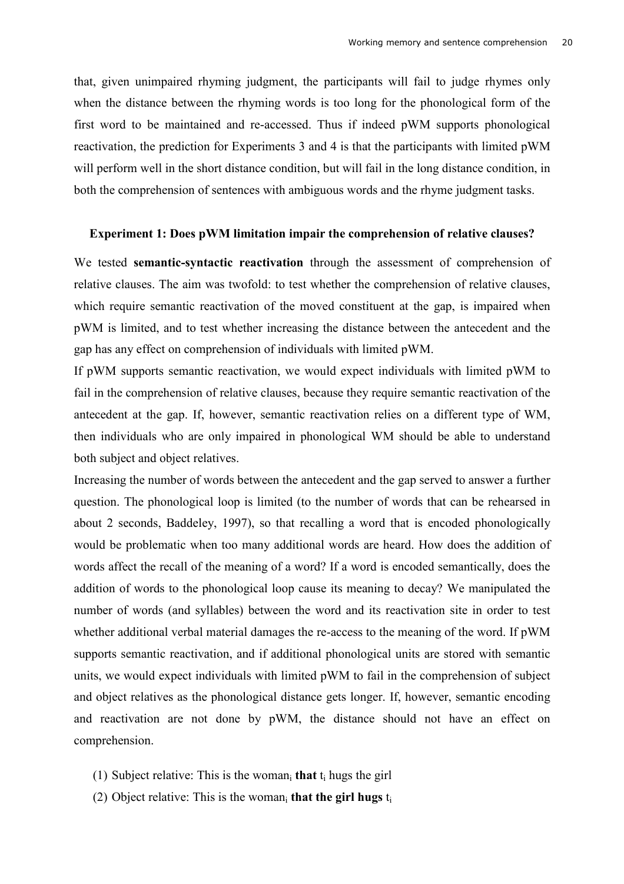that, given unimpaired rhyming judgment, the participants will fail to judge rhymes only when the distance between the rhyming words is too long for the phonological form of the first word to be maintained and re-accessed. Thus if indeed pWM supports phonological reactivation, the prediction for Experiments 3 and 4 is that the participants with limited pWM will perform well in the short distance condition, but will fail in the long distance condition, in both the comprehension of sentences with ambiguous words and the rhyme judgment tasks.

### Experiment 1: Does pWM limitation impair the comprehension of relative clauses?

We tested **semantic-syntactic reactivation** through the assessment of comprehension of relative clauses. The aim was twofold: to test whether the comprehension of relative clauses, which require semantic reactivation of the moved constituent at the gap, is impaired when pWM is limited, and to test whether increasing the distance between the antecedent and the gap has any effect on comprehension of individuals with limited pWM.

If pWM supports semantic reactivation, we would expect individuals with limited pWM to fail in the comprehension of relative clauses, because they require semantic reactivation of the antecedent at the gap. If, however, semantic reactivation relies on a different type of WM, then individuals who are only impaired in phonological WM should be able to understand both subject and object relatives.

Increasing the number of words between the antecedent and the gap served to answer a further question. The phonological loop is limited (to the number of words that can be rehearsed in about 2 seconds, Baddeley, 1997), so that recalling a word that is encoded phonologically would be problematic when too many additional words are heard. How does the addition of words affect the recall of the meaning of a word? If a word is encoded semantically, does the addition of words to the phonological loop cause its meaning to decay? We manipulated the number of words (and syllables) between the word and its reactivation site in order to test whether additional verbal material damages the re-access to the meaning of the word. If pWM supports semantic reactivation, and if additional phonological units are stored with semantic units, we would expect individuals with limited pWM to fail in the comprehension of subject and object relatives as the phonological distance gets longer. If, however, semantic encoding and reactivation are not done by pWM, the distance should not have an effect on comprehension.

(1) Subject relative: This is the woman$_i$ **that** $t_i$ hugs the girl

(2) Object relative: This is the woman$_i$ **that the girl hugs** $t_i$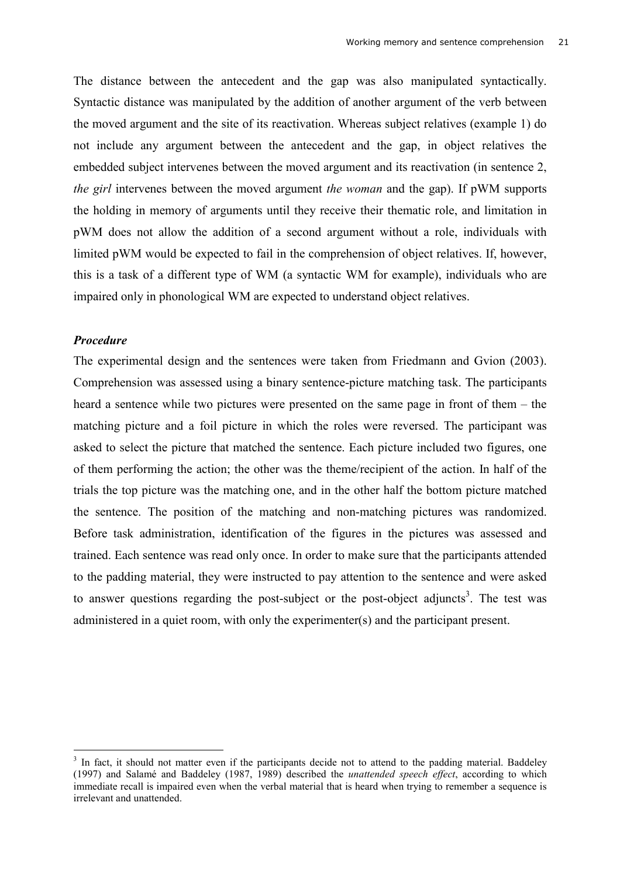The distance between the antecedent and the gap was also manipulated syntactically. Syntactic distance was manipulated by the addition of another argument of the verb between the moved argument and the site of its reactivation. Whereas subject relatives (example 1) do not include any argument between the antecedent and the gap, in object relatives the embedded subject intervenes between the moved argument and its reactivation (in sentence 2, *the girl* intervenes between the moved argument *the woman* and the gap). If pWM supports the holding in memory of arguments until they receive their thematic role, and limitation in pWM does not allow the addition of a second argument without a role, individuals with limited pWM would be expected to fail in the comprehension of object relatives. If, however, this is a task of a different type of WM (a syntactic WM for example), individuals who are impaired only in phonological WM are expected to understand object relatives.

### *Procedure*

The experimental design and the sentences were taken from Friedmann and Gvion (2003). Comprehension was assessed using a binary sentence-picture matching task. The participants heard a sentence while two pictures were presented on the same page in front of them – the matching picture and a foil picture in which the roles were reversed. The participant was asked to select the picture that matched the sentence. Each picture included two figures, one of them performing the action; the other was the theme/recipient of the action. In half of the trials the top picture was the matching one, and in the other half the bottom picture matched the sentence. The position of the matching and non-matching pictures was randomized. Before task administration, identification of the figures in the pictures was assessed and trained. Each sentence was read only once. In order to make sure that the participants attended to the padding material, they were instructed to pay attention to the sentence and were asked to answer questions regarding the post-subject or the post-object adjuncts[3]. The test was administered in a quiet room, with only the experimenter(s) and the participant present.

[3] In fact, it should not matter even if the participants decide not to attend to the padding material. Baddeley (1997) and Salamé and Baddeley (1987, 1989) described the *unattended speech effect*, according to which immediate recall is impaired even when the verbal material that is heard when trying to remember a sequence is irrelevant and unattended.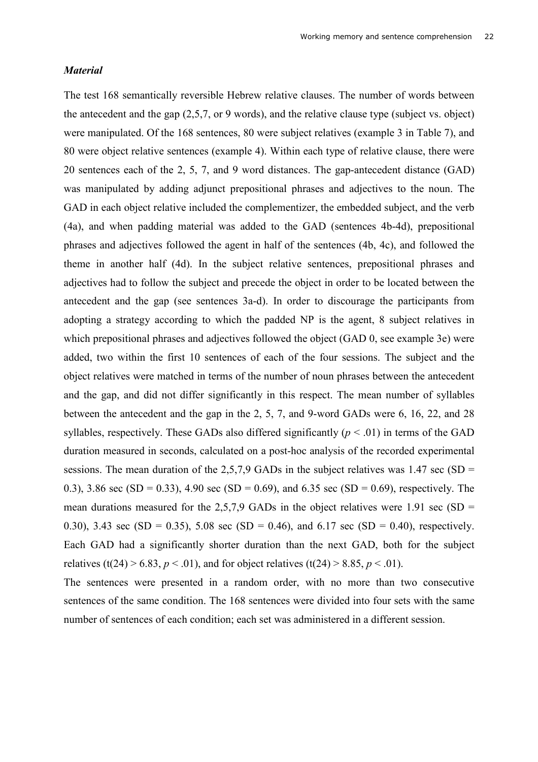### *Material*

The test 168 semantically reversible Hebrew relative clauses. The number of words between the antecedent and the gap (2,5,7, or 9 words), and the relative clause type (subject vs. object) were manipulated. Of the 168 sentences, 80 were subject relatives (example 3 in Table 7), and 80 were object relative sentences (example 4). Within each type of relative clause, there were 20 sentences each of the 2, 5, 7, and 9 word distances. The gap-antecedent distance (GAD) was manipulated by adding adjunct prepositional phrases and adjectives to the noun. The GAD in each object relative included the complementizer, the embedded subject, and the verb (4a), and when padding material was added to the GAD (sentences 4b-4d), prepositional phrases and adjectives followed the agent in half of the sentences (4b, 4c), and followed the theme in another half (4d). In the subject relative sentences, prepositional phrases and adjectives had to follow the subject and precede the object in order to be located between the antecedent and the gap (see sentences 3a-d). In order to discourage the participants from adopting a strategy according to which the padded NP is the agent, 8 subject relatives in which prepositional phrases and adjectives followed the object (GAD 0, see example 3e) were added, two within the first 10 sentences of each of the four sessions. The subject and the object relatives were matched in terms of the number of noun phrases between the antecedent and the gap, and did not differ significantly in this respect. The mean number of syllables between the antecedent and the gap in the 2, 5, 7, and 9-word GADs were 6, 16, 22, and 28 syllables, respectively. These GADs also differed significantly ($p < .01$) in terms of the GAD duration measured in seconds, calculated on a post-hoc analysis of the recorded experimental sessions. The mean duration of the 2,5,7,9 GADs in the subject relatives was 1.47 sec (SD = 0.3), 3.86 sec (SD = 0.33), 4.90 sec (SD = 0.69), and 6.35 sec (SD = 0.69), respectively. The mean durations measured for the 2,5,7,9 GADs in the object relatives were 1.91 sec (SD = 0.30), 3.43 sec (SD = 0.35), 5.08 sec (SD = 0.46), and 6.17 sec (SD = 0.40), respectively. Each GAD had a significantly shorter duration than the next GAD, both for the subject relatives ($t(24) > 6.83$, $p < .01$), and for object relatives ($t(24) > 8.85$, $p < .01$).

The sentences were presented in a random order, with no more than two consecutive sentences of the same condition. The 168 sentences were divided into four sets with the same number of sentences of each condition; each set was administered in a different session.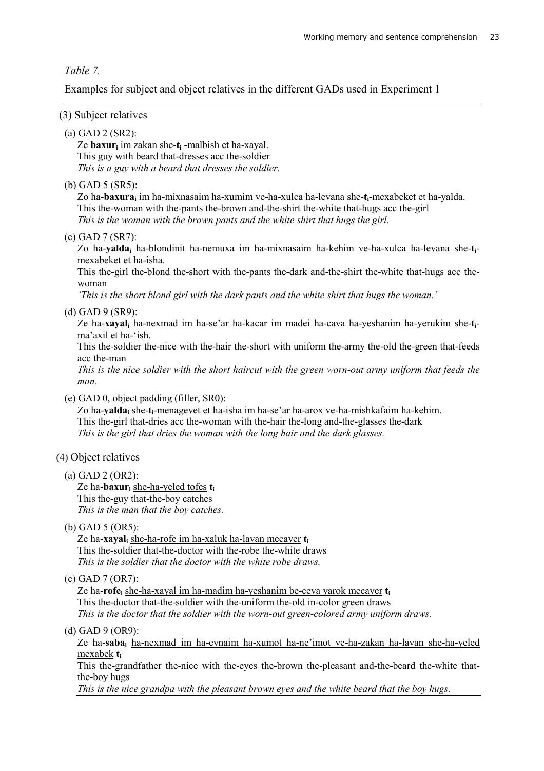*Table 7.*

Examples for subject and object relatives in the different GADs used in Experiment 1

(3) Subject relatives

(a) GAD 2 (SR2):
Ze **baxur**$_i$ <u>im zakan</u> she-**t**$_i$ -malbish et ha-xayal.
This guy with beard that-dresses acc the-soldier
*This is a guy with a beard that dresses the soldier.*

(b) GAD 5 (SR5):
Zo ha-**baxura**$_i$ <u>im ha-mixnasaim ha-xumim ve-ha-xulca ha-levana</u> she-**t**$_i$-mexabeket et ha-yalda.
This the-woman with the-pants the-brown and-the-shirt the-white that-hugs acc the-girl
*This is the woman with the brown pants and the white shirt that hugs the girl.*

(c) GAD 7 (SR7):
Zo ha-**yalda**$_i$ <u>ha-blondinit ha-nemuxa im ha-mixnasaim ha-kehim ve-ha-xulca ha-levana</u> she-**t**$_i$-mexabeket et ha-isha.
This the-girl the-blond the-short with the-pants the-dark and-the-shirt the-white that-hugs acc the-woman
*'This is the short blond girl with the dark pants and the white shirt that hugs the woman.'*

(d) GAD 9 (SR9):
Ze ha-**xayal**$_i$ <u>ha-nexmad im ha-se'ar ha-kacar im madei ha-cava ha-yeshanim ha-yerukim</u> she-**t**$_i$-ma'axil et ha-'ish.
This the-soldier the-nice with the-hair the-short with uniform the-army the-old the-green that-feeds acc the-man
*This is the nice soldier with the short haircut with the green worn-out army uniform that feeds the man.*

(e) GAD 0, object padding (filler, SR0):
Zo ha-**yalda**$_i$ she-**t**$_i$-menagevet et ha-isha im ha-se'ar ha-arox ve-ha-mishkafaim ha-kehim.
This the-girl that-dries acc the-woman with the-hair the-long and-the-glasses the-dark
*This is the girl that dries the woman with the long hair and the dark glasses.*

(4) Object relatives

(a) GAD 2 (OR2):
Ze ha-**baxur**$_i$ <u>she-ha-yeled tofes</u> **t**$_i$
This the-guy that-the-boy catches
*This is the man that the boy catches.*

(b) GAD 5 (OR5):
Ze ha-**xayal**$_i$ <u>she-ha-rofe im ha-xaluk ha-lavan mecayer</u> **t**$_i$
This the-soldier that-the-doctor with the-robe the-white draws
*This is the soldier that the doctor with the white robe draws.*

(c) GAD 7 (OR7):
Ze ha-**rofe**$_i$ <u>she-ha-xayal im ha-madim ha-yeshanim be-ceva yarok mecayer</u> **t**$_i$
This the-doctor that-the-soldier with the-uniform the-old in-color green draws
*This is the doctor that the soldier with the worn-out green-colored army uniform draws.*

(d) GAD 9 (OR9):
Ze ha-**saba**$_i$ <u>ha-nexmad im ha-eynaim ha-xumot ha-ne'imot ve-ha-zakan ha-lavan she-ha-yeled mexabek</u> **t**$_i$
This the-grandfather the-nice with the-eyes the-brown the-pleasant and-the-beard the-white that-the-boy hugs
*This is the nice grandpa with the pleasant brown eyes and the white beard that the boy hugs.*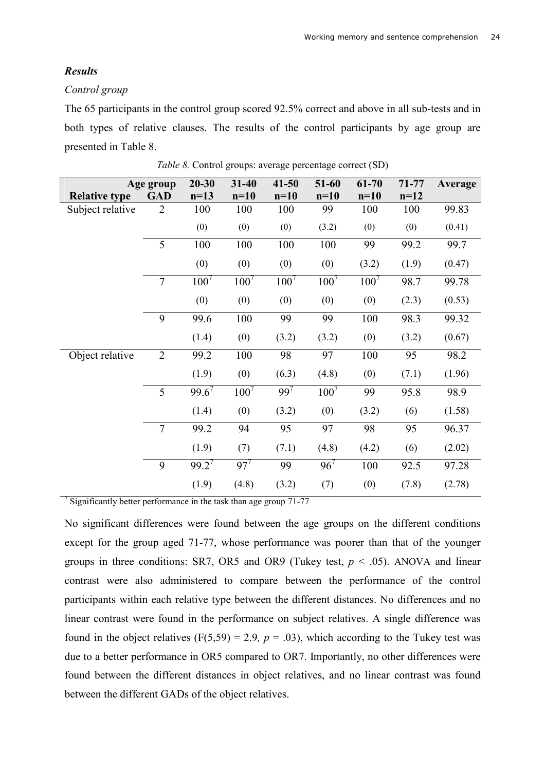### *Results*

*Control group*

The 65 participants in the control group scored 92.5% correct and above in all sub-tests and in both types of relative clauses. The results of the control participants by age group are presented in Table 8.

*Table 8.* Control groups: average percentage correct (SD)

| Relative type | Age group GAD | 20-30 n=13 | 31-40 n=10 | 41-50 n=10 | 51-60 n=10 | 61-70 n=10 | 71-77 n=12 | Average |
|---|---|---|---|---|---|---|---|---|
| Subject relative | 2 | 100 | 100 | 100 | 99 | 100 | 100 | 99.83 |
| | | (0) | (0) | (0) | (3.2) | (0) | (0) | (0.41) |
| | 5 | 100 | 100 | 100 | 100 | 99 | 99.2 | 99.7 |
| | | (0) | (0) | (0) | (0) | (3.2) | (1.9) | (0.47) |
| | 7 | 100[7] | 100[7] | 100[7] | 100[7] | 100[7] | 98.7 | 99.78 |
| | | (0) | (0) | (0) | (0) | (0) | (2.3) | (0.53) |
| | 9 | 99.6 | 100 | 99 | 99 | 100 | 98.3 | 99.32 |
| | | (1.4) | (0) | (3.2) | (3.2) | (0) | (3.2) | (0.67) |
| Object relative | 2 | 99.2 | 100 | 98 | 97 | 100 | 95 | 98.2 |
| | | (1.9) | (0) | (6.3) | (4.8) | (0) | (7.1) | (1.96) |
| | 5 | 99.6[7] | 100[7] | 99[7] | 100[7] | 99 | 95.8 | 98.9 |
| | | (1.4) | (0) | (3.2) | (0) | (3.2) | (6) | (1.58) |
| | 7 | 99.2 | 94 | 95 | 97 | 98 | 95 | 96.37 |
| | | (1.9) | (7) | (7.1) | (4.8) | (4.2) | (6) | (2.02) |
| | 9 | 99.2[7] | 97[7] | 99 | 96[7] | 100 | 92.5 | 97.28 |
| | | (1.9) | (4.8) | (3.2) | (7) | (0) | (7.8) | (2.78) |

[7] Significantly better performance in the task than age group 71-77

No significant differences were found between the age groups on the different conditions except for the group aged 71-77, whose performance was poorer than that of the younger groups in three conditions: SR7, OR5 and OR9 (Tukey test, $p < .05$). ANOVA and linear contrast were also administered to compare between the performance of the control participants within each relative type between the different distances. No differences and no linear contrast were found in the performance on subject relatives. A single difference was found in the object relatives ($F(5,59) = 2.9$, $p = .03$), which according to the Tukey test was due to a better performance in OR5 compared to OR7. Importantly, no other differences were found between the different distances in object relatives, and no linear contrast was found between the different GADs of the object relatives.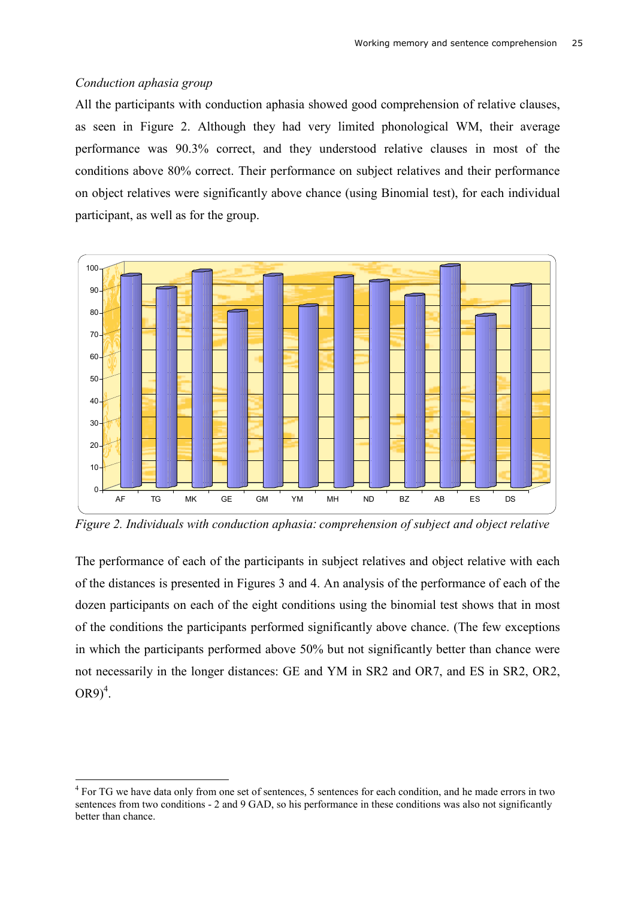*Conduction aphasia group*

All the participants with conduction aphasia showed good comprehension of relative clauses, as seen in Figure 2. Although they had very limited phonological WM, their average performance was 90.3% correct, and they understood relative clauses in most of the conditions above 80% correct. Their performance on subject relatives and their performance on object relatives were significantly above chance (using Binomial test), for each individual participant, as well as for the group.

*Figure 2. Individuals with conduction aphasia: comprehension of subject and object relative*

The performance of each of the participants in subject relatives and object relative with each of the distances is presented in Figures 3 and 4. An analysis of the performance of each of the dozen participants on each of the eight conditions using the binomial test shows that in most of the conditions the participants performed significantly above chance. (The few exceptions in which the participants performed above 50% but not significantly better than chance were not necessarily in the longer distances: GE and YM in SR2 and OR7, and ES in SR2, OR2, OR9)[4].

[4] For TG we have data only from one set of sentences, 5 sentences for each condition, and he made errors in two sentences from two conditions - 2 and 9 GAD, so his performance in these conditions was also not significantly better than chance.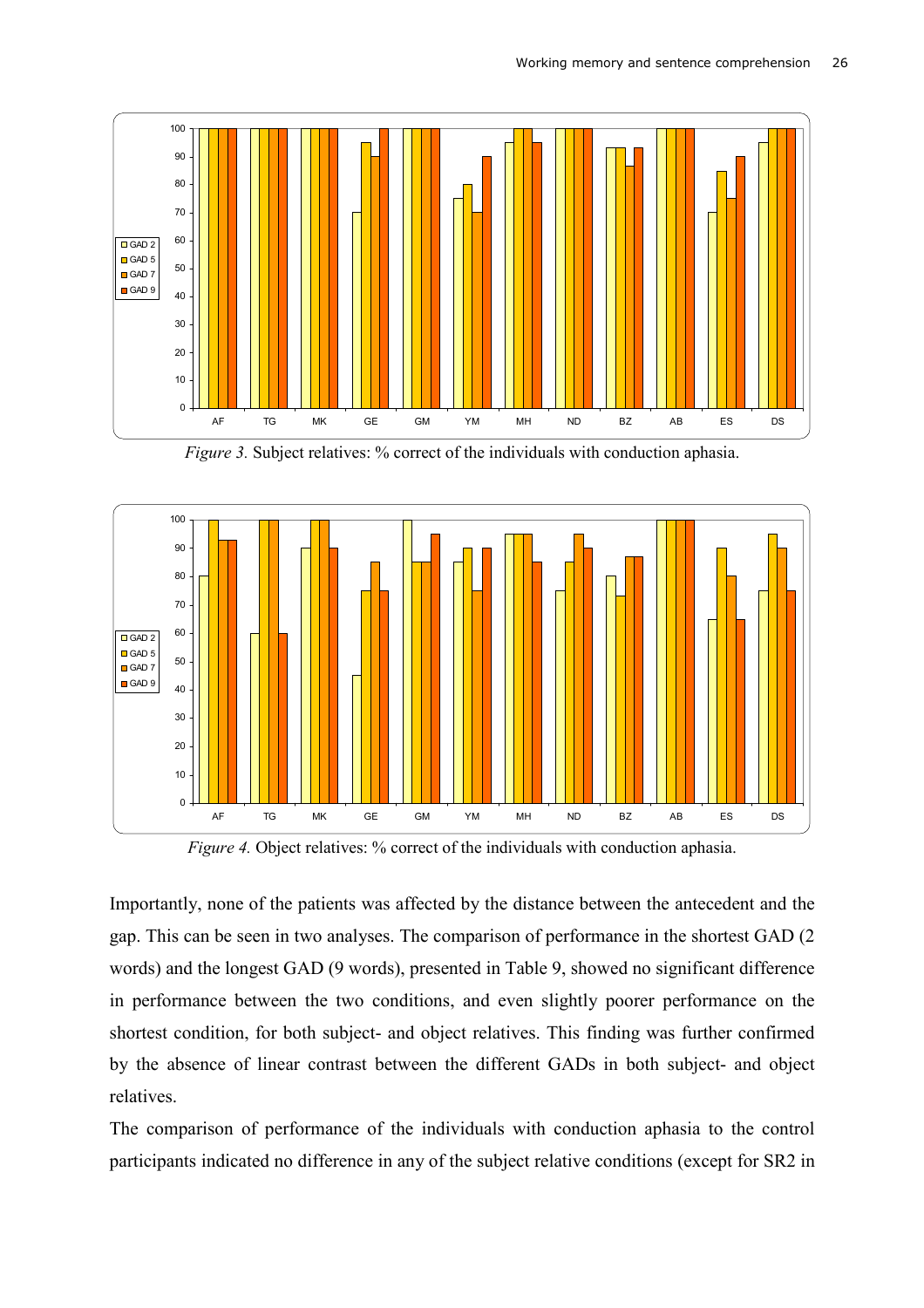*Figure 3.* Subject relatives: % correct of the individuals with conduction aphasia.

*Figure 4.* Object relatives: % correct of the individuals with conduction aphasia.

Importantly, none of the patients was affected by the distance between the antecedent and the gap. This can be seen in two analyses. The comparison of performance in the shortest GAD (2 words) and the longest GAD (9 words), presented in Table 9, showed no significant difference in performance between the two conditions, and even slightly poorer performance on the shortest condition, for both subject- and object relatives. This finding was further confirmed by the absence of linear contrast between the different GADs in both subject- and object relatives.

The comparison of performance of the individuals with conduction aphasia to the control participants indicated no difference in any of the subject relative conditions (except for SR2 in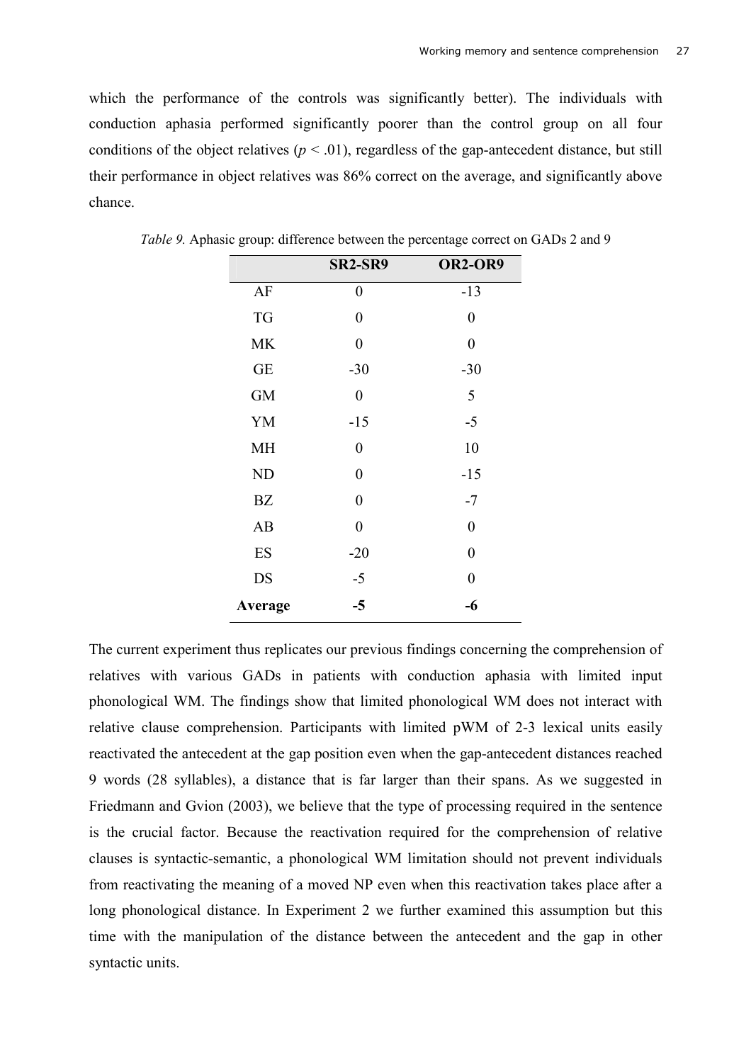which the performance of the controls was significantly better). The individuals with conduction aphasia performed significantly poorer than the control group on all four conditions of the object relatives ($p < .01$), regardless of the gap-antecedent distance, but still their performance in object relatives was 86% correct on the average, and significantly above chance.

*Table 9.* Aphasic group: difference between the percentage correct on GADs 2 and 9

| | **SR2-SR9** | **OR2-OR9** |
|---|---|---|
| AF | 0 | -13 |
| TG | 0 | 0 |
| MK | 0 | 0 |
| GE | -30 | -30 |
| GM | 0 | 5 |
| YM | -15 | -5 |
| MH | 0 | 10 |
| ND | 0 | -15 |
| BZ | 0 | -7 |
| AB | 0 | 0 |
| ES | -20 | 0 |
| DS | -5 | 0 |
| **Average** | **-5** | **-6** |

The current experiment thus replicates our previous findings concerning the comprehension of relatives with various GADs in patients with conduction aphasia with limited input phonological WM. The findings show that limited phonological WM does not interact with relative clause comprehension. Participants with limited pWM of 2-3 lexical units easily reactivated the antecedent at the gap position even when the gap-antecedent distances reached 9 words (28 syllables), a distance that is far larger than their spans. As we suggested in Friedmann and Gvion (2003), we believe that the type of processing required in the sentence is the crucial factor. Because the reactivation required for the comprehension of relative clauses is syntactic-semantic, a phonological WM limitation should not prevent individuals from reactivating the meaning of a moved NP even when this reactivation takes place after a long phonological distance. In Experiment 2 we further examined this assumption but this time with the manipulation of the distance between the antecedent and the gap in other syntactic units.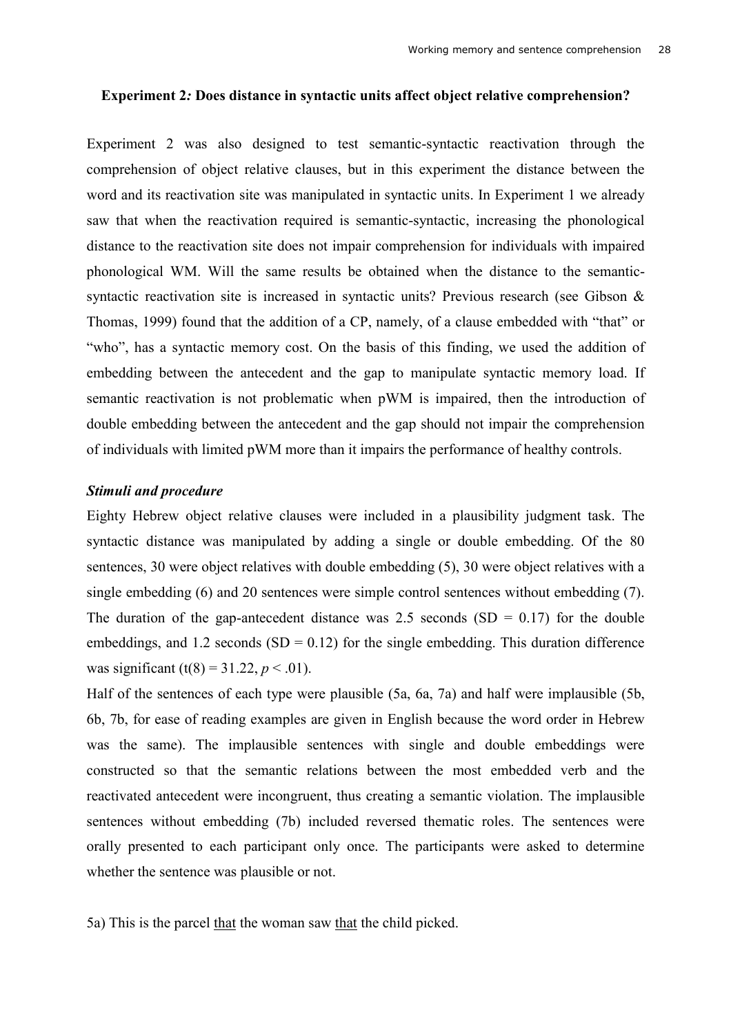**Experiment 2*:* Does distance in syntactic units affect object relative comprehension?**

Experiment 2 was also designed to test semantic-syntactic reactivation through the comprehension of object relative clauses, but in this experiment the distance between the word and its reactivation site was manipulated in syntactic units. In Experiment 1 we already saw that when the reactivation required is semantic-syntactic, increasing the phonological distance to the reactivation site does not impair comprehension for individuals with impaired phonological WM. Will the same results be obtained when the distance to the semantic-syntactic reactivation site is increased in syntactic units? Previous research (see Gibson & Thomas, 1999) found that the addition of a CP, namely, of a clause embedded with "that" or "who", has a syntactic memory cost. On the basis of this finding, we used the addition of embedding between the antecedent and the gap to manipulate syntactic memory load. If semantic reactivation is not problematic when pWM is impaired, then the introduction of double embedding between the antecedent and the gap should not impair the comprehension of individuals with limited pWM more than it impairs the performance of healthy controls.

***Stimuli and procedure***

Eighty Hebrew object relative clauses were included in a plausibility judgment task. The syntactic distance was manipulated by adding a single or double embedding. Of the 80 sentences, 30 were object relatives with double embedding (5), 30 were object relatives with a single embedding (6) and 20 sentences were simple control sentences without embedding (7). The duration of the gap-antecedent distance was 2.5 seconds (SD = 0.17) for the double embeddings, and 1.2 seconds (SD = 0.12) for the single embedding. This duration difference was significant ($t(8) = 31.22$, $p < .01$).

Half of the sentences of each type were plausible (5a, 6a, 7a) and half were implausible (5b, 6b, 7b, for ease of reading examples are given in English because the word order in Hebrew was the same). The implausible sentences with single and double embeddings were constructed so that the semantic relations between the most embedded verb and the reactivated antecedent were incongruent, thus creating a semantic violation. The implausible sentences without embedding (7b) included reversed thematic roles. The sentences were orally presented to each participant only once. The participants were asked to determine whether the sentence was plausible or not.

5a) This is the parcel <u>that</u> the woman saw <u>that</u> the child picked.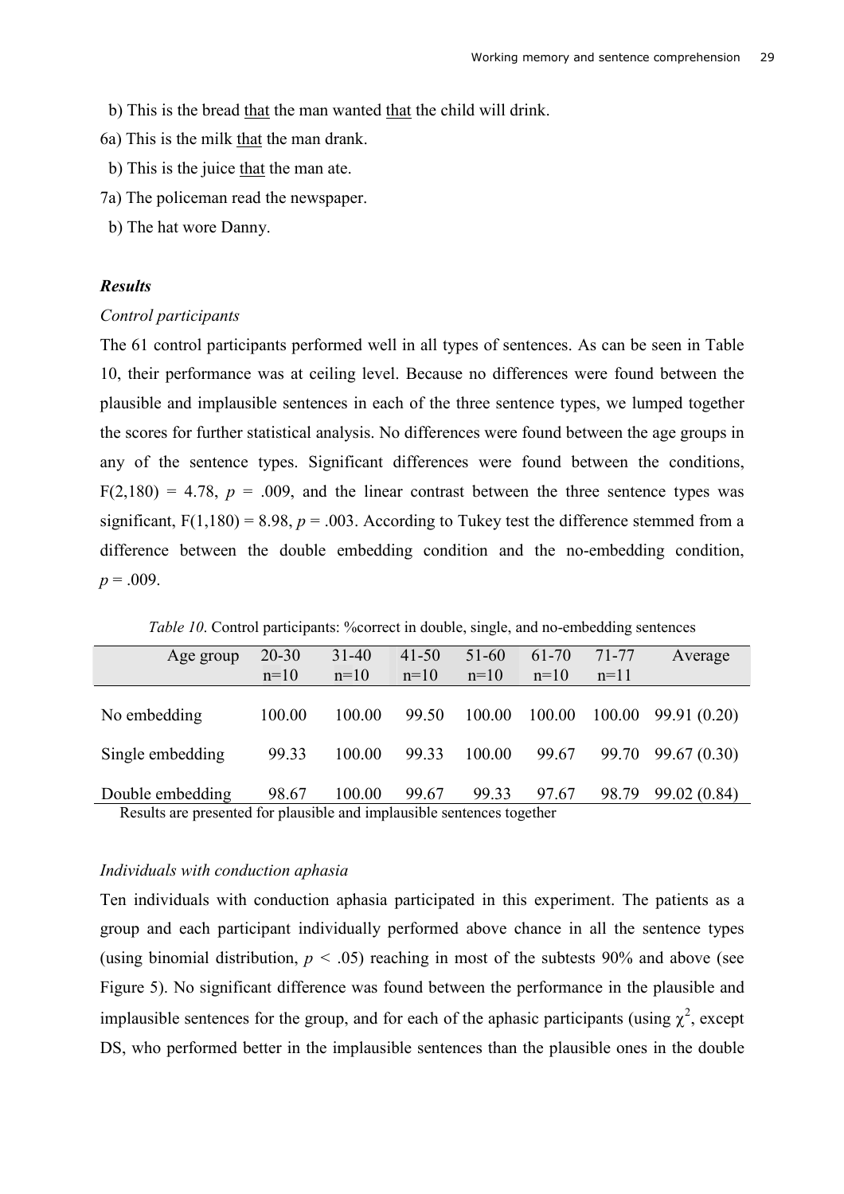b) This is the bread that the man wanted that the child will drink.

6a) This is the milk that the man drank.

b) This is the juice that the man ate.

7a) The policeman read the newspaper.

b) The hat wore Danny.

### *Results*

*Control participants*

The 61 control participants performed well in all types of sentences. As can be seen in Table 10, their performance was at ceiling level. Because no differences were found between the plausible and implausible sentences in each of the three sentence types, we lumped together the scores for further statistical analysis. No differences were found between the age groups in any of the sentence types. Significant differences were found between the conditions, $F(2,180) = 4.78$, $p = .009$, and the linear contrast between the three sentence types was significant, $F(1,180) = 8.98$, $p = .003$. According to Tukey test the difference stemmed from a difference between the double embedding condition and the no-embedding condition, $p = .009$.

*Table 10*. Control participants: %correct in double, single, and no-embedding sentences

| Age group | 20-30 n=10 | 31-40 n=10 | 41-50 n=10 | 51-60 n=10 | 61-70 n=10 | 71-77 n=11 | Average |
|---|---|---|---|---|---|---|---|
| No embedding | 100.00 | 100.00 | 99.50 | 100.00 | 100.00 | 100.00 | 99.91 (0.20) |
| Single embedding | 99.33 | 100.00 | 99.33 | 100.00 | 99.67 | 99.70 | 99.67 (0.30) |
| Double embedding | 98.67 | 100.00 | 99.67 | 99.33 | 97.67 | 98.79 | 99.02 (0.84) |

Results are presented for plausible and implausible sentences together

*Individuals with conduction aphasia*

Ten individuals with conduction aphasia participated in this experiment. The patients as a group and each participant individually performed above chance in all the sentence types (using binomial distribution, $p < .05$) reaching in most of the subtests 90% and above (see Figure 5). No significant difference was found between the performance in the plausible and implausible sentences for the group, and for each of the aphasic participants (using $\chi^2$, except DS, who performed better in the implausible sentences than the plausible ones in the double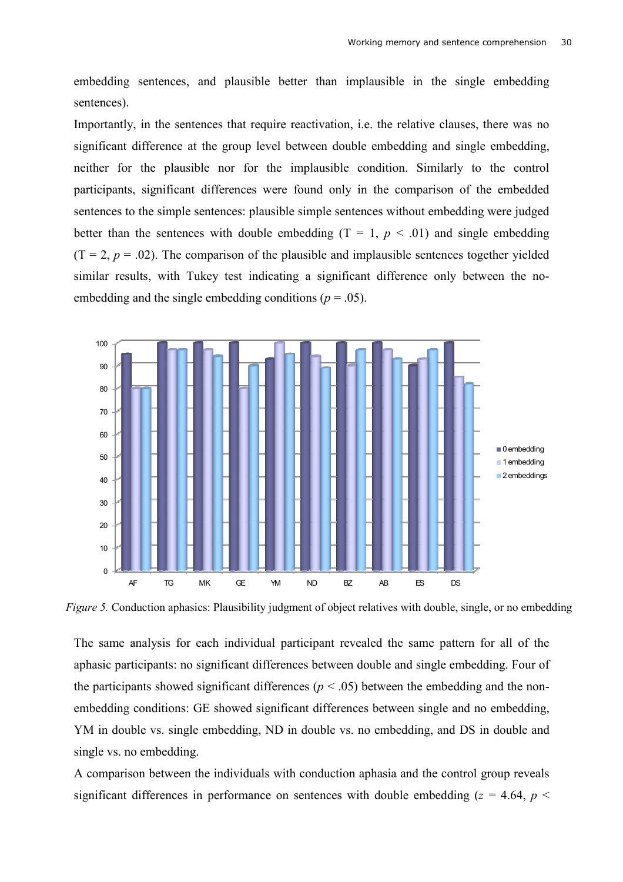embedding sentences, and plausible better than implausible in the single embedding sentences).

Importantly, in the sentences that require reactivation, i.e. the relative clauses, there was no significant difference at the group level between double embedding and single embedding, neither for the plausible nor for the implausible condition. Similarly to the control participants, significant differences were found only in the comparison of the embedded sentences to the simple sentences: plausible simple sentences without embedding were judged better than the sentences with double embedding ($T = 1$, $p < .01$) and single embedding ($T = 2$, $p = .02$). The comparison of the plausible and implausible sentences together yielded similar results, with Tukey test indicating a significant difference only between the no-embedding and the single embedding conditions ($p = .05$).

*Figure 5.* Conduction aphasics: Plausibility judgment of object relatives with double, single, or no embedding

The same analysis for each individual participant revealed the same pattern for all of the aphasic participants: no significant differences between double and single embedding. Four of the participants showed significant differences ($p < .05$) between the embedding and the non-embedding conditions: GE showed significant differences between single and no embedding, YM in double vs. single embedding, ND in double vs. no embedding, and DS in double and single vs. no embedding.

A comparison between the individuals with conduction aphasia and the control group reveals significant differences in performance on sentences with double embedding ($z = 4.64$, $p <$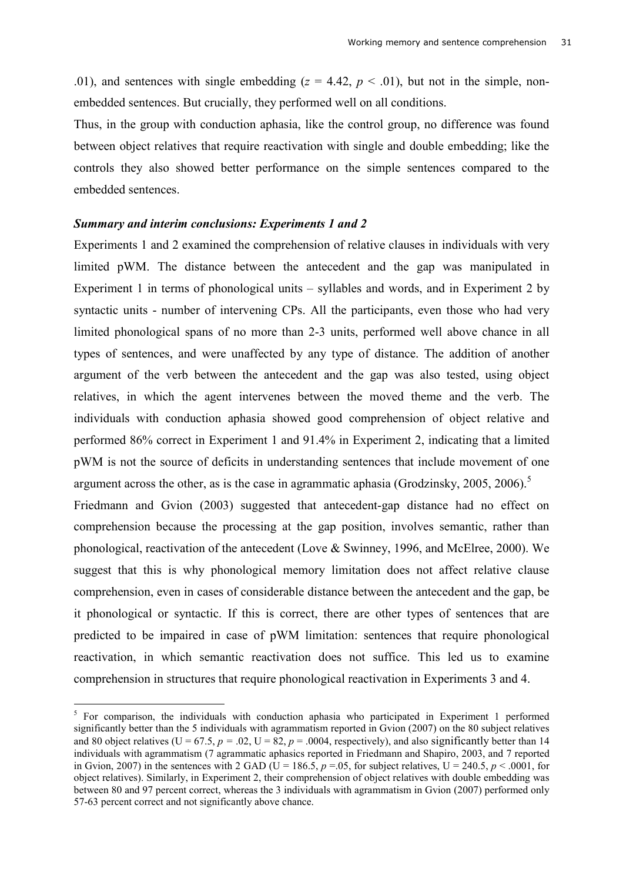.01), and sentences with single embedding ($z = 4.42$, $p < .01$), but not in the simple, non-embedded sentences. But crucially, they performed well on all conditions.

Thus, in the group with conduction aphasia, like the control group, no difference was found between object relatives that require reactivation with single and double embedding; like the controls they also showed better performance on the simple sentences compared to the embedded sentences.

### *Summary and interim conclusions: Experiments 1 and 2*

Experiments 1 and 2 examined the comprehension of relative clauses in individuals with very limited pWM. The distance between the antecedent and the gap was manipulated in Experiment 1 in terms of phonological units – syllables and words, and in Experiment 2 by syntactic units - number of intervening CPs. All the participants, even those who had very limited phonological spans of no more than 2-3 units, performed well above chance in all types of sentences, and were unaffected by any type of distance. The addition of another argument of the verb between the antecedent and the gap was also tested, using object relatives, in which the agent intervenes between the moved theme and the verb. The individuals with conduction aphasia showed good comprehension of object relative and performed 86% correct in Experiment 1 and 91.4% in Experiment 2, indicating that a limited pWM is not the source of deficits in understanding sentences that include movement of one argument across the other, as is the case in agrammatic aphasia (Grodzinsky, 2005, 2006).[5]

Friedmann and Gvion (2003) suggested that antecedent-gap distance had no effect on comprehension because the processing at the gap position, involves semantic, rather than phonological, reactivation of the antecedent (Love & Swinney, 1996, and McElree, 2000). We suggest that this is why phonological memory limitation does not affect relative clause comprehension, even in cases of considerable distance between the antecedent and the gap, be it phonological or syntactic. If this is correct, there are other types of sentences that are predicted to be impaired in case of pWM limitation: sentences that require phonological reactivation, in which semantic reactivation does not suffice. This led us to examine comprehension in structures that require phonological reactivation in Experiments 3 and 4.

---

[5] For comparison, the individuals with conduction aphasia who participated in Experiment 1 performed significantly better than the 5 individuals with agrammatism reported in Gvion (2007) on the 80 subject relatives and 80 object relatives ($U = 67.5$, $p = .02$, $U = 82$, $p = .0004$, respectively), and also significantly better than 14 individuals with agrammatism (7 agrammatic aphasics reported in Friedmann and Shapiro, 2003, and 7 reported in Gvion, 2007) in the sentences with 2 GAD ($U = 186.5$, $p = .05$, for subject relatives, $U = 240.5$, $p < .0001$, for object relatives). Similarly, in Experiment 2, their comprehension of object relatives with double embedding was between 80 and 97 percent correct, whereas the 3 individuals with agrammatism in Gvion (2007) performed only 57-63 percent correct and not significantly above chance.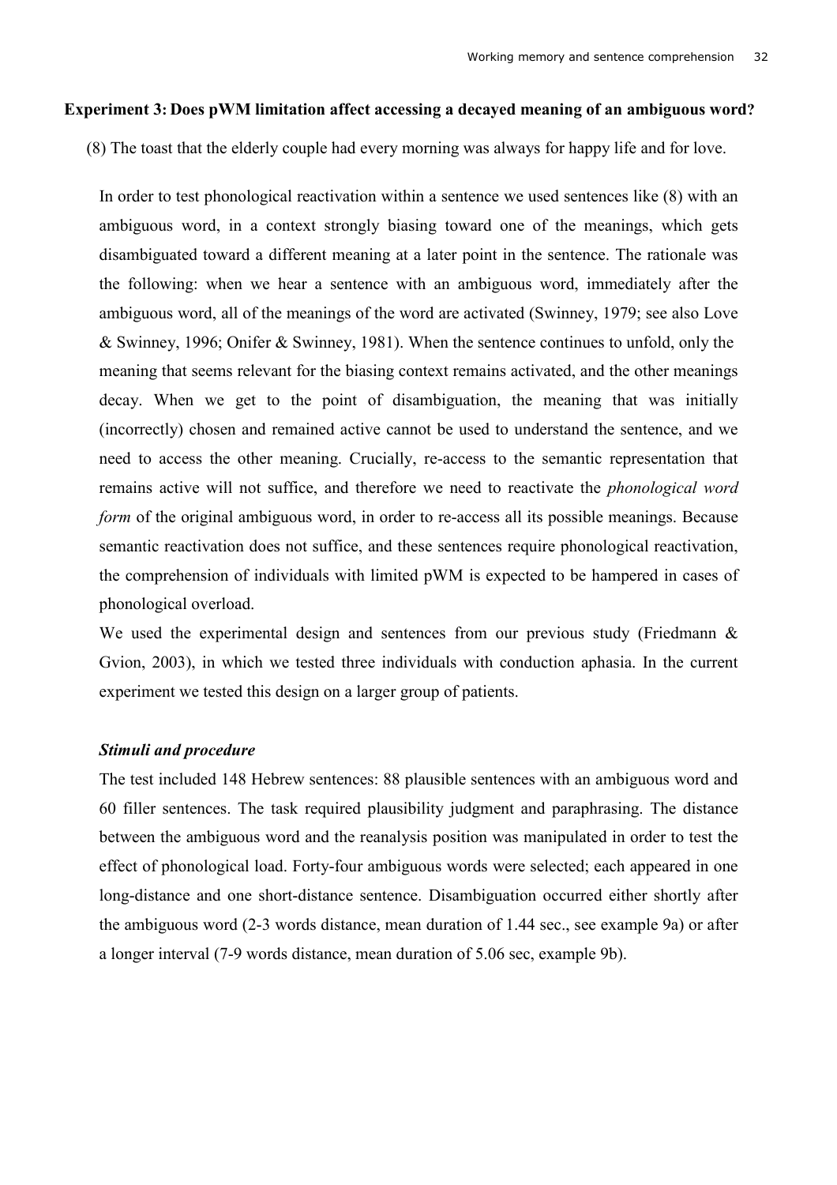### Experiment 3: Does pWM limitation affect accessing a decayed meaning of an ambiguous word?

(8) The toast that the elderly couple had every morning was always for happy life and for love.

In order to test phonological reactivation within a sentence we used sentences like (8) with an ambiguous word, in a context strongly biasing toward one of the meanings, which gets disambiguated toward a different meaning at a later point in the sentence. The rationale was the following: when we hear a sentence with an ambiguous word, immediately after the ambiguous word, all of the meanings of the word are activated (Swinney, 1979; see also Love & Swinney, 1996; Onifer & Swinney, 1981). When the sentence continues to unfold, only the meaning that seems relevant for the biasing context remains activated, and the other meanings decay. When we get to the point of disambiguation, the meaning that was initially (incorrectly) chosen and remained active cannot be used to understand the sentence, and we need to access the other meaning. Crucially, re-access to the semantic representation that remains active will not suffice, and therefore we need to reactivate the *phonological word form* of the original ambiguous word, in order to re-access all its possible meanings. Because semantic reactivation does not suffice, and these sentences require phonological reactivation, the comprehension of individuals with limited pWM is expected to be hampered in cases of phonological overload.

We used the experimental design and sentences from our previous study (Friedmann & Gvion, 2003), in which we tested three individuals with conduction aphasia. In the current experiment we tested this design on a larger group of patients.

#### *Stimuli and procedure*

The test included 148 Hebrew sentences: 88 plausible sentences with an ambiguous word and 60 filler sentences. The task required plausibility judgment and paraphrasing. The distance between the ambiguous word and the reanalysis position was manipulated in order to test the effect of phonological load. Forty-four ambiguous words were selected; each appeared in one long-distance and one short-distance sentence. Disambiguation occurred either shortly after the ambiguous word (2-3 words distance, mean duration of 1.44 sec., see example 9a) or after a longer interval (7-9 words distance, mean duration of 5.06 sec, example 9b).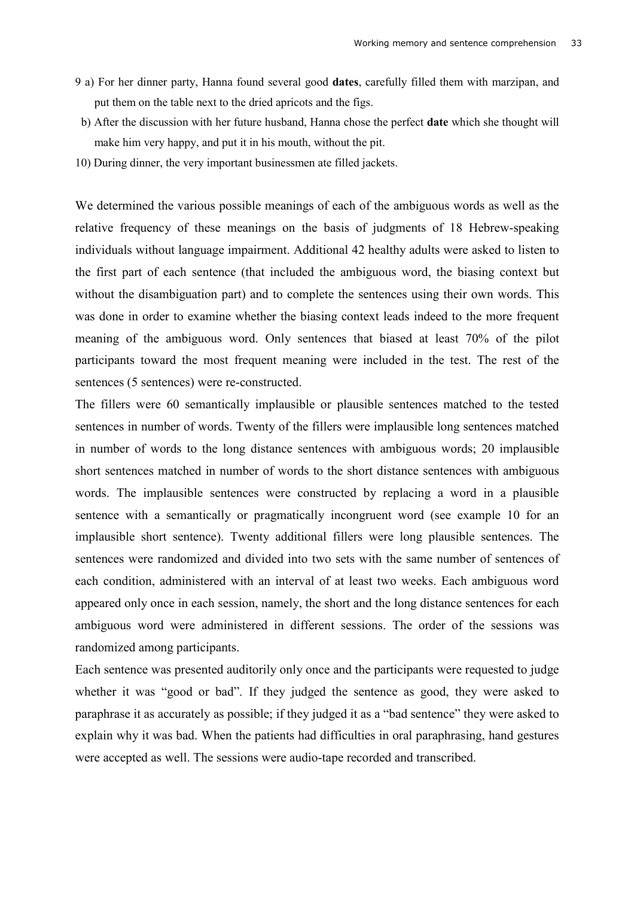9 a) For her dinner party, Hanna found several good **dates**, carefully filled them with marzipan, and put them on the table next to the dried apricots and the figs.

b) After the discussion with her future husband, Hanna chose the perfect **date** which she thought will make him very happy, and put it in his mouth, without the pit.

10) During dinner, the very important businessmen ate filled jackets.

We determined the various possible meanings of each of the ambiguous words as well as the relative frequency of these meanings on the basis of judgments of 18 Hebrew-speaking individuals without language impairment. Additional 42 healthy adults were asked to listen to the first part of each sentence (that included the ambiguous word, the biasing context but without the disambiguation part) and to complete the sentences using their own words. This was done in order to examine whether the biasing context leads indeed to the more frequent meaning of the ambiguous word. Only sentences that biased at least 70% of the pilot participants toward the most frequent meaning were included in the test. The rest of the sentences (5 sentences) were re-constructed.

The fillers were 60 semantically implausible or plausible sentences matched to the tested sentences in number of words. Twenty of the fillers were implausible long sentences matched in number of words to the long distance sentences with ambiguous words; 20 implausible short sentences matched in number of words to the short distance sentences with ambiguous words. The implausible sentences were constructed by replacing a word in a plausible sentence with a semantically or pragmatically incongruent word (see example 10 for an implausible short sentence). Twenty additional fillers were long plausible sentences. The sentences were randomized and divided into two sets with the same number of sentences of each condition, administered with an interval of at least two weeks. Each ambiguous word appeared only once in each session, namely, the short and the long distance sentences for each ambiguous word were administered in different sessions. The order of the sessions was randomized among participants.

Each sentence was presented auditorily only once and the participants were requested to judge whether it was "good or bad". If they judged the sentence as good, they were asked to paraphrase it as accurately as possible; if they judged it as a "bad sentence" they were asked to explain why it was bad. When the patients had difficulties in oral paraphrasing, hand gestures were accepted as well. The sessions were audio-tape recorded and transcribed.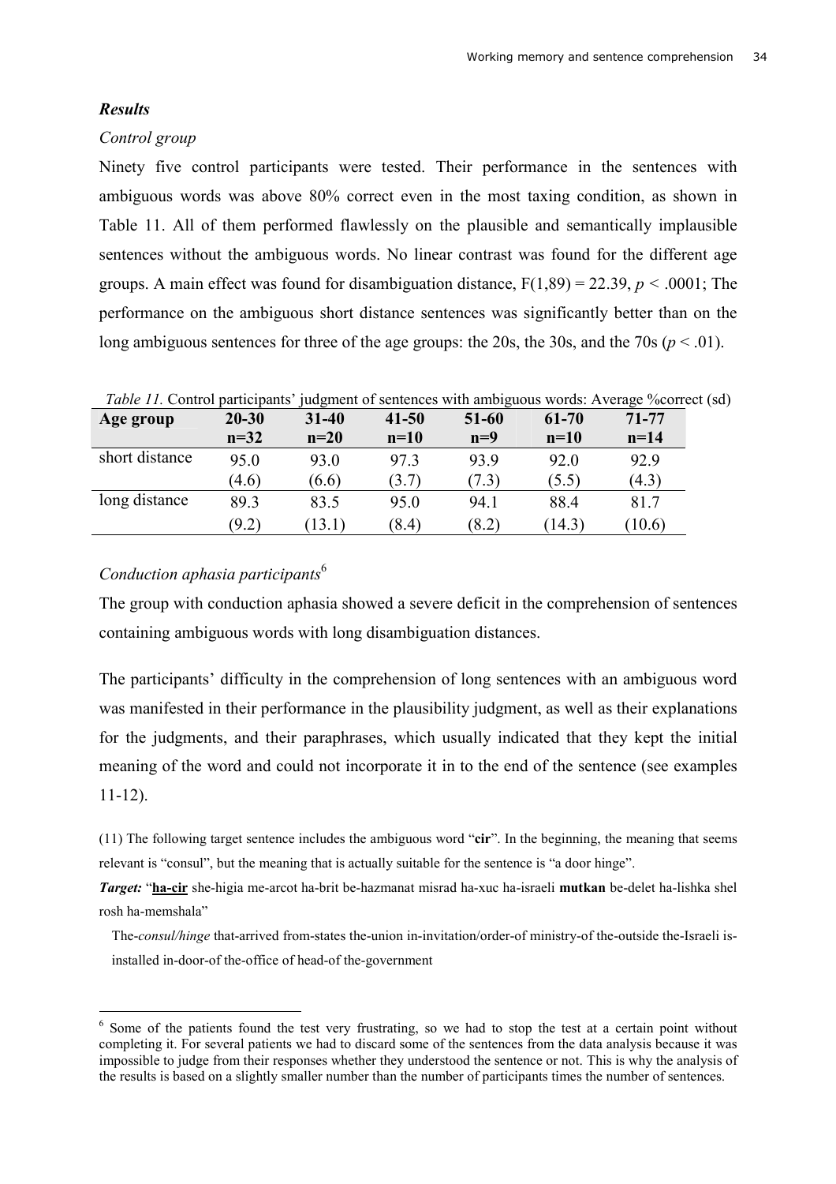### *Results*

*Control group*

Ninety five control participants were tested. Their performance in the sentences with ambiguous words was above 80% correct even in the most taxing condition, as shown in Table 11. All of them performed flawlessly on the plausible and semantically implausible sentences without the ambiguous words. No linear contrast was found for the different age groups. A main effect was found for disambiguation distance, $F(1,89) = 22.39$, $p < .0001$; The performance on the ambiguous short distance sentences was significantly better than on the long ambiguous sentences for three of the age groups: the 20s, the 30s, and the 70s ($p < .01$).

*Table 11.* Control participants' judgment of sentences with ambiguous words: Average %correct (sd)

| **Age group** | **20-30 n=32** | **31-40 n=20** | **41-50 n=10** | **51-60 n=9** | **61-70 n=10** | **71-77 n=14** |
|---|---|---|---|---|---|---|
| short distance | 95.0 (4.6) | 93.0 (6.6) | 97.3 (3.7) | 93.9 (7.3) | 92.0 (5.5) | 92.9 (4.3) |
| long distance | 89.3 (9.2) | 83.5 (13.1) | 95.0 (8.4) | 94.1 (8.2) | 88.4 (14.3) | 81.7 (10.6) |

*Conduction aphasia participants*[6]

The group with conduction aphasia showed a severe deficit in the comprehension of sentences containing ambiguous words with long disambiguation distances.

The participants' difficulty in the comprehension of long sentences with an ambiguous word was manifested in their performance in the plausibility judgment, as well as their explanations for the judgments, and their paraphrases, which usually indicated that they kept the initial meaning of the word and could not incorporate it in to the end of the sentence (see examples 11-12).

(11) The following target sentence includes the ambiguous word "**cir**". In the beginning, the meaning that seems relevant is "consul", but the meaning that is actually suitable for the sentence is "a door hinge".

***Target:*** "**ha-cir** she-higia me-arcot ha-brit be-hazmanat misrad ha-xuc ha-israeli **mutkan** be-delet ha-lishka shel rosh ha-memshala"

The-*consul/hinge* that-arrived from-states the-union in-invitation/order-of ministry-of the-outside the-Israeli is-installed in-door-of the-office of head-of the-government

[6] Some of the patients found the test very frustrating, so we had to stop the test at a certain point without completing it. For several patients we had to discard some of the sentences from the data analysis because it was impossible to judge from their responses whether they understood the sentence or not. This is why the analysis of the results is based on a slightly smaller number than the number of participants times the number of sentences.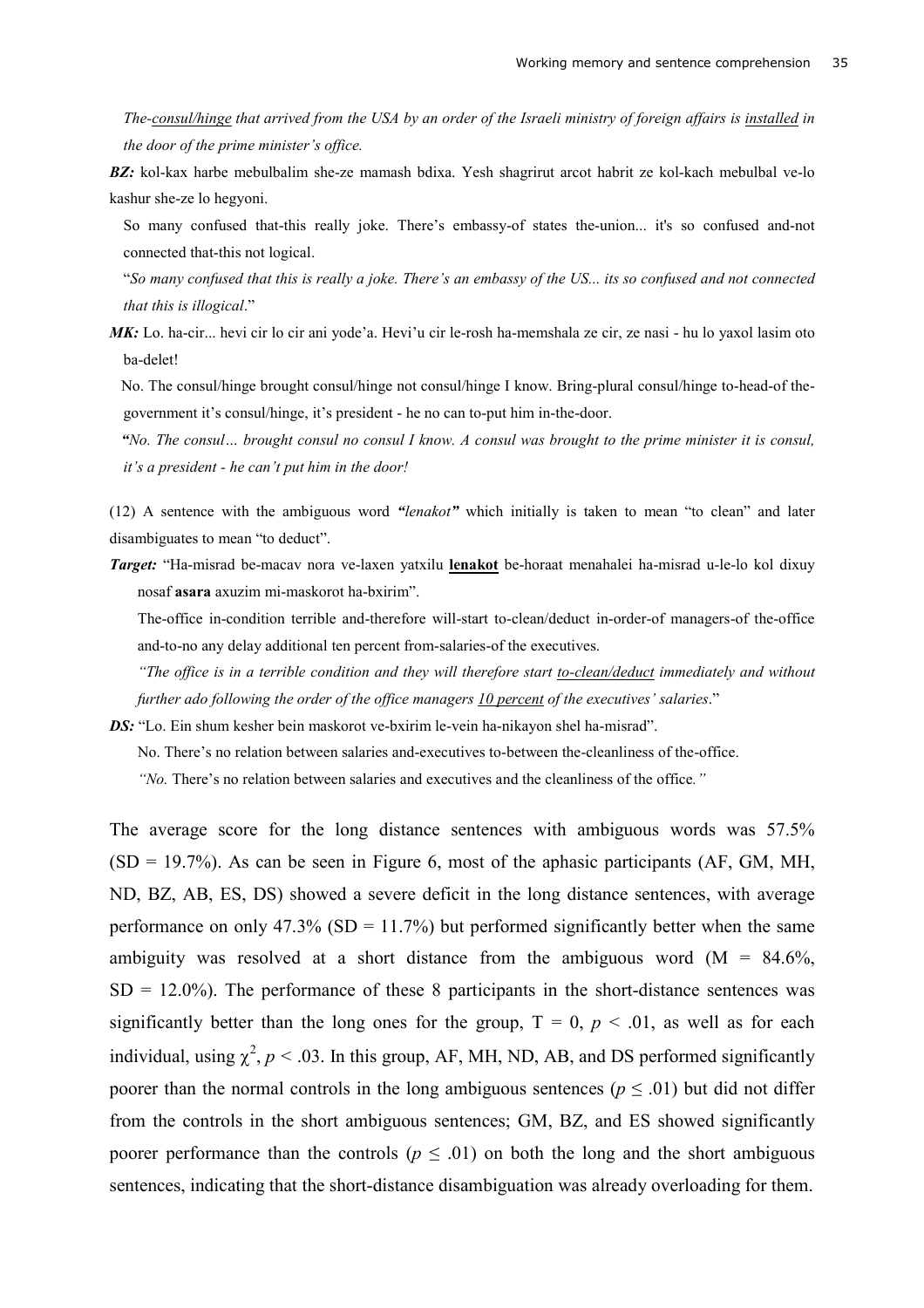*The-consul/hinge that arrived from the USA by an order of the Israeli ministry of foreign affairs is installed in the door of the prime minister's office.*

***BZ:*** kol-kax harbe mebulbalim she-ze mamash bdixa. Yesh shagrirut arcot habrit ze kol-kach mebulbal ve-lo kashur she-ze lo hegyoni.

So many confused that-this really joke. There's embassy-of states the-union... it's so confused and-not connected that-this not logical.

"*So many confused that this is really a joke. There's an embassy of the US... its so confused and not connected that this is illogical*."

***MK:*** Lo. ha-cir... hevi cir lo cir ani yode'a. Hevi'u cir le-rosh ha-memshala ze cir, ze nasi - hu lo yaxol lasim oto ba-delet!

No. The consul/hinge brought consul/hinge not consul/hinge I know. Bring-plural consul/hinge to-head-of the-government it's consul/hinge, it's president - he no can to-put him in-the-door.

***"****No. The consul… brought consul no consul I know. A consul was brought to the prime minister it is consul, it's a president - he can't put him in the door!*

(12) A sentence with the ambiguous word ***"****lenakot****"*** which initially is taken to mean "to clean" and later disambiguates to mean "to deduct".

***Target:*** "Ha-misrad be-macav nora ve-laxen yatxilu **lenakot** be-horaat menahalei ha-misrad u-le-lo kol dixuy nosaf **asara** axuzim mi-maskorot ha-bxirim".

The-office in-condition terrible and-therefore will-start to-clean/deduct in-order-of managers-of the-office and-to-no any delay additional ten percent from-salaries-of the executives.

*"The office is in a terrible condition and they will therefore start to-clean/deduct immediately and without further ado following the order of the office managers 10 percent of the executives' salaries*."

***DS:*** "Lo. Ein shum kesher bein maskorot ve-bxirim le-vein ha-nikayon shel ha-misrad".

No. There's no relation between salaries and-executives to-between the-cleanliness of the-office.

*"No.* There's no relation between salaries and executives and the cleanliness of the office*."*

The average score for the long distance sentences with ambiguous words was 57.5% (SD = 19.7%). As can be seen in Figure 6, most of the aphasic participants (AF, GM, MH, ND, BZ, AB, ES, DS) showed a severe deficit in the long distance sentences, with average performance on only 47.3% (SD = 11.7%) but performed significantly better when the same ambiguity was resolved at a short distance from the ambiguous word (M = 84.6%, SD = 12.0%). The performance of these 8 participants in the short-distance sentences was significantly better than the long ones for the group, $T = 0$, $p < .01$, as well as for each individual, using $\chi^2$, $p < .03$. In this group, AF, MH, ND, AB, and DS performed significantly poorer than the normal controls in the long ambiguous sentences ($p \leq .01$) but did not differ from the controls in the short ambiguous sentences; GM, BZ, and ES showed significantly poorer performance than the controls ($p \leq .01$) on both the long and the short ambiguous sentences, indicating that the short-distance disambiguation was already overloading for them.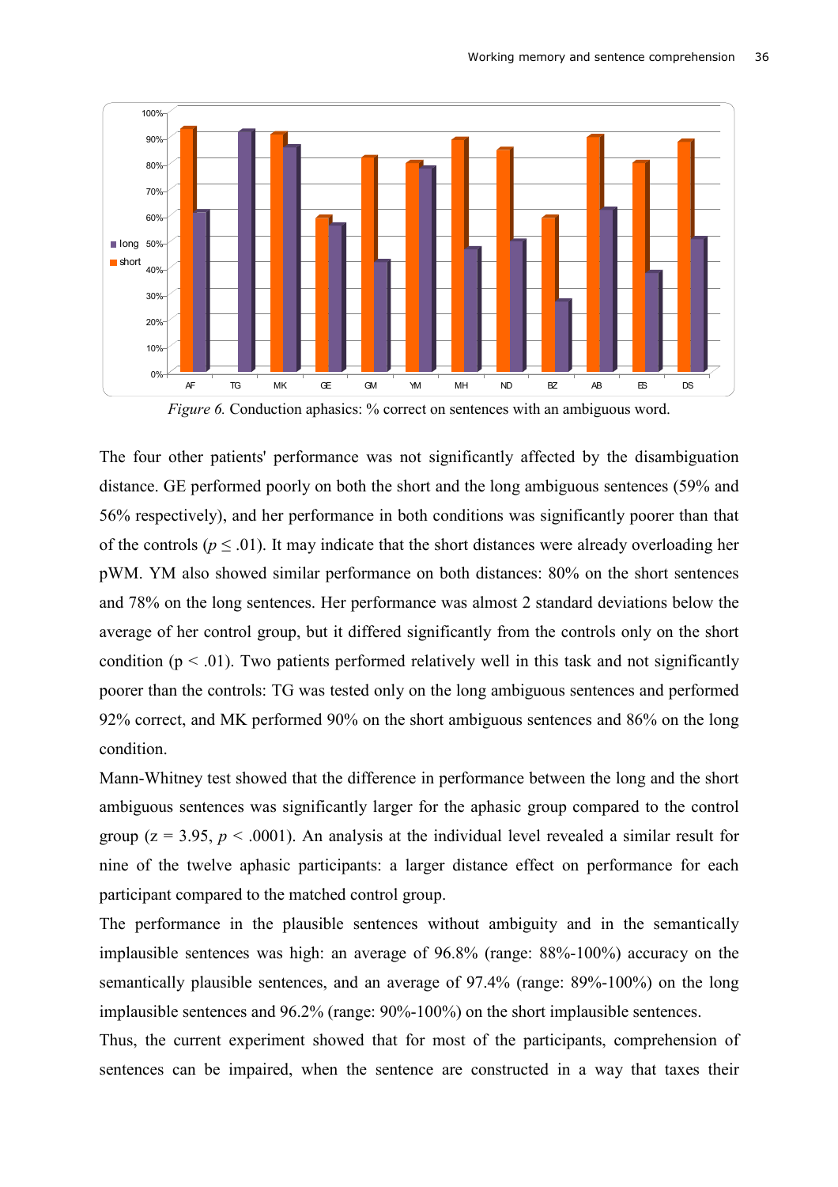*Figure 6.* Conduction aphasics: % correct on sentences with an ambiguous word.

The four other patients' performance was not significantly affected by the disambiguation distance. GE performed poorly on both the short and the long ambiguous sentences (59% and 56% respectively), and her performance in both conditions was significantly poorer than that of the controls ($p \leq .01$). It may indicate that the short distances were already overloading her pWM. YM also showed similar performance on both distances: 80% on the short sentences and 78% on the long sentences. Her performance was almost 2 standard deviations below the average of her control group, but it differed significantly from the controls only on the short condition ($p < .01$). Two patients performed relatively well in this task and not significantly poorer than the controls: TG was tested only on the long ambiguous sentences and performed 92% correct, and MK performed 90% on the short ambiguous sentences and 86% on the long condition.

Mann-Whitney test showed that the difference in performance between the long and the short ambiguous sentences was significantly larger for the aphasic group compared to the control group ($z = 3.95$, $p < .0001$). An analysis at the individual level revealed a similar result for nine of the twelve aphasic participants: a larger distance effect on performance for each participant compared to the matched control group.

The performance in the plausible sentences without ambiguity and in the semantically implausible sentences was high: an average of 96.8% (range: 88%-100%) accuracy on the semantically plausible sentences, and an average of 97.4% (range: 89%-100%) on the long implausible sentences and 96.2% (range: 90%-100%) on the short implausible sentences.

Thus, the current experiment showed that for most of the participants, comprehension of sentences can be impaired, when the sentence are constructed in a way that taxes their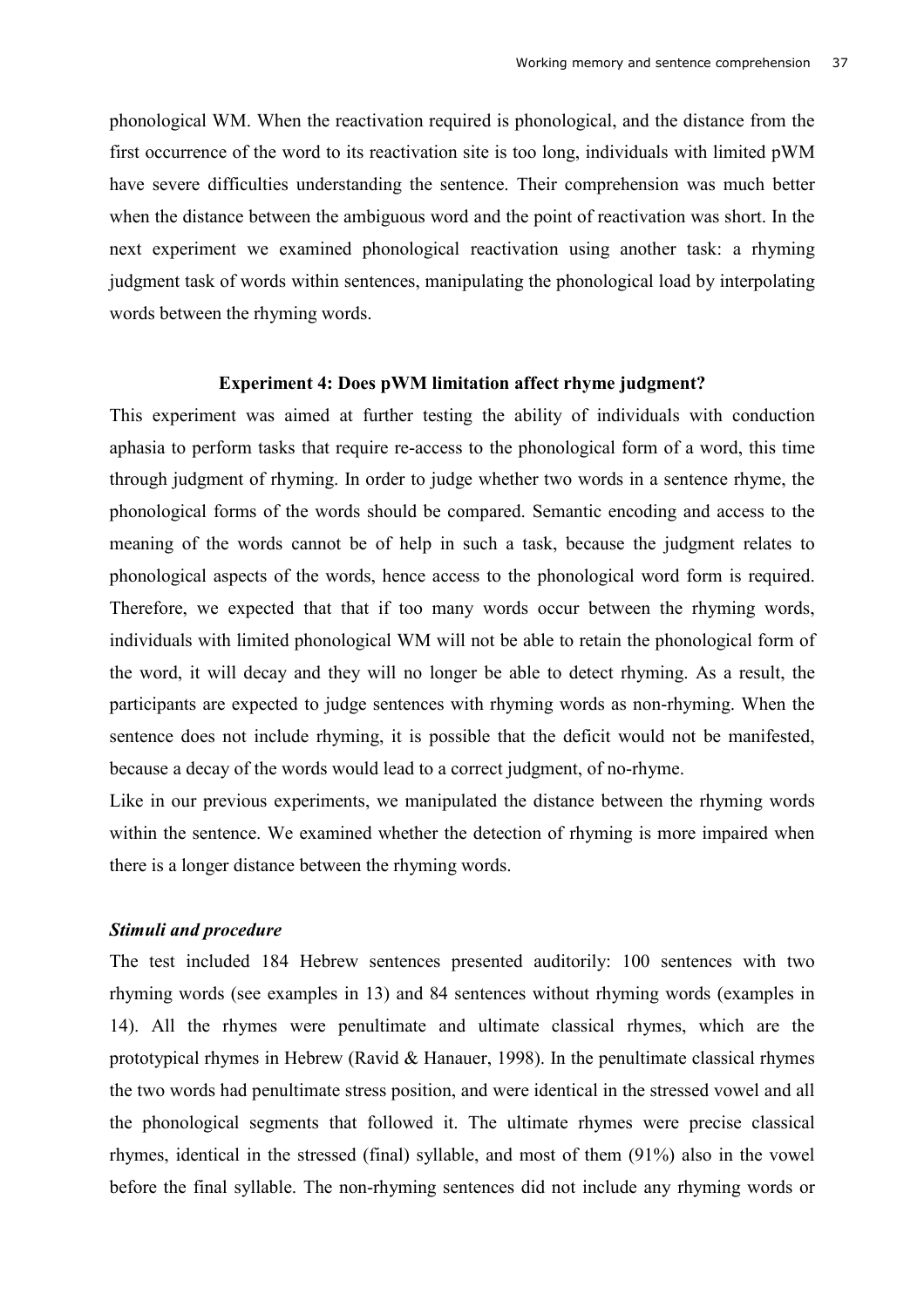phonological WM. When the reactivation required is phonological, and the distance from the first occurrence of the word to its reactivation site is too long, individuals with limited pWM have severe difficulties understanding the sentence. Their comprehension was much better when the distance between the ambiguous word and the point of reactivation was short. In the next experiment we examined phonological reactivation using another task: a rhyming judgment task of words within sentences, manipulating the phonological load by interpolating words between the rhyming words.

### Experiment 4: Does pWM limitation affect rhyme judgment?

This experiment was aimed at further testing the ability of individuals with conduction aphasia to perform tasks that require re-access to the phonological form of a word, this time through judgment of rhyming. In order to judge whether two words in a sentence rhyme, the phonological forms of the words should be compared. Semantic encoding and access to the meaning of the words cannot be of help in such a task, because the judgment relates to phonological aspects of the words, hence access to the phonological word form is required. Therefore, we expected that that if too many words occur between the rhyming words, individuals with limited phonological WM will not be able to retain the phonological form of the word, it will decay and they will no longer be able to detect rhyming. As a result, the participants are expected to judge sentences with rhyming words as non-rhyming. When the sentence does not include rhyming, it is possible that the deficit would not be manifested, because a decay of the words would lead to a correct judgment, of no-rhyme.

Like in our previous experiments, we manipulated the distance between the rhyming words within the sentence. We examined whether the detection of rhyming is more impaired when there is a longer distance between the rhyming words.

#### *Stimuli and procedure*

The test included 184 Hebrew sentences presented auditorily: 100 sentences with two rhyming words (see examples in 13) and 84 sentences without rhyming words (examples in 14). All the rhymes were penultimate and ultimate classical rhymes, which are the prototypical rhymes in Hebrew (Ravid & Hanauer, 1998). In the penultimate classical rhymes the two words had penultimate stress position, and were identical in the stressed vowel and all the phonological segments that followed it. The ultimate rhymes were precise classical rhymes, identical in the stressed (final) syllable, and most of them (91%) also in the vowel before the final syllable. The non-rhyming sentences did not include any rhyming words or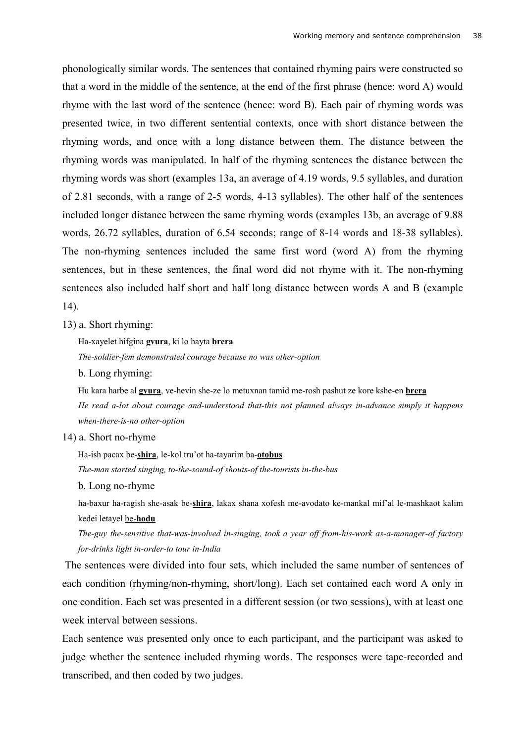phonologically similar words. The sentences that contained rhyming pairs were constructed so that a word in the middle of the sentence, at the end of the first phrase (hence: word A) would rhyme with the last word of the sentence (hence: word B). Each pair of rhyming words was presented twice, in two different sentential contexts, once with short distance between the rhyming words, and once with a long distance between them. The distance between the rhyming words was manipulated. In half of the rhyming sentences the distance between the rhyming words was short (examples 13a, an average of 4.19 words, 9.5 syllables, and duration of 2.81 seconds, with a range of 2-5 words, 4-13 syllables). The other half of the sentences included longer distance between the same rhyming words (examples 13b, an average of 9.88 words, 26.72 syllables, duration of 6.54 seconds; range of 8-14 words and 18-38 syllables). The non-rhyming sentences included the same first word (word A) from the rhyming sentences, but in these sentences, the final word did not rhyme with it. The non-rhyming sentences also included half short and half long distance between words A and B (example 14).

13) a. Short rhyming:

Ha-xayelet hifgina <u>**gvura**</u>, ki lo hayta <u>**brera**</u>

*The-soldier-fem demonstrated courage because no was other-option*

b. Long rhyming:

Hu kara harbe al <u>**gvura**</u>, ve-hevin she-ze lo metuxnan tamid me-rosh pashut ze kore kshe-en <u>**brera**</u>

*He read a-lot about courage and-understood that-this not planned always in-advance simply it happens when-there-is-no other-option*

14) a. Short no-rhyme

Ha-ish pacax be-<u>**shira**</u>, le-kol tru'ot ha-tayarim ba-<u>**otobus**</u>

*The-man started singing, to-the-sound-of shouts-of the-tourists in-the-bus*

b. Long no-rhyme

ha-baxur ha-ragish she-asak be-<u>**shira**</u>, lakax shana xofesh me-avodato ke-mankal mif'al le-mashkaot kalim kedei letayel <u>be-**hodu**</u>

*The-guy the-sensitive that-was-involved in-singing, took a year off from-his-work as-a-manager-of factory for-drinks light in-order-to tour in-India*

The sentences were divided into four sets, which included the same number of sentences of each condition (rhyming/non-rhyming, short/long). Each set contained each word A only in one condition. Each set was presented in a different session (or two sessions), with at least one week interval between sessions.

Each sentence was presented only once to each participant, and the participant was asked to judge whether the sentence included rhyming words. The responses were tape-recorded and transcribed, and then coded by two judges.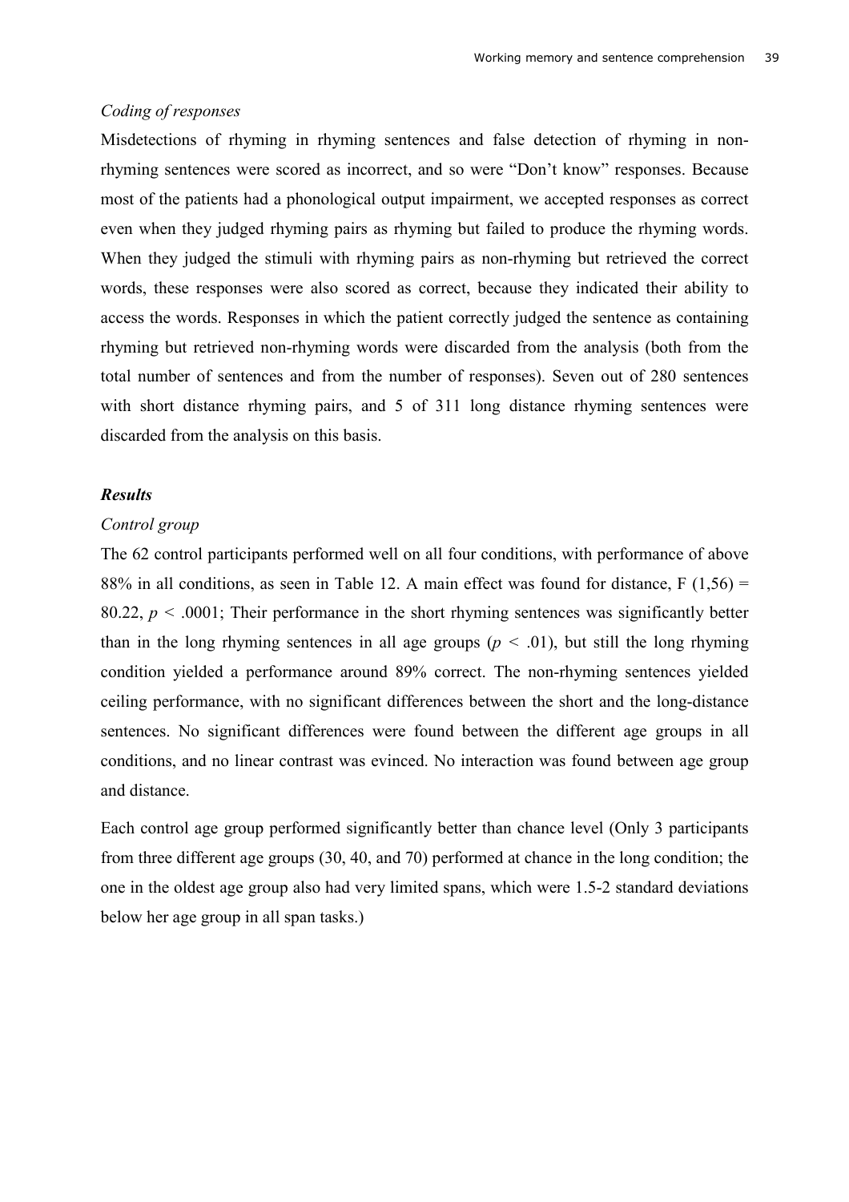*Coding of responses*

Misdetections of rhyming in rhyming sentences and false detection of rhyming in non-rhyming sentences were scored as incorrect, and so were "Don't know" responses. Because most of the patients had a phonological output impairment, we accepted responses as correct even when they judged rhyming pairs as rhyming but failed to produce the rhyming words. When they judged the stimuli with rhyming pairs as non-rhyming but retrieved the correct words, these responses were also scored as correct, because they indicated their ability to access the words. Responses in which the patient correctly judged the sentence as containing rhyming but retrieved non-rhyming words were discarded from the analysis (both from the total number of sentences and from the number of responses). Seven out of 280 sentences with short distance rhyming pairs, and 5 of 311 long distance rhyming sentences were discarded from the analysis on this basis.

***Results***

*Control group*

The 62 control participants performed well on all four conditions, with performance of above 88% in all conditions, as seen in Table 12. A main effect was found for distance, $F(1,56) = 80.22$, $p < .0001$; Their performance in the short rhyming sentences was significantly better than in the long rhyming sentences in all age groups ($p < .01$), but still the long rhyming condition yielded a performance around 89% correct. The non-rhyming sentences yielded ceiling performance, with no significant differences between the short and the long-distance sentences. No significant differences were found between the different age groups in all conditions, and no linear contrast was evinced. No interaction was found between age group and distance.

Each control age group performed significantly better than chance level (Only 3 participants from three different age groups (30, 40, and 70) performed at chance in the long condition; the one in the oldest age group also had very limited spans, which were 1.5-2 standard deviations below her age group in all span tasks.)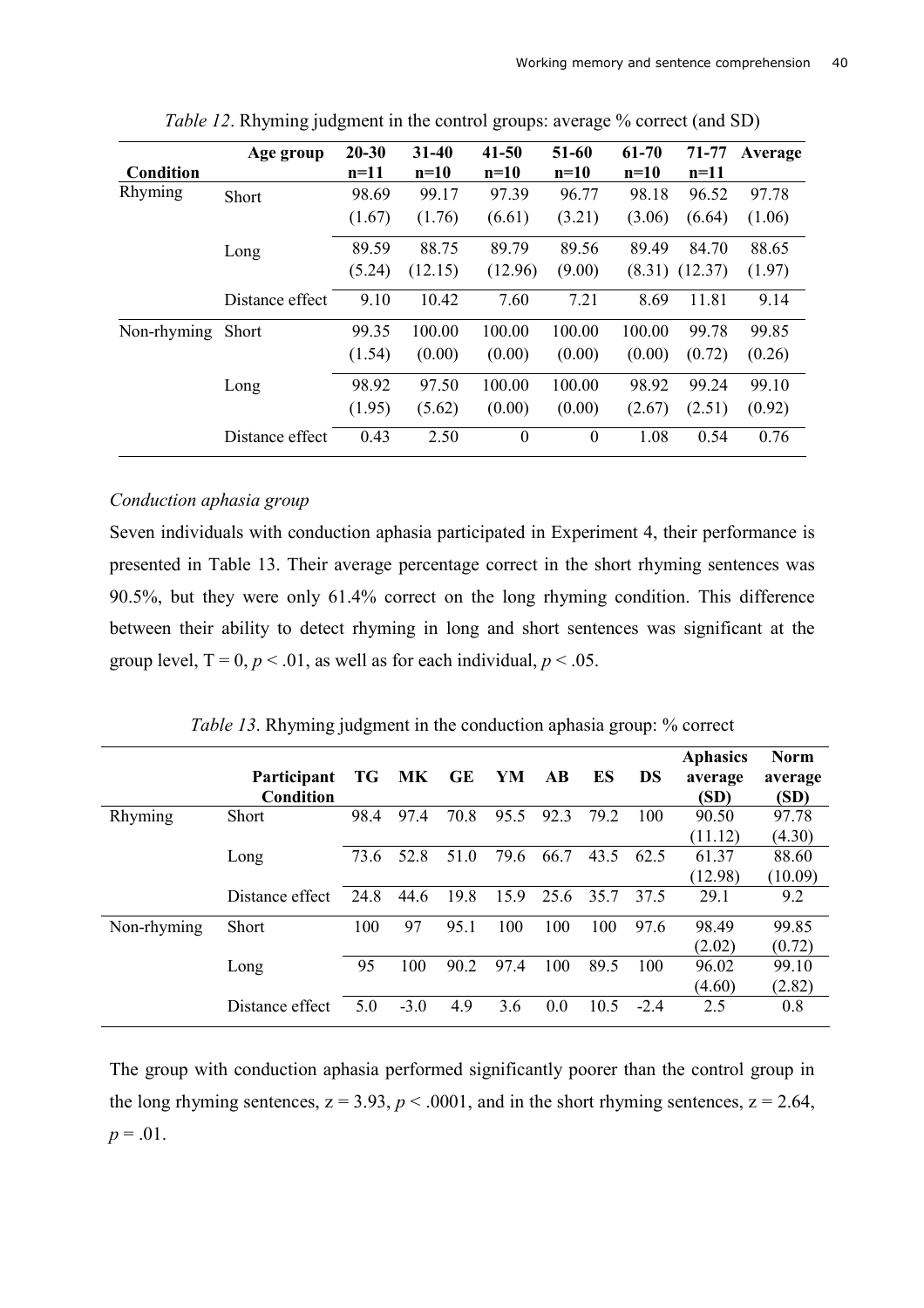*Table 12*. Rhyming judgment in the control groups: average % correct (and SD)

| Condition | Age group | 20-30 n=11 | 31-40 n=10 | 41-50 n=10 | 51-60 n=10 | 61-70 n=10 | 71-77 n=11 | Average |
|---|---|---|---|---|---|---|---|---|
| Rhyming | Short | 98.69 (1.67) | 99.17 (1.76) | 97.39 (6.61) | 96.77 (3.21) | 98.18 (3.06) | 96.52 (6.64) | 97.78 (1.06) |
| | Long | 89.59 (5.24) | 88.75 (12.15) | 89.79 (12.96) | 89.56 (9.00) | 89.49 (8.31) | 84.70 (12.37) | 88.65 (1.97) |
| | Distance effect | 9.10 | 10.42 | 7.60 | 7.21 | 8.69 | 11.81 | 9.14 |
| Non-rhyming | Short | 99.35 (1.54) | 100.00 (0.00) | 100.00 (0.00) | 100.00 (0.00) | 100.00 (0.00) | 99.78 (0.72) | 99.85 (0.26) |
| | Long | 98.92 (1.95) | 97.50 (5.62) | 100.00 (0.00) | 100.00 (0.00) | 98.92 (2.67) | 99.24 (2.51) | 99.10 (0.92) |
| | Distance effect | 0.43 | 2.50 | 0 | 0 | 1.08 | 0.54 | 0.76 |

*Conduction aphasia group*

Seven individuals with conduction aphasia participated in Experiment 4, their performance is presented in Table 13. Their average percentage correct in the short rhyming sentences was 90.5%, but they were only 61.4% correct on the long rhyming condition. This difference between their ability to detect rhyming in long and short sentences was significant at the group level, $T = 0$, $p < .01$, as well as for each individual, $p < .05$.

*Table 13*. Rhyming judgment in the conduction aphasia group: % correct

| | Participant Condition | TG | MK | GE | YM | AB | ES | DS | Aphasics average (SD) | Norm average (SD) |
|---|---|---|---|---|---|---|---|---|---|---|
| Rhyming | Short | 98.4 | 97.4 | 70.8 | 95.5 | 92.3 | 79.2 | 100 | 90.50 (11.12) | 97.78 (4.30) |
| | Long | 73.6 | 52.8 | 51.0 | 79.6 | 66.7 | 43.5 | 62.5 | 61.37 (12.98) | 88.60 (10.09) |
| | Distance effect | 24.8 | 44.6 | 19.8 | 15.9 | 25.6 | 35.7 | 37.5 | 29.1 | 9.2 |
| Non-rhyming | Short | 100 | 97 | 95.1 | 100 | 100 | 100 | 97.6 | 98.49 (2.02) | 99.85 (0.72) |
| | Long | 95 | 100 | 90.2 | 97.4 | 100 | 89.5 | 100 | 96.02 (4.60) | 99.10 (2.82) |
| | Distance effect | 5.0 | -3.0 | 4.9 | 3.6 | 0.0 | 10.5 | -2.4 | 2.5 | 0.8 |

The group with conduction aphasia performed significantly poorer than the control group in the long rhyming sentences, $z = 3.93$, $p < .0001$, and in the short rhyming sentences, $z = 2.64$, $p = .01$.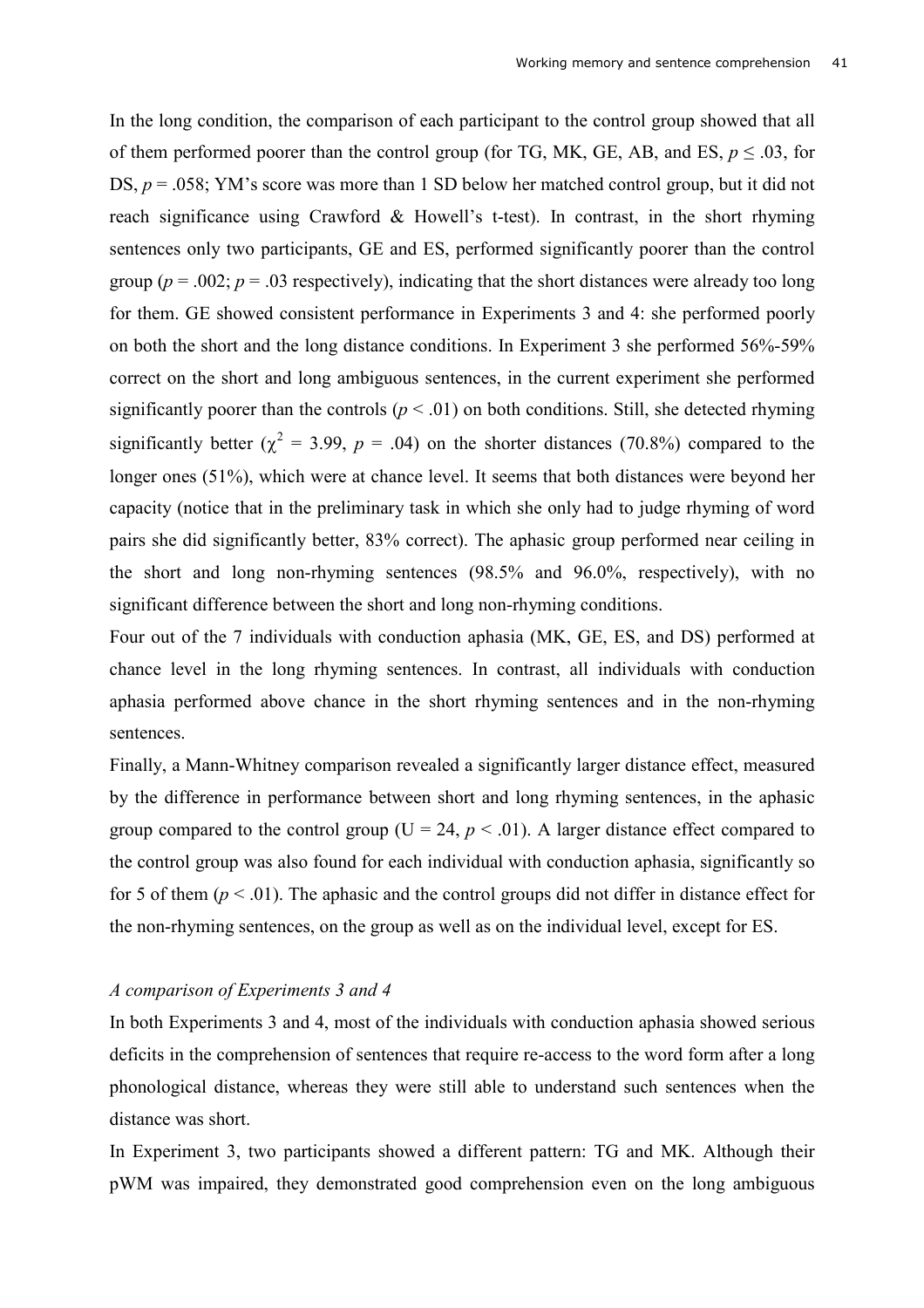In the long condition, the comparison of each participant to the control group showed that all of them performed poorer than the control group (for TG, MK, GE, AB, and ES, $p \leq .03$, for DS, $p = .058$; YM's score was more than 1 SD below her matched control group, but it did not reach significance using Crawford & Howell's t-test). In contrast, in the short rhyming sentences only two participants, GE and ES, performed significantly poorer than the control group ($p = .002$; $p = .03$ respectively), indicating that the short distances were already too long for them. GE showed consistent performance in Experiments 3 and 4: she performed poorly on both the short and the long distance conditions. In Experiment 3 she performed 56%-59% correct on the short and long ambiguous sentences, in the current experiment she performed significantly poorer than the controls ($p < .01$) on both conditions. Still, she detected rhyming significantly better ($\chi^2 = 3.99$, $p = .04$) on the shorter distances (70.8%) compared to the longer ones (51%), which were at chance level. It seems that both distances were beyond her capacity (notice that in the preliminary task in which she only had to judge rhyming of word pairs she did significantly better, 83% correct). The aphasic group performed near ceiling in the short and long non-rhyming sentences (98.5% and 96.0%, respectively), with no significant difference between the short and long non-rhyming conditions.

Four out of the 7 individuals with conduction aphasia (MK, GE, ES, and DS) performed at chance level in the long rhyming sentences. In contrast, all individuals with conduction aphasia performed above chance in the short rhyming sentences and in the non-rhyming sentences.

Finally, a Mann-Whitney comparison revealed a significantly larger distance effect, measured by the difference in performance between short and long rhyming sentences, in the aphasic group compared to the control group ($U = 24$, $p < .01$). A larger distance effect compared to the control group was also found for each individual with conduction aphasia, significantly so for 5 of them ($p < .01$). The aphasic and the control groups did not differ in distance effect for the non-rhyming sentences, on the group as well as on the individual level, except for ES.

*A comparison of Experiments 3 and 4*

In both Experiments 3 and 4, most of the individuals with conduction aphasia showed serious deficits in the comprehension of sentences that require re-access to the word form after a long phonological distance, whereas they were still able to understand such sentences when the distance was short.

In Experiment 3, two participants showed a different pattern: TG and MK. Although their pWM was impaired, they demonstrated good comprehension even on the long ambiguous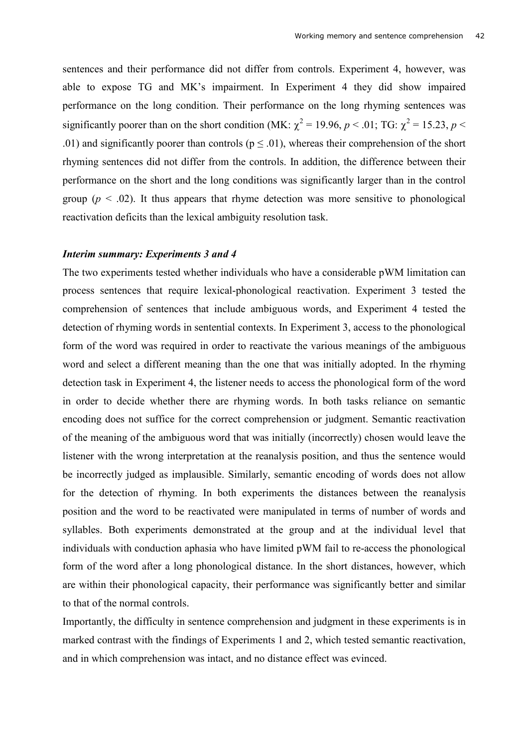sentences and their performance did not differ from controls. Experiment 4, however, was able to expose TG and MK's impairment. In Experiment 4 they did show impaired performance on the long condition. Their performance on the long rhyming sentences was significantly poorer than on the short condition (MK: $\chi^2 = 19.96$, $p < .01$; TG: $\chi^2 = 15.23$, $p < .01$) and significantly poorer than controls ($p \leq .01$), whereas their comprehension of the short rhyming sentences did not differ from the controls. In addition, the difference between their performance on the short and the long conditions was significantly larger than in the control group ($p < .02$). It thus appears that rhyme detection was more sensitive to phonological reactivation deficits than the lexical ambiguity resolution task.

***Interim summary: Experiments 3 and 4***

The two experiments tested whether individuals who have a considerable pWM limitation can process sentences that require lexical-phonological reactivation. Experiment 3 tested the comprehension of sentences that include ambiguous words, and Experiment 4 tested the detection of rhyming words in sentential contexts. In Experiment 3, access to the phonological form of the word was required in order to reactivate the various meanings of the ambiguous word and select a different meaning than the one that was initially adopted. In the rhyming detection task in Experiment 4, the listener needs to access the phonological form of the word in order to decide whether there are rhyming words. In both tasks reliance on semantic encoding does not suffice for the correct comprehension or judgment. Semantic reactivation of the meaning of the ambiguous word that was initially (incorrectly) chosen would leave the listener with the wrong interpretation at the reanalysis position, and thus the sentence would be incorrectly judged as implausible. Similarly, semantic encoding of words does not allow for the detection of rhyming. In both experiments the distances between the reanalysis position and the word to be reactivated were manipulated in terms of number of words and syllables. Both experiments demonstrated at the group and at the individual level that individuals with conduction aphasia who have limited pWM fail to re-access the phonological form of the word after a long phonological distance. In the short distances, however, which are within their phonological capacity, their performance was significantly better and similar to that of the normal controls.

Importantly, the difficulty in sentence comprehension and judgment in these experiments is in marked contrast with the findings of Experiments 1 and 2, which tested semantic reactivation, and in which comprehension was intact, and no distance effect was evinced.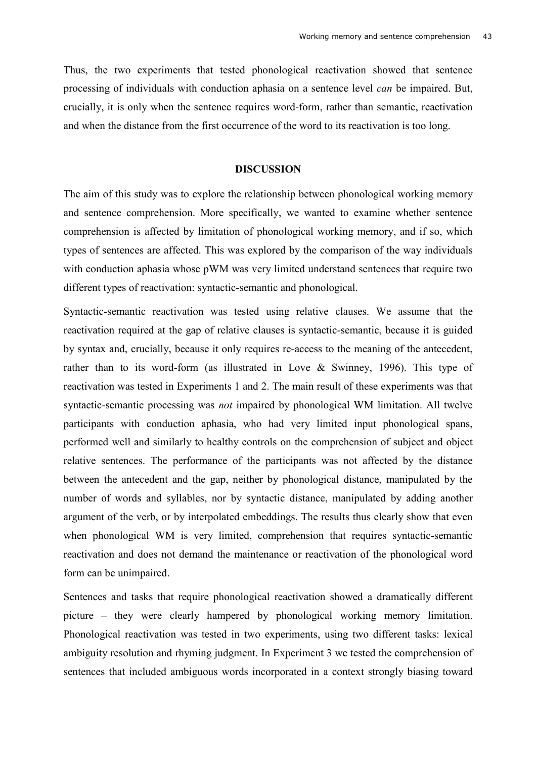Thus, the two experiments that tested phonological reactivation showed that sentence processing of individuals with conduction aphasia on a sentence level *can* be impaired. But, crucially, it is only when the sentence requires word-form, rather than semantic, reactivation and when the distance from the first occurrence of the word to its reactivation is too long.

## DISCUSSION

The aim of this study was to explore the relationship between phonological working memory and sentence comprehension. More specifically, we wanted to examine whether sentence comprehension is affected by limitation of phonological working memory, and if so, which types of sentences are affected. This was explored by the comparison of the way individuals with conduction aphasia whose pWM was very limited understand sentences that require two different types of reactivation: syntactic-semantic and phonological.

Syntactic-semantic reactivation was tested using relative clauses. We assume that the reactivation required at the gap of relative clauses is syntactic-semantic, because it is guided by syntax and, crucially, because it only requires re-access to the meaning of the antecedent, rather than to its word-form (as illustrated in Love & Swinney, 1996). This type of reactivation was tested in Experiments 1 and 2. The main result of these experiments was that syntactic-semantic processing was *not* impaired by phonological WM limitation. All twelve participants with conduction aphasia, who had very limited input phonological spans, performed well and similarly to healthy controls on the comprehension of subject and object relative sentences. The performance of the participants was not affected by the distance between the antecedent and the gap, neither by phonological distance, manipulated by the number of words and syllables, nor by syntactic distance, manipulated by adding another argument of the verb, or by interpolated embeddings. The results thus clearly show that even when phonological WM is very limited, comprehension that requires syntactic-semantic reactivation and does not demand the maintenance or reactivation of the phonological word form can be unimpaired.

Sentences and tasks that require phonological reactivation showed a dramatically different picture – they were clearly hampered by phonological working memory limitation. Phonological reactivation was tested in two experiments, using two different tasks: lexical ambiguity resolution and rhyming judgment. In Experiment 3 we tested the comprehension of sentences that included ambiguous words incorporated in a context strongly biasing toward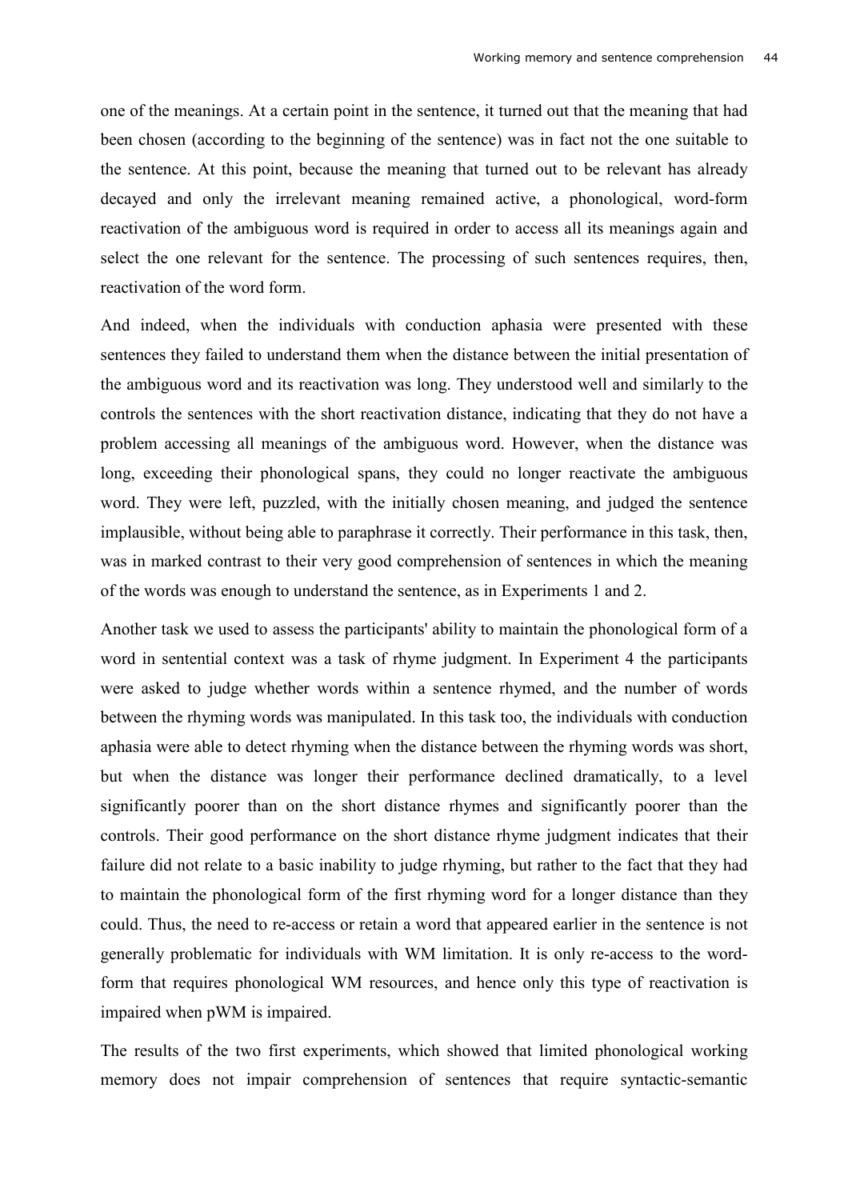one of the meanings. At a certain point in the sentence, it turned out that the meaning that had been chosen (according to the beginning of the sentence) was in fact not the one suitable to the sentence. At this point, because the meaning that turned out to be relevant has already decayed and only the irrelevant meaning remained active, a phonological, word-form reactivation of the ambiguous word is required in order to access all its meanings again and select the one relevant for the sentence. The processing of such sentences requires, then, reactivation of the word form.

And indeed, when the individuals with conduction aphasia were presented with these sentences they failed to understand them when the distance between the initial presentation of the ambiguous word and its reactivation was long. They understood well and similarly to the controls the sentences with the short reactivation distance, indicating that they do not have a problem accessing all meanings of the ambiguous word. However, when the distance was long, exceeding their phonological spans, they could no longer reactivate the ambiguous word. They were left, puzzled, with the initially chosen meaning, and judged the sentence implausible, without being able to paraphrase it correctly. Their performance in this task, then, was in marked contrast to their very good comprehension of sentences in which the meaning of the words was enough to understand the sentence, as in Experiments 1 and 2.

Another task we used to assess the participants' ability to maintain the phonological form of a word in sentential context was a task of rhyme judgment. In Experiment 4 the participants were asked to judge whether words within a sentence rhymed, and the number of words between the rhyming words was manipulated. In this task too, the individuals with conduction aphasia were able to detect rhyming when the distance between the rhyming words was short, but when the distance was longer their performance declined dramatically, to a level significantly poorer than on the short distance rhymes and significantly poorer than the controls. Their good performance on the short distance rhyme judgment indicates that their failure did not relate to a basic inability to judge rhyming, but rather to the fact that they had to maintain the phonological form of the first rhyming word for a longer distance than they could. Thus, the need to re-access or retain a word that appeared earlier in the sentence is not generally problematic for individuals with WM limitation. It is only re-access to the word-form that requires phonological WM resources, and hence only this type of reactivation is impaired when pWM is impaired.

The results of the two first experiments, which showed that limited phonological working memory does not impair comprehension of sentences that require syntactic-semantic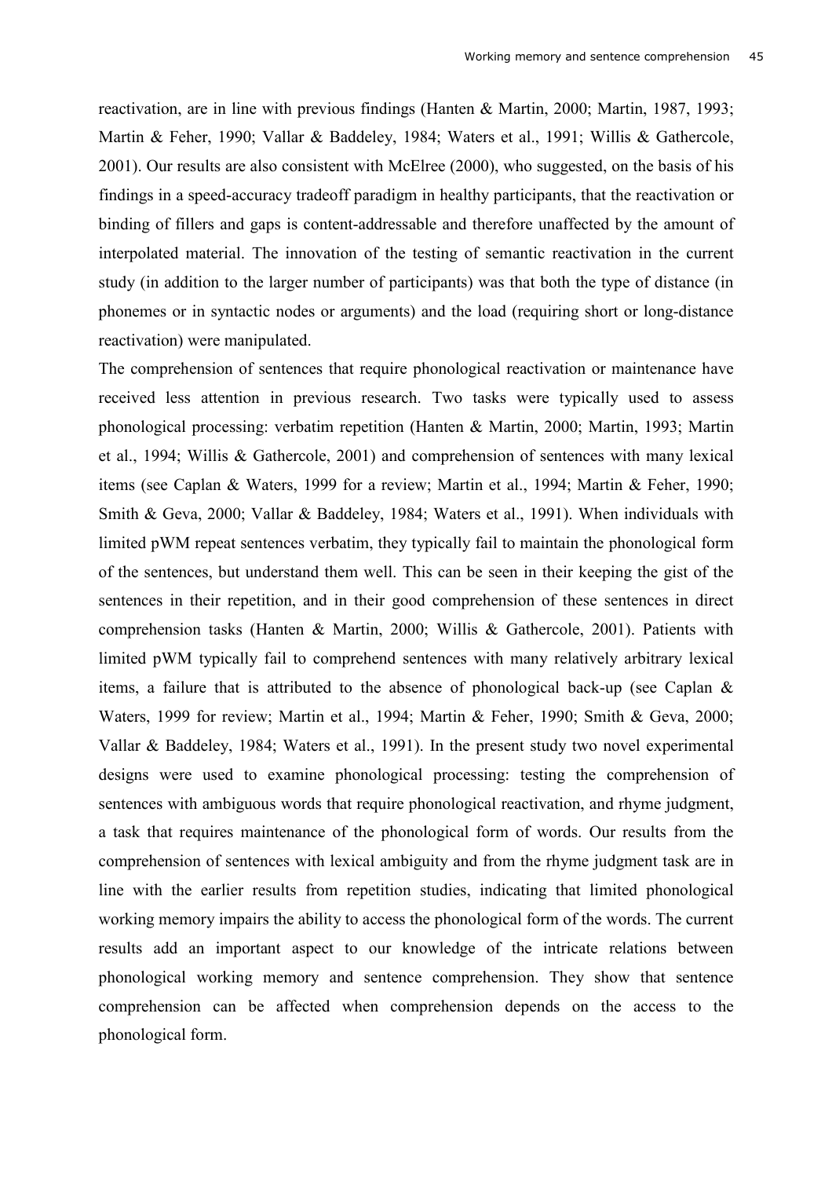reactivation, are in line with previous findings (Hanten & Martin, 2000; Martin, 1987, 1993; Martin & Feher, 1990; Vallar & Baddeley, 1984; Waters et al., 1991; Willis & Gathercole, 2001). Our results are also consistent with McElree (2000), who suggested, on the basis of his findings in a speed-accuracy tradeoff paradigm in healthy participants, that the reactivation or binding of fillers and gaps is content-addressable and therefore unaffected by the amount of interpolated material. The innovation of the testing of semantic reactivation in the current study (in addition to the larger number of participants) was that both the type of distance (in phonemes or in syntactic nodes or arguments) and the load (requiring short or long-distance reactivation) were manipulated.

The comprehension of sentences that require phonological reactivation or maintenance have received less attention in previous research. Two tasks were typically used to assess phonological processing: verbatim repetition (Hanten & Martin, 2000; Martin, 1993; Martin et al., 1994; Willis & Gathercole, 2001) and comprehension of sentences with many lexical items (see Caplan & Waters, 1999 for a review; Martin et al., 1994; Martin & Feher, 1990; Smith & Geva, 2000; Vallar & Baddeley, 1984; Waters et al., 1991). When individuals with limited pWM repeat sentences verbatim, they typically fail to maintain the phonological form of the sentences, but understand them well. This can be seen in their keeping the gist of the sentences in their repetition, and in their good comprehension of these sentences in direct comprehension tasks (Hanten & Martin, 2000; Willis & Gathercole, 2001). Patients with limited pWM typically fail to comprehend sentences with many relatively arbitrary lexical items, a failure that is attributed to the absence of phonological back-up (see Caplan & Waters, 1999 for review; Martin et al., 1994; Martin & Feher, 1990; Smith & Geva, 2000; Vallar & Baddeley, 1984; Waters et al., 1991). In the present study two novel experimental designs were used to examine phonological processing: testing the comprehension of sentences with ambiguous words that require phonological reactivation, and rhyme judgment, a task that requires maintenance of the phonological form of words. Our results from the comprehension of sentences with lexical ambiguity and from the rhyme judgment task are in line with the earlier results from repetition studies, indicating that limited phonological working memory impairs the ability to access the phonological form of the words. The current results add an important aspect to our knowledge of the intricate relations between phonological working memory and sentence comprehension. They show that sentence comprehension can be affected when comprehension depends on the access to the phonological form.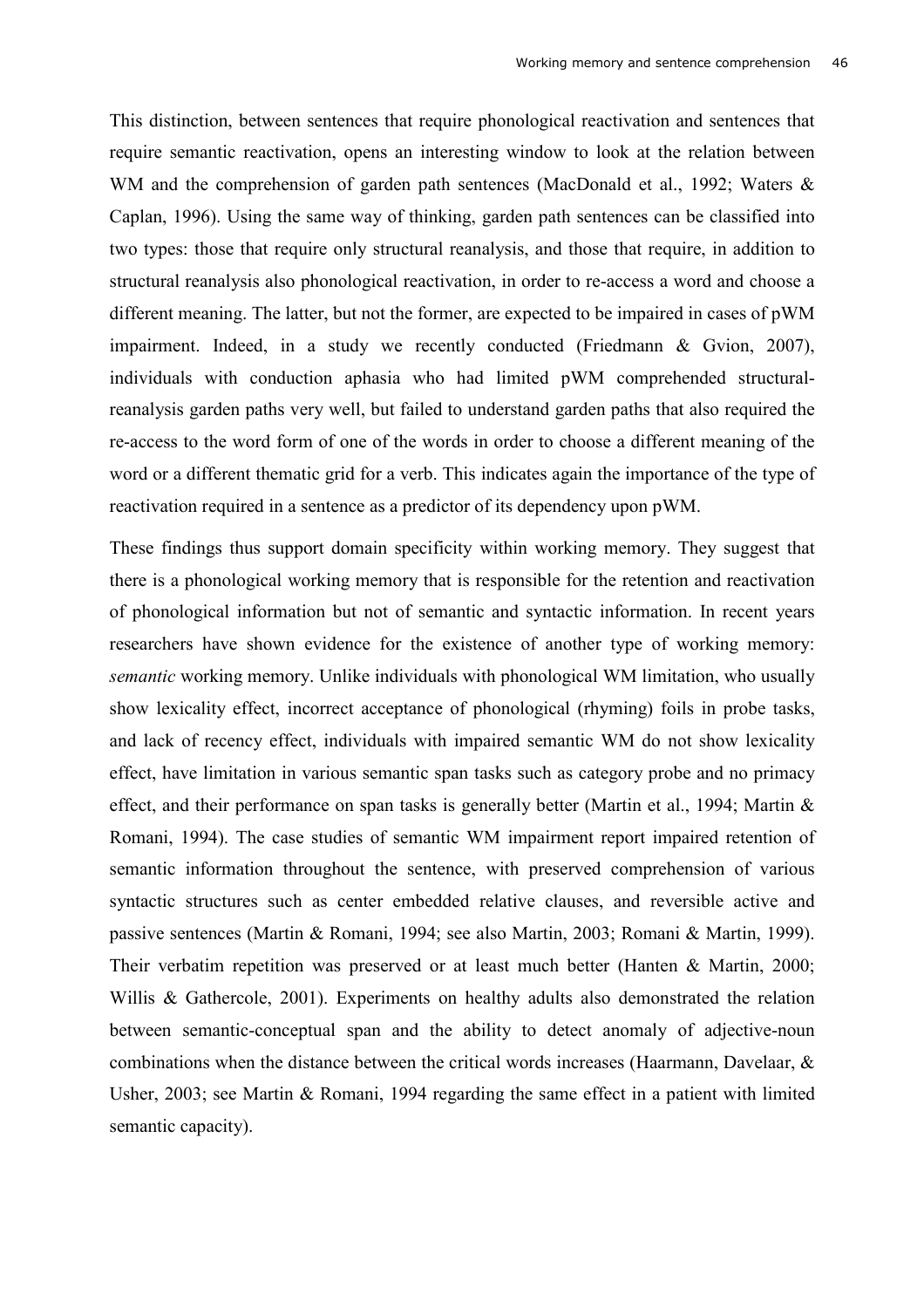This distinction, between sentences that require phonological reactivation and sentences that require semantic reactivation, opens an interesting window to look at the relation between WM and the comprehension of garden path sentences (MacDonald et al., 1992; Waters & Caplan, 1996). Using the same way of thinking, garden path sentences can be classified into two types: those that require only structural reanalysis, and those that require, in addition to structural reanalysis also phonological reactivation, in order to re-access a word and choose a different meaning. The latter, but not the former, are expected to be impaired in cases of pWM impairment. Indeed, in a study we recently conducted (Friedmann & Gvion, 2007), individuals with conduction aphasia who had limited pWM comprehended structural-reanalysis garden paths very well, but failed to understand garden paths that also required the re-access to the word form of one of the words in order to choose a different meaning of the word or a different thematic grid for a verb. This indicates again the importance of the type of reactivation required in a sentence as a predictor of its dependency upon pWM.

These findings thus support domain specificity within working memory. They suggest that there is a phonological working memory that is responsible for the retention and reactivation of phonological information but not of semantic and syntactic information. In recent years researchers have shown evidence for the existence of another type of working memory: *semantic* working memory. Unlike individuals with phonological WM limitation, who usually show lexicality effect, incorrect acceptance of phonological (rhyming) foils in probe tasks, and lack of recency effect, individuals with impaired semantic WM do not show lexicality effect, have limitation in various semantic span tasks such as category probe and no primacy effect, and their performance on span tasks is generally better (Martin et al., 1994; Martin & Romani, 1994). The case studies of semantic WM impairment report impaired retention of semantic information throughout the sentence, with preserved comprehension of various syntactic structures such as center embedded relative clauses, and reversible active and passive sentences (Martin & Romani, 1994; see also Martin, 2003; Romani & Martin, 1999). Their verbatim repetition was preserved or at least much better (Hanten & Martin, 2000; Willis & Gathercole, 2001). Experiments on healthy adults also demonstrated the relation between semantic-conceptual span and the ability to detect anomaly of adjective-noun combinations when the distance between the critical words increases (Haarmann, Davelaar, & Usher, 2003; see Martin & Romani, 1994 regarding the same effect in a patient with limited semantic capacity).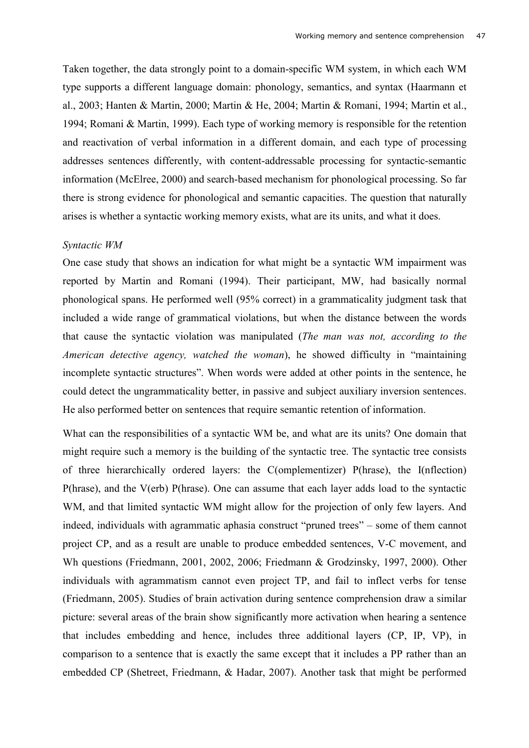Taken together, the data strongly point to a domain-specific WM system, in which each WM type supports a different language domain: phonology, semantics, and syntax (Haarmann et al., 2003; Hanten & Martin, 2000; Martin & He, 2004; Martin & Romani, 1994; Martin et al., 1994; Romani & Martin, 1999). Each type of working memory is responsible for the retention and reactivation of verbal information in a different domain, and each type of processing addresses sentences differently, with content-addressable processing for syntactic-semantic information (McElree, 2000) and search-based mechanism for phonological processing. So far there is strong evidence for phonological and semantic capacities. The question that naturally arises is whether a syntactic working memory exists, what are its units, and what it does.

*Syntactic WM*

One case study that shows an indication for what might be a syntactic WM impairment was reported by Martin and Romani (1994). Their participant, MW, had basically normal phonological spans. He performed well (95% correct) in a grammaticality judgment task that included a wide range of grammatical violations, but when the distance between the words that cause the syntactic violation was manipulated (*The man was not, according to the American detective agency, watched the woman*), he showed difficulty in "maintaining incomplete syntactic structures". When words were added at other points in the sentence, he could detect the ungrammaticality better, in passive and subject auxiliary inversion sentences. He also performed better on sentences that require semantic retention of information.

What can the responsibilities of a syntactic WM be, and what are its units? One domain that might require such a memory is the building of the syntactic tree. The syntactic tree consists of three hierarchically ordered layers: the C(omplementizer) P(hrase), the I(nflection) P(hrase), and the V(erb) P(hrase). One can assume that each layer adds load to the syntactic WM, and that limited syntactic WM might allow for the projection of only few layers. And indeed, individuals with agrammatic aphasia construct "pruned trees" – some of them cannot project CP, and as a result are unable to produce embedded sentences, V-C movement, and Wh questions (Friedmann, 2001, 2002, 2006; Friedmann & Grodzinsky, 1997, 2000). Other individuals with agrammatism cannot even project TP, and fail to inflect verbs for tense (Friedmann, 2005). Studies of brain activation during sentence comprehension draw a similar picture: several areas of the brain show significantly more activation when hearing a sentence that includes embedding and hence, includes three additional layers (CP, IP, VP), in comparison to a sentence that is exactly the same except that it includes a PP rather than an embedded CP (Shetreet, Friedmann, & Hadar, 2007). Another task that might be performed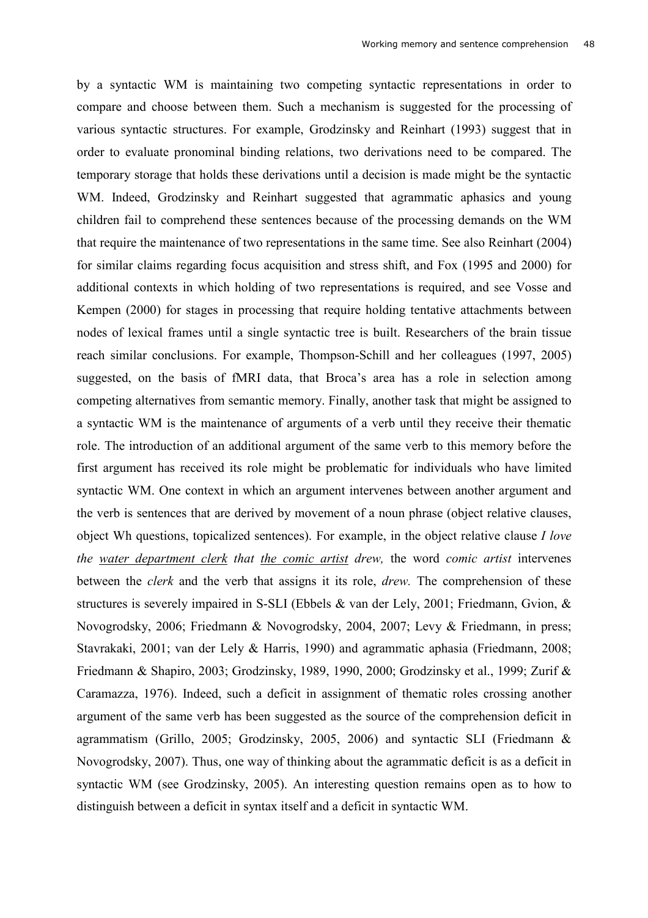by a syntactic WM is maintaining two competing syntactic representations in order to compare and choose between them. Such a mechanism is suggested for the processing of various syntactic structures. For example, Grodzinsky and Reinhart (1993) suggest that in order to evaluate pronominal binding relations, two derivations need to be compared. The temporary storage that holds these derivations until a decision is made might be the syntactic WM. Indeed, Grodzinsky and Reinhart suggested that agrammatic aphasics and young children fail to comprehend these sentences because of the processing demands on the WM that require the maintenance of two representations in the same time. See also Reinhart (2004) for similar claims regarding focus acquisition and stress shift, and Fox (1995 and 2000) for additional contexts in which holding of two representations is required, and see Vosse and Kempen (2000) for stages in processing that require holding tentative attachments between nodes of lexical frames until a single syntactic tree is built. Researchers of the brain tissue reach similar conclusions. For example, Thompson-Schill and her colleagues (1997, 2005) suggested, on the basis of fMRI data, that Broca's area has a role in selection among competing alternatives from semantic memory. Finally, another task that might be assigned to a syntactic WM is the maintenance of arguments of a verb until they receive their thematic role. The introduction of an additional argument of the same verb to this memory before the first argument has received its role might be problematic for individuals who have limited syntactic WM. One context in which an argument intervenes between another argument and the verb is sentences that are derived by movement of a noun phrase (object relative clauses, object Wh questions, topicalized sentences). For example, in the object relative clause *I love the <u>water department clerk</u> that <u>the comic artist</u> drew,* the word *comic artist* intervenes between the *clerk* and the verb that assigns it its role, *drew.* The comprehension of these structures is severely impaired in S-SLI (Ebbels & van der Lely, 2001; Friedmann, Gvion, & Novogrodsky, 2006; Friedmann & Novogrodsky, 2004, 2007; Levy & Friedmann, in press; Stavrakaki, 2001; van der Lely & Harris, 1990) and agrammatic aphasia (Friedmann, 2008; Friedmann & Shapiro, 2003; Grodzinsky, 1989, 1990, 2000; Grodzinsky et al., 1999; Zurif & Caramazza, 1976). Indeed, such a deficit in assignment of thematic roles crossing another argument of the same verb has been suggested as the source of the comprehension deficit in agrammatism (Grillo, 2005; Grodzinsky, 2005, 2006) and syntactic SLI (Friedmann & Novogrodsky, 2007). Thus, one way of thinking about the agrammatic deficit is as a deficit in syntactic WM (see Grodzinsky, 2005). An interesting question remains open as to how to distinguish between a deficit in syntax itself and a deficit in syntactic WM.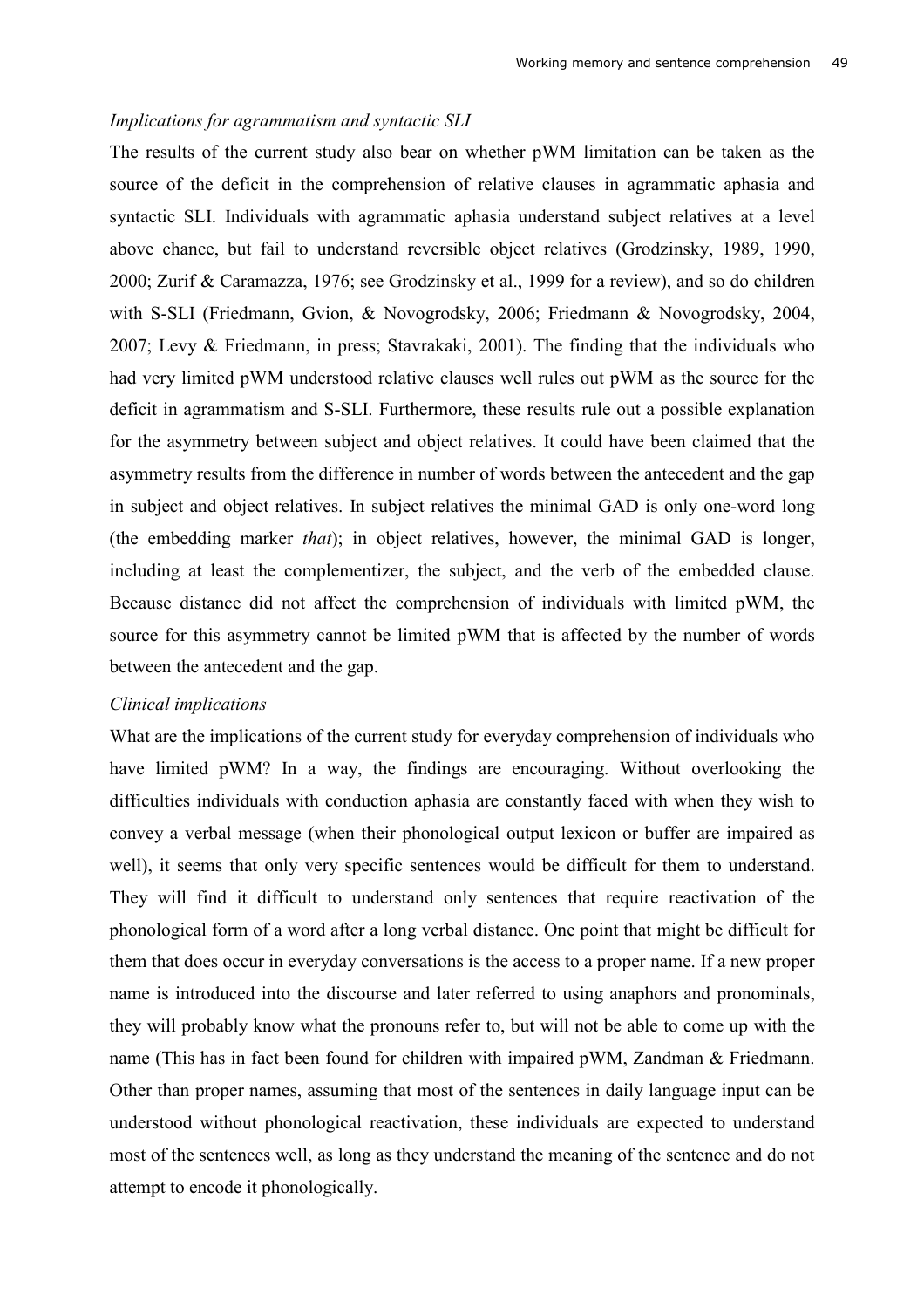*Implications for agrammatism and syntactic SLI*

The results of the current study also bear on whether pWM limitation can be taken as the source of the deficit in the comprehension of relative clauses in agrammatic aphasia and syntactic SLI. Individuals with agrammatic aphasia understand subject relatives at a level above chance, but fail to understand reversible object relatives (Grodzinsky, 1989, 1990, 2000; Zurif & Caramazza, 1976; see Grodzinsky et al., 1999 for a review), and so do children with S-SLI (Friedmann, Gvion, & Novogrodsky, 2006; Friedmann & Novogrodsky, 2004, 2007; Levy & Friedmann, in press; Stavrakaki, 2001). The finding that the individuals who had very limited pWM understood relative clauses well rules out pWM as the source for the deficit in agrammatism and S-SLI. Furthermore, these results rule out a possible explanation for the asymmetry between subject and object relatives. It could have been claimed that the asymmetry results from the difference in number of words between the antecedent and the gap in subject and object relatives. In subject relatives the minimal GAD is only one-word long (the embedding marker *that*); in object relatives, however, the minimal GAD is longer, including at least the complementizer, the subject, and the verb of the embedded clause. Because distance did not affect the comprehension of individuals with limited pWM, the source for this asymmetry cannot be limited pWM that is affected by the number of words between the antecedent and the gap.

*Clinical implications*

What are the implications of the current study for everyday comprehension of individuals who have limited pWM? In a way, the findings are encouraging. Without overlooking the difficulties individuals with conduction aphasia are constantly faced with when they wish to convey a verbal message (when their phonological output lexicon or buffer are impaired as well), it seems that only very specific sentences would be difficult for them to understand. They will find it difficult to understand only sentences that require reactivation of the phonological form of a word after a long verbal distance. One point that might be difficult for them that does occur in everyday conversations is the access to a proper name. If a new proper name is introduced into the discourse and later referred to using anaphors and pronominals, they will probably know what the pronouns refer to, but will not be able to come up with the name (This has in fact been found for children with impaired pWM, Zandman & Friedmann. Other than proper names, assuming that most of the sentences in daily language input can be understood without phonological reactivation, these individuals are expected to understand most of the sentences well, as long as they understand the meaning of the sentence and do not attempt to encode it phonologically.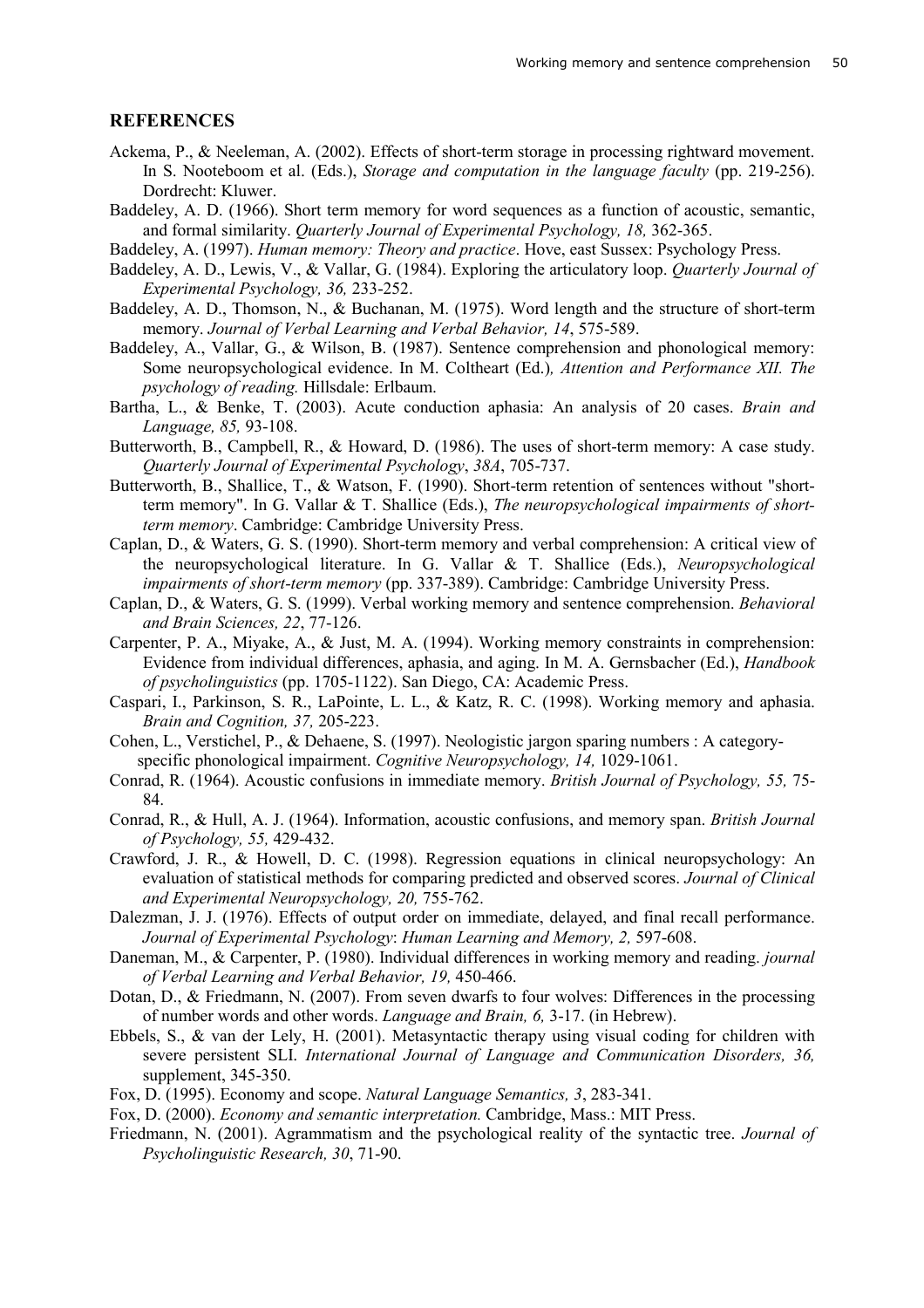## REFERENCES

Ackema, P., & Neeleman, A. (2002). Effects of short-term storage in processing rightward movement. In S. Nooteboom et al. (Eds.), *Storage and computation in the language faculty* (pp. 219-256). Dordrecht: Kluwer.

Baddeley, A. D. (1966). Short term memory for word sequences as a function of acoustic, semantic, and formal similarity. *Quarterly Journal of Experimental Psychology, 18,* 362-365.

Baddeley, A. (1997). *Human memory: Theory and practice*. Hove, east Sussex: Psychology Press.

Baddeley, A. D., Lewis, V., & Vallar, G. (1984). Exploring the articulatory loop. *Quarterly Journal of Experimental Psychology, 36,* 233-252.

Baddeley, A. D., Thomson, N., & Buchanan, M. (1975). Word length and the structure of short-term memory. *Journal of Verbal Learning and Verbal Behavior, 14*, 575-589.

Baddeley, A., Vallar, G., & Wilson, B. (1987). Sentence comprehension and phonological memory: Some neuropsychological evidence. In M. Coltheart (Ed.)*, Attention and Performance XII. The psychology of reading.* Hillsdale: Erlbaum.

Bartha, L., & Benke, T. (2003). Acute conduction aphasia: An analysis of 20 cases. *Brain and Language, 85,* 93-108.

Butterworth, B., Campbell, R., & Howard, D. (1986). The uses of short-term memory: A case study. *Quarterly Journal of Experimental Psychology*, *38A*, 705-737.

Butterworth, B., Shallice, T., & Watson, F. (1990). Short-term retention of sentences without "short-term memory". In G. Vallar & T. Shallice (Eds.), *The neuropsychological impairments of short-term memory*. Cambridge: Cambridge University Press.

Caplan, D., & Waters, G. S. (1990). Short-term memory and verbal comprehension: A critical view of the neuropsychological literature. In G. Vallar & T. Shallice (Eds.), *Neuropsychological impairments of short-term memory* (pp. 337-389). Cambridge: Cambridge University Press.

Caplan, D., & Waters, G. S. (1999). Verbal working memory and sentence comprehension. *Behavioral and Brain Sciences, 22*, 77-126.

Carpenter, P. A., Miyake, A., & Just, M. A. (1994). Working memory constraints in comprehension: Evidence from individual differences, aphasia, and aging. In M. A. Gernsbacher (Ed.), *Handbook of psycholinguistics* (pp. 1705-1122). San Diego, CA: Academic Press.

Caspari, I., Parkinson, S. R., LaPointe, L. L., & Katz, R. C. (1998). Working memory and aphasia. *Brain and Cognition, 37,* 205-223.

Cohen, L., Verstichel, P., & Dehaene, S. (1997). Neologistic jargon sparing numbers : A category-specific phonological impairment. *Cognitive Neuropsychology, 14,* 1029-1061.

Conrad, R. (1964). Acoustic confusions in immediate memory. *British Journal of Psychology, 55,* 75-84.

Conrad, R., & Hull, A. J. (1964). Information, acoustic confusions, and memory span. *British Journal of Psychology, 55,* 429-432.

Crawford, J. R., & Howell, D. C. (1998). Regression equations in clinical neuropsychology: An evaluation of statistical methods for comparing predicted and observed scores. *Journal of Clinical and Experimental Neuropsychology, 20,* 755-762.

Dalezman, J. J. (1976). Effects of output order on immediate, delayed, and final recall performance. *Journal of Experimental Psychology*: *Human Learning and Memory, 2,* 597-608.

Daneman, M., & Carpenter, P. (1980). Individual differences in working memory and reading. *journal of Verbal Learning and Verbal Behavior, 19,* 450-466.

Dotan, D., & Friedmann, N. (2007). From seven dwarfs to four wolves: Differences in the processing of number words and other words. *Language and Brain, 6,* 3-17. (in Hebrew).

Ebbels, S., & van der Lely, H. (2001). Metasyntactic therapy using visual coding for children with severe persistent SLI. *International Journal of Language and Communication Disorders, 36,* supplement, 345-350.

Fox, D. (1995). Economy and scope. *Natural Language Semantics, 3*, 283-341.

Fox, D. (2000). *Economy and semantic interpretation.* Cambridge, Mass.: MIT Press.

Friedmann, N. (2001). Agrammatism and the psychological reality of the syntactic tree. *Journal of Psycholinguistic Research, 30*, 71-90.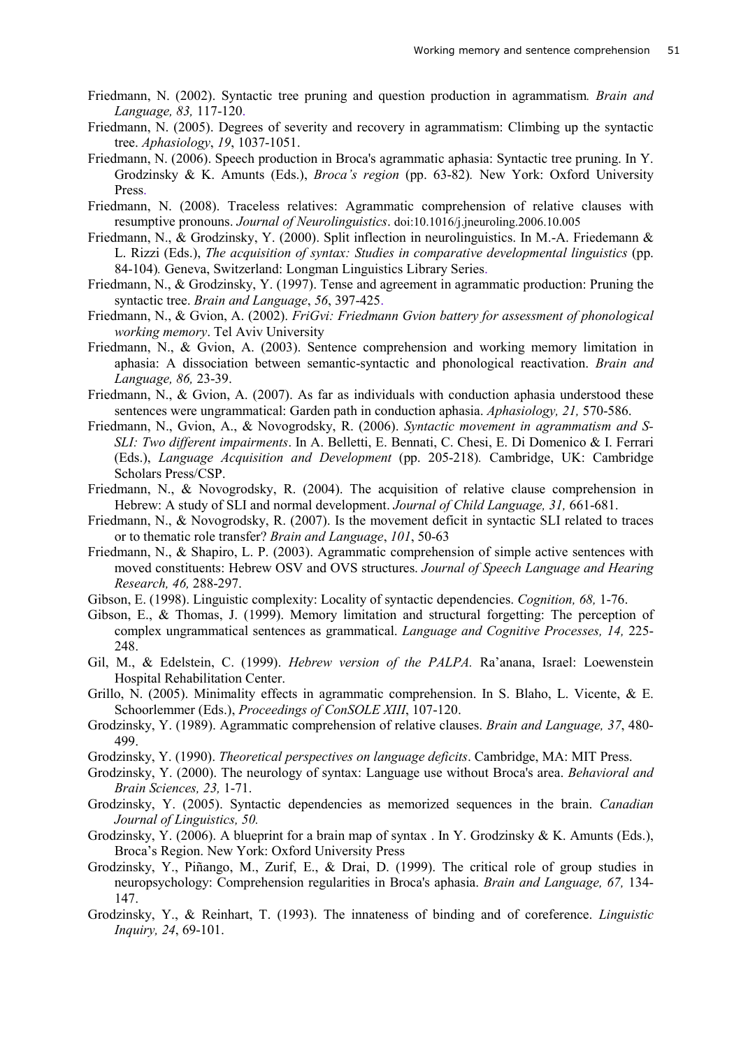Friedmann, N. (2002). Syntactic tree pruning and question production in agrammatism. *Brain and Language, 83,* 117-120.

Friedmann, N. (2005). Degrees of severity and recovery in agrammatism: Climbing up the syntactic tree. *Aphasiology*, *19*, 1037-1051.

Friedmann, N. (2006). Speech production in Broca's agrammatic aphasia: Syntactic tree pruning. In Y. Grodzinsky & K. Amunts (Eds.), *Broca's region* (pp. 63-82). New York: Oxford University Press.

Friedmann, N. (2008). Traceless relatives: Agrammatic comprehension of relative clauses with resumptive pronouns. *Journal of Neurolinguistics*. doi:10.1016/j.jneuroling.2006.10.005

Friedmann, N., & Grodzinsky, Y. (2000). Split inflection in neurolinguistics. In M.-A. Friedemann & L. Rizzi (Eds.), *The acquisition of syntax: Studies in comparative developmental linguistics* (pp. 84-104). Geneva, Switzerland: Longman Linguistics Library Series.

Friedmann, N., & Grodzinsky, Y. (1997). Tense and agreement in agrammatic production: Pruning the syntactic tree. *Brain and Language*, *56*, 397-425.

Friedmann, N., & Gvion, A. (2002). *FriGvi: Friedmann Gvion battery for assessment of phonological working memory*. Tel Aviv University

Friedmann, N., & Gvion, A. (2003). Sentence comprehension and working memory limitation in aphasia: A dissociation between semantic-syntactic and phonological reactivation. *Brain and Language, 86,* 23-39.

Friedmann, N., & Gvion, A. (2007). As far as individuals with conduction aphasia understood these sentences were ungrammatical: Garden path in conduction aphasia. *Aphasiology, 21,* 570-586.

Friedmann, N., Gvion, A., & Novogrodsky, R. (2006). *Syntactic movement in agrammatism and S-SLI: Two different impairments*. In A. Belletti, E. Bennati, C. Chesi, E. Di Domenico & I. Ferrari (Eds.), *Language Acquisition and Development* (pp. 205-218). Cambridge, UK: Cambridge Scholars Press/CSP.

Friedmann, N., & Novogrodsky, R. (2004). The acquisition of relative clause comprehension in Hebrew: A study of SLI and normal development. *Journal of Child Language, 31,* 661-681.

Friedmann, N., & Novogrodsky, R. (2007). Is the movement deficit in syntactic SLI related to traces or to thematic role transfer? *Brain and Language*, *101*, 50-63

Friedmann, N., & Shapiro, L. P. (2003). Agrammatic comprehension of simple active sentences with moved constituents: Hebrew OSV and OVS structures. *Journal of Speech Language and Hearing Research, 46,* 288-297.

Gibson, E. (1998). Linguistic complexity: Locality of syntactic dependencies. *Cognition, 68,* 1-76.

Gibson, E., & Thomas, J. (1999). Memory limitation and structural forgetting: The perception of complex ungrammatical sentences as grammatical. *Language and Cognitive Processes, 14,* 225-248.

Gil, M., & Edelstein, C. (1999). *Hebrew version of the PALPA.* Ra'anana, Israel: Loewenstein Hospital Rehabilitation Center.

Grillo, N. (2005). Minimality effects in agrammatic comprehension. In S. Blaho, L. Vicente, & E. Schoorlemmer (Eds.), *Proceedings of ConSOLE XIII*, 107-120.

Grodzinsky, Y. (1989). Agrammatic comprehension of relative clauses. *Brain and Language, 37*, 480-499.

Grodzinsky, Y. (1990). *Theoretical perspectives on language deficits*. Cambridge, MA: MIT Press.

Grodzinsky, Y. (2000). The neurology of syntax: Language use without Broca's area. *Behavioral and Brain Sciences, 23,* 1-71.

Grodzinsky, Y. (2005). Syntactic dependencies as memorized sequences in the brain. *Canadian Journal of Linguistics, 50.*

Grodzinsky, Y. (2006). A blueprint for a brain map of syntax . In Y. Grodzinsky & K. Amunts (Eds.), Broca's Region. New York: Oxford University Press

Grodzinsky, Y., Piñango, M., Zurif, E., & Drai, D. (1999). The critical role of group studies in neuropsychology: Comprehension regularities in Broca's aphasia. *Brain and Language, 67,* 134-147.

Grodzinsky, Y., & Reinhart, T. (1993). The innateness of binding and of coreference. *Linguistic Inquiry, 24*, 69-101.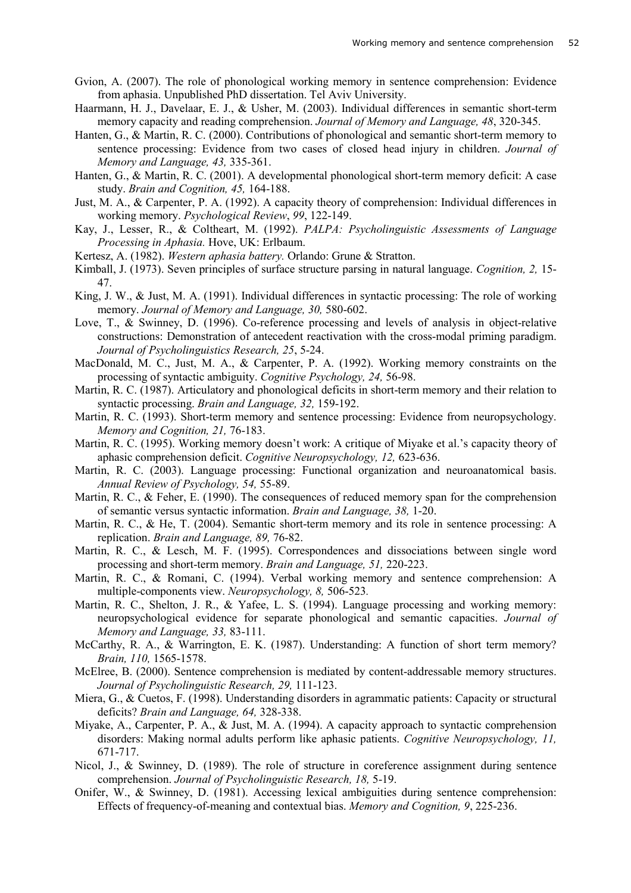Gvion, A. (2007). The role of phonological working memory in sentence comprehension: Evidence from aphasia. Unpublished PhD dissertation. Tel Aviv University.

Haarmann, H. J., Davelaar, E. J., & Usher, M. (2003). Individual differences in semantic short-term memory capacity and reading comprehension. *Journal of Memory and Language, 48*, 320-345.

Hanten, G., & Martin, R. C. (2000). Contributions of phonological and semantic short-term memory to sentence processing: Evidence from two cases of closed head injury in children. *Journal of Memory and Language, 43,* 335-361.

Hanten, G., & Martin, R. C. (2001). A developmental phonological short-term memory deficit: A case study. *Brain and Cognition, 45,* 164-188.

Just, M. A., & Carpenter, P. A. (1992). A capacity theory of comprehension: Individual differences in working memory. *Psychological Review*, *99*, 122-149.

Kay, J., Lesser, R., & Coltheart, M. (1992). *PALPA: Psycholinguistic Assessments of Language Processing in Aphasia.* Hove, UK: Erlbaum.

Kertesz, A. (1982). *Western aphasia battery.* Orlando: Grune & Stratton.

Kimball, J. (1973). Seven principles of surface structure parsing in natural language. *Cognition, 2,* 15-47.

King, J. W., & Just, M. A. (1991). Individual differences in syntactic processing: The role of working memory. *Journal of Memory and Language, 30,* 580-602.

Love, T., & Swinney, D. (1996). Co-reference processing and levels of analysis in object-relative constructions: Demonstration of antecedent reactivation with the cross-modal priming paradigm. *Journal of Psycholinguistics Research, 25*, 5-24.

MacDonald, M. C., Just, M. A., & Carpenter, P. A. (1992). Working memory constraints on the processing of syntactic ambiguity. *Cognitive Psychology, 24,* 56-98.

Martin, R. C. (1987). Articulatory and phonological deficits in short-term memory and their relation to syntactic processing. *Brain and Language, 32,* 159-192.

Martin, R. C. (1993). Short-term memory and sentence processing: Evidence from neuropsychology. *Memory and Cognition, 21,* 76-183.

Martin, R. C. (1995). Working memory doesn't work: A critique of Miyake et al.'s capacity theory of aphasic comprehension deficit. *Cognitive Neuropsychology, 12,* 623-636.

Martin, R. C. (2003). Language processing: Functional organization and neuroanatomical basis. *Annual Review of Psychology, 54,* 55-89.

Martin, R. C., & Feher, E. (1990). The consequences of reduced memory span for the comprehension of semantic versus syntactic information. *Brain and Language, 38,* 1-20.

Martin, R. C., & He, T. (2004). Semantic short-term memory and its role in sentence processing: A replication. *Brain and Language, 89,* 76-82.

Martin, R. C., & Lesch, M. F. (1995). Correspondences and dissociations between single word processing and short-term memory. *Brain and Language, 51,* 220-223.

Martin, R. C., & Romani, C. (1994). Verbal working memory and sentence comprehension: A multiple-components view. *Neuropsychology, 8,* 506-523*.*

Martin, R. C., Shelton, J. R., & Yafee, L. S. (1994). Language processing and working memory: neuropsychological evidence for separate phonological and semantic capacities. *Journal of Memory and Language, 33,* 83-111.

McCarthy, R. A., & Warrington, E. K. (1987). Understanding: A function of short term memory? *Brain, 110,* 1565-1578.

McElree, B. (2000). Sentence comprehension is mediated by content-addressable memory structures. *Journal of Psycholinguistic Research, 29,* 111-123.

Miera, G., & Cuetos, F. (1998). Understanding disorders in agrammatic patients: Capacity or structural deficits? *Brain and Language, 64,* 328-338.

Miyake, A., Carpenter, P. A., & Just, M. A. (1994). A capacity approach to syntactic comprehension disorders: Making normal adults perform like aphasic patients. *Cognitive Neuropsychology, 11,* 671-717.

Nicol, J., & Swinney, D. (1989). The role of structure in coreference assignment during sentence comprehension. *Journal of Psycholinguistic Research, 18,* 5-19.

Onifer, W., & Swinney, D. (1981). Accessing lexical ambiguities during sentence comprehension: Effects of frequency-of-meaning and contextual bias. *Memory and Cognition, 9*, 225-236.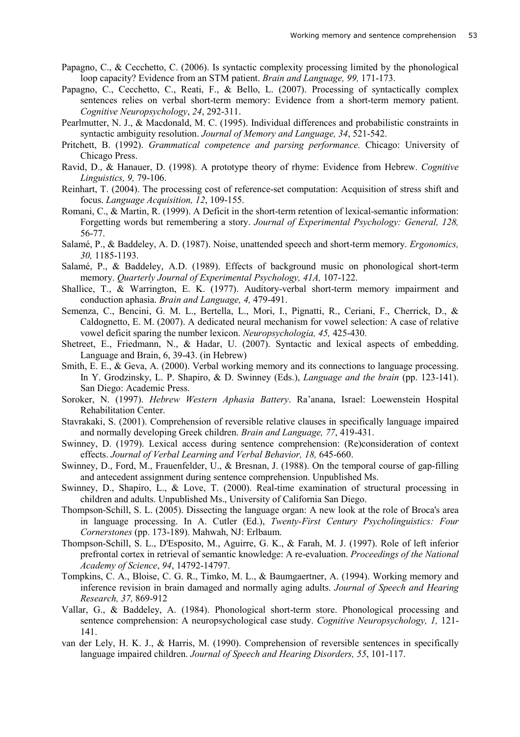Papagno, C., & Cecchetto, C. (2006). Is syntactic complexity processing limited by the phonological loop capacity? Evidence from an STM patient. *Brain and Language, 99,* 171-173.

Papagno, C., Cecchetto, C., Reati, F., & Bello, L. (2007). Processing of syntactically complex sentences relies on verbal short-term memory: Evidence from a short-term memory patient. *Cognitive Neuropsychology*, *24*, 292-311.

Pearlmutter, N. J., & Macdonald, M. C. (1995). Individual differences and probabilistic constraints in syntactic ambiguity resolution. *Journal of Memory and Language, 34*, 521-542.

Pritchett, B. (1992). *Grammatical competence and parsing performance.* Chicago: University of Chicago Press.

Ravid, D., & Hanauer, D. (1998). A prototype theory of rhyme: Evidence from Hebrew. *Cognitive Linguistics, 9,* 79-106.

Reinhart, T. (2004). The processing cost of reference-set computation: Acquisition of stress shift and focus. *Language Acquisition, 12*, 109-155.

Romani, C., & Martin, R. (1999). A Deficit in the short-term retention of lexical-semantic information: Forgetting words but remembering a story. *Journal of Experimental Psychology: General, 128,* 56-77.

Salamé, P., & Baddeley, A. D. (1987). Noise, unattended speech and short-term memory. *Ergonomics, 30,* 1185-1193.

Salamé, P., & Baddeley, A.D. (1989). Effects of background music on phonological short-term memory. *Quarterly Journal of Experimental Psychology, 41A,* 107-122.

Shallice, T., & Warrington, E. K. (1977). Auditory-verbal short-term memory impairment and conduction aphasia. *Brain and Language, 4,* 479-491.

Semenza, C., Bencini, G. M. L., Bertella, L., Mori, I., Pignatti, R., Ceriani, F., Cherrick, D., & Caldognetto, E. M. (2007). A dedicated neural mechanism for vowel selection: A case of relative vowel deficit sparing the number lexicon. *Neuropsychologia, 45,* 425-430.

Shetreet, E., Friedmann, N., & Hadar, U. (2007). Syntactic and lexical aspects of embedding. Language and Brain, 6, 39-43. (in Hebrew)

Smith, E. E., & Geva, A. (2000). Verbal working memory and its connections to language processing. In Y. Grodzinsky, L. P. Shapiro, & D. Swinney (Eds.), *Language and the brain* (pp. 123-141). San Diego: Academic Press.

Soroker, N. (1997). *Hebrew Western Aphasia Battery*. Ra'anana, Israel: Loewenstein Hospital Rehabilitation Center.

Stavrakaki, S. (2001). Comprehension of reversible relative clauses in specifically language impaired and normally developing Greek children. *Brain and Language, 77*, 419-431.

Swinney, D. (1979). Lexical access during sentence comprehension: (Re)consideration of context effects. *Journal of Verbal Learning and Verbal Behavior, 18,* 645-660.

Swinney, D., Ford, M., Frauenfelder, U., & Bresnan, J. (1988). On the temporal course of gap-filling and antecedent assignment during sentence comprehension. Unpublished Ms.

Swinney, D., Shapiro, L., & Love, T. (2000). Real-time examination of structural processing in children and adults. Unpublished Ms., University of California San Diego.

Thompson-Schill, S. L. (2005). Dissecting the language organ: A new look at the role of Broca's area in language processing. In A. Cutler (Ed.), *Twenty-First Century Psycholinguistics: Four Cornerstones* (pp. 173-189). Mahwah, NJ: Erlbaum.

Thompson-Schill, S. L., D'Esposito, M., Aguirre, G. K., & Farah, M. J. (1997). Role of left inferior prefrontal cortex in retrieval of semantic knowledge: A re-evaluation. *Proceedings of the National Academy of Science*, *94*, 14792-14797.

Tompkins, C. A., Bloise, C. G. R., Timko, M. L., & Baumgaertner, A. (1994). Working memory and inference revision in brain damaged and normally aging adults. *Journal of Speech and Hearing Research, 37,* 869-912

Vallar, G., & Baddeley, A. (1984). Phonological short-term store. Phonological processing and sentence comprehension: A neuropsychological case study. *Cognitive Neuropsychology, 1,* 121-141.

van der Lely, H. K. J., & Harris, M. (1990). Comprehension of reversible sentences in specifically language impaired children. *Journal of Speech and Hearing Disorders, 55*, 101-117.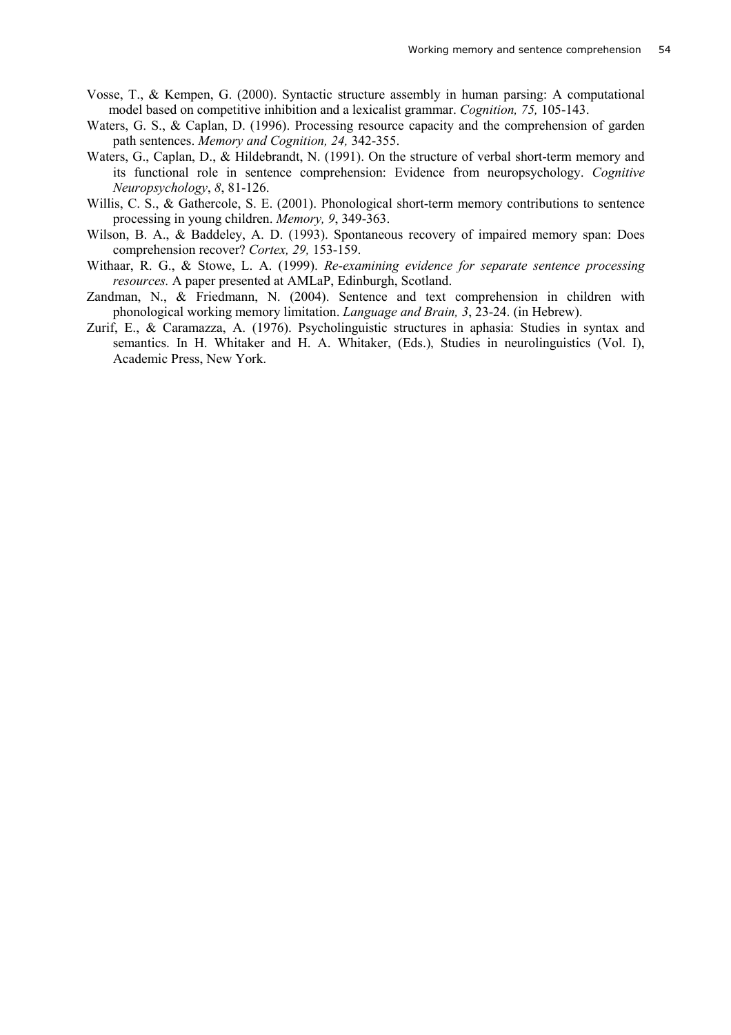Vosse, T., & Kempen, G. (2000). Syntactic structure assembly in human parsing: A computational model based on competitive inhibition and a lexicalist grammar. *Cognition, 75,* 105-143.

Waters, G. S., & Caplan, D. (1996). Processing resource capacity and the comprehension of garden path sentences. *Memory and Cognition, 24,* 342-355.

Waters, G., Caplan, D., & Hildebrandt, N. (1991). On the structure of verbal short-term memory and its functional role in sentence comprehension: Evidence from neuropsychology. *Cognitive Neuropsychology*, *8*, 81-126.

Willis, C. S., & Gathercole, S. E. (2001). Phonological short-term memory contributions to sentence processing in young children. *Memory, 9*, 349-363.

Wilson, B. A., & Baddeley, A. D. (1993). Spontaneous recovery of impaired memory span: Does comprehension recover? *Cortex, 29,* 153-159.

Withaar, R. G., & Stowe, L. A. (1999). *Re-examining evidence for separate sentence processing resources.* A paper presented at AMLaP, Edinburgh, Scotland.

Zandman, N., & Friedmann, N. (2004). Sentence and text comprehension in children with phonological working memory limitation. *Language and Brain, 3*, 23-24. (in Hebrew).

Zurif, E., & Caramazza, A. (1976). Psycholinguistic structures in aphasia: Studies in syntax and semantics. In H. Whitaker and H. A. Whitaker, (Eds.), Studies in neurolinguistics (Vol. I), Academic Press, New York.